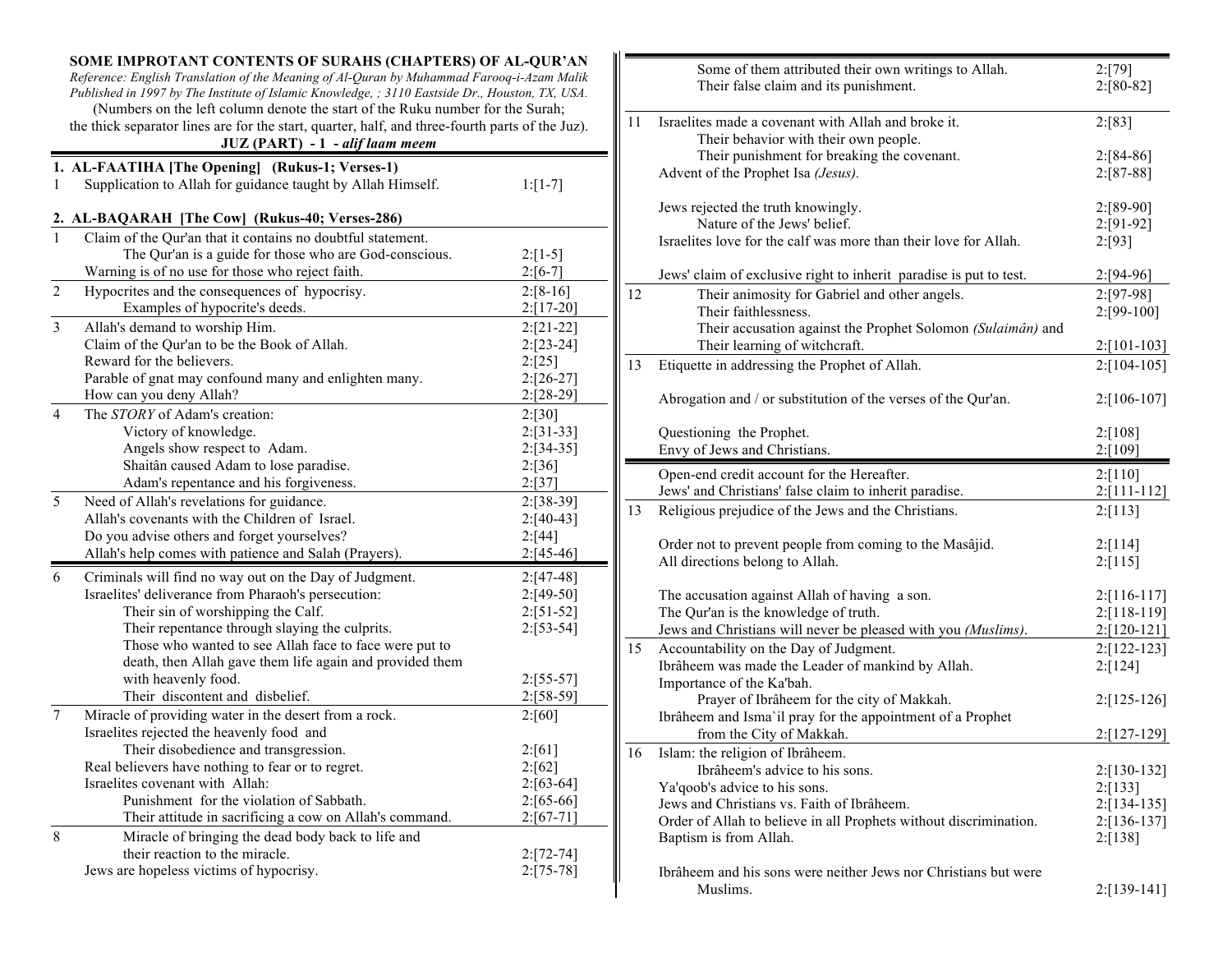**SOME IMPROTANT CONTENTS OF SURAHS (CHAPTERS) OF AL-QUR'AN**

*Reference: English Translation of the Meaning of Al-Quran by Muhammad Farooq-i-Azam Malik Published in 1997 by The Institute of Islamic Knowledge, ; 3110 Eastside Dr., Houston, TX, USA.*

(Numbers on the left column denote the start of the Ruku number for the Surah; the thick separator lines are for the start, quarter, half, and three-fourth parts of the Juz).

**JUZ (PART) - 1 - *alif laam meem***

## 1. AL-FAATIHA [The Opening] (Rukus-1; Verses-1)

| Ruku | Content | Reference |
|---|---|---|
| 1 | Supplication to Allah for guidance taught by Allah Himself. | 1:[1-7] |

## 2. AL-BAQARAH [The Cow] (Rukus-40; Verses-286)

| Ruku | Content | Reference |
|---|---|---|
| 1 | Claim of the Qur'an that it contains no doubtful statement. | |
| | The Qur'an is a guide for those who are God-conscious. | 2:[1-5] |
| | Warning is of no use for those who reject faith. | 2:[6-7] |
| 2 | Hypocrites and the consequences of hypocrisy. | 2:[8-16] |
| | Examples of hypocrite's deeds. | 2:[17-20] |
| 3 | Allah's demand to worship Him. | 2:[21-22] |
| | Claim of the Qur'an to be the Book of Allah. | 2:[23-24] |
| | Reward for the believers. | 2:[25] |
| | Parable of gnat may confound many and enlighten many. | 2:[26-27] |
| | How can you deny Allah? | 2:[28-29] |
| 4 | The *STORY* of Adam's creation: | 2:[30] |
| | Victory of knowledge. | 2:[31-33] |
| | Angels show respect to Adam. | 2:[34-35] |
| | Shaitân caused Adam to lose paradise. | 2:[36] |
| | Adam's repentance and his forgiveness. | 2:[37] |
| 5 | Need of Allah's revelations for guidance. | 2:[38-39] |
| | Allah's covenants with the Children of Israel. | 2:[40-43] |
| | Do you advise others and forget yourselves? | 2:[44] |
| | Allah's help comes with patience and Salah (Prayers). | 2:[45-46] |
| 6 | Criminals will find no way out on the Day of Judgment. | 2:[47-48] |
| | Israelites' deliverance from Pharaoh's persecution: | 2:[49-50] |
| | Their sin of worshipping the Calf. | 2:[51-52] |
| | Their repentance through slaying the culprits. | 2:[53-54] |
| | Those who wanted to see Allah face to face were put to death, then Allah gave them life again and provided them with heavenly food. | 2:[55-57] |
| | Their discontent and disbelief. | 2:[58-59] |
| 7 | Miracle of providing water in the desert from a rock. | 2:[60] |
| | Israelites rejected the heavenly food and Their disobedience and transgression. | 2:[61] |
| | Real believers have nothing to fear or to regret. | 2:[62] |
| | Israelites covenant with Allah: | 2:[63-64] |
| | Punishment for the violation of Sabbath. | 2:[65-66] |
| | Their attitude in sacrificing a cow on Allah's command. | 2:[67-71] |
| 8 | Miracle of bringing the dead body back to life and their reaction to the miracle. | 2:[72-74] |
| | Jews are hopeless victims of hypocrisy. | 2:[75-78] |
| | Some of them attributed their own writings to Allah. | 2:[79] |
| | Their false claim and its punishment. | 2:[80-82] |
| 11 | Israelites made a covenant with Allah and broke it. | 2:[83] |
| | Their behavior with their own people. Their punishment for breaking the covenant. | 2:[84-86] |
| | Advent of the Prophet Isa *(Jesus).* | 2:[87-88] |
| | Jews rejected the truth knowingly. | 2:[89-90] |
| | Nature of the Jews' belief. | 2:[91-92] |
| | Israelites love for the calf was more than their love for Allah. | 2:[93] |
| | Jews' claim of exclusive right to inherit paradise is put to test. | 2:[94-96] |
| 12 | Their animosity for Gabriel and other angels. | 2:[97-98] |
| | Their faithlessness. | 2:[99-100] |
| | Their accusation against the Prophet Solomon *(Sulaimân)* and Their learning of witchcraft. | 2:[101-103] |
| 13 | Etiquette in addressing the Prophet of Allah. | 2:[104-105] |
| | Abrogation and / or substitution of the verses of the Qur'an. | 2:[106-107] |
| | Questioning the Prophet. | 2:[108] |
| | Envy of Jews and Christians. | 2:[109] |
| | Open-end credit account for the Hereafter. | 2:[110] |
| | Jews' and Christians' false claim to inherit paradise. | 2:[111-112] |
| 13 | Religious prejudice of the Jews and the Christians. | 2:[113] |
| | Order not to prevent people from coming to the Masâjid. | 2:[114] |
| | All directions belong to Allah. | 2:[115] |
| | The accusation against Allah of having a son. | 2:[116-117] |
| | The Qur'an is the knowledge of truth. | 2:[118-119] |
| | Jews and Christians will never be pleased with you *(Muslims)*. | 2:[120-121] |
| 15 | Accountability on the Day of Judgment. | 2:[122-123] |
| | Ibrâheem was made the Leader of mankind by Allah. | 2:[124] |
| | Importance of the Ka'bah. Prayer of Ibrâheem for the city of Makkah. | 2:[125-126] |
| | Ibrâheem and Isma`il pray for the appointment of a Prophet from the City of Makkah. | 2:[127-129] |
| 16 | Islam: the religion of Ibrâheem. Ibrâheem's advice to his sons. | 2:[130-132] |
| | Ya'qoob's advice to his sons. | 2:[133] |
| | Jews and Christians vs. Faith of Ibrâheem. | 2:[134-135] |
| | Order of Allah to believe in all Prophets without discrimination. | 2:[136-137] |
| | Baptism is from Allah. | 2:[138] |
| | Ibrâheem and his sons were neither Jews nor Christians but were Muslims. | 2:[139-141] |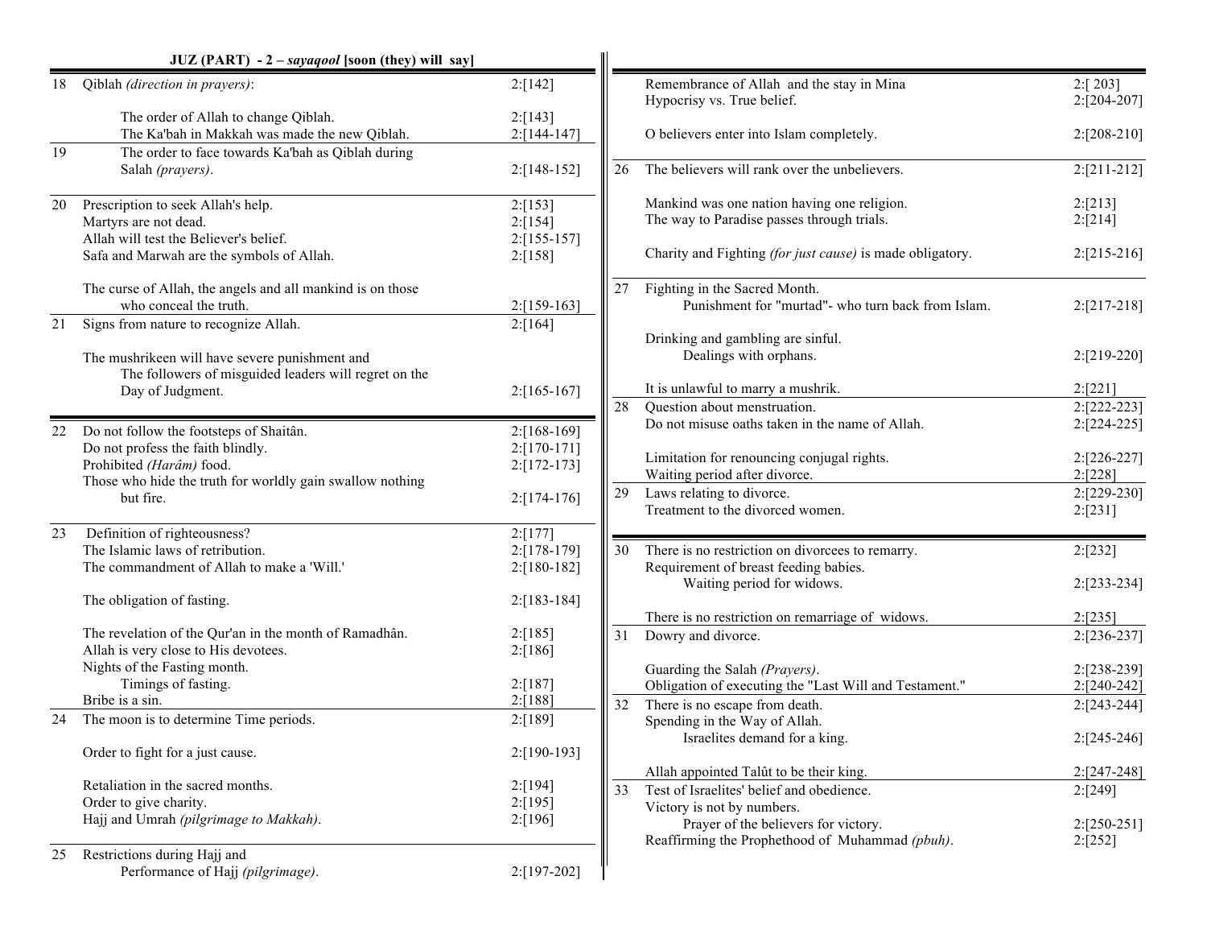**JUZ (PART) - 2 – *sayaqool* [soon (they) will say]**

| # | Topic | Reference |
|---|---|---|
| 18 | Qiblah *(direction in prayers)*: | 2:[142] |
| | The order of Allah to change Qiblah. | 2:[143] |
| | The Ka'bah in Makkah was made the new Qiblah. | 2:[144-147] |
| 19 | The order to face towards Ka'bah as Qiblah during Salah *(prayers)*. | 2:[148-152] |
| 20 | Prescription to seek Allah's help. | 2:[153] |
| | Martyrs are not dead. | 2:[154] |
| | Allah will test the Believer's belief. | 2:[155-157] |
| | Safa and Marwah are the symbols of Allah. | 2:[158] |
| | The curse of Allah, the angels and all mankind is on those who conceal the truth. | 2:[159-163] |
| 21 | Signs from nature to recognize Allah. | 2:[164] |
| | The mushrikeen will have severe punishment and The followers of misguided leaders will regret on the Day of Judgment. | 2:[165-167] |
| 22 | Do not follow the footsteps of Shaitân. | 2:[168-169] |
| | Do not profess the faith blindly. | 2:[170-171] |
| | Prohibited *(Harâm)* food. | 2:[172-173] |
| | Those who hide the truth for worldly gain swallow nothing but fire. | 2:[174-176] |
| 23 | Definition of righteousness? | 2:[177] |
| | The Islamic laws of retribution. | 2:[178-179] |
| | The commandment of Allah to make a 'Will.' | 2:[180-182] |
| | The obligation of fasting. | 2:[183-184] |
| | The revelation of the Qur'an in the month of Ramadhân. | 2:[185] |
| | Allah is very close to His devotees. | 2:[186] |
| | Nights of the Fasting month. Timings of fasting. | 2:[187] |
| | Bribe is a sin. | 2:[188] |
| 24 | The moon is to determine Time periods. | 2:[189] |
| | Order to fight for a just cause. | 2:[190-193] |
| | Retaliation in the sacred months. | 2:[194] |
| | Order to give charity. | 2:[195] |
| | Hajj and Umrah *(pilgrimage to Makkah)*. | 2:[196] |
| 25 | Restrictions during Hajj and Performance of Hajj *(pilgrimage)*. | 2:[197-202] |
| | Remembrance of Allah and the stay in Mina | 2:[ 203] |
| | Hypocrisy vs. True belief. | 2:[204-207] |
| | O believers enter into Islam completely. | 2:[208-210] |
| 26 | The believers will rank over the unbelievers. | 2:[211-212] |
| | Mankind was one nation having one religion. | 2:[213] |
| | The way to Paradise passes through trials. | 2:[214] |
| | Charity and Fighting *(for just cause)* is made obligatory. | 2:[215-216] |
| 27 | Fighting in the Sacred Month. Punishment for "murtad"- who turn back from Islam. | 2:[217-218] |
| | Drinking and gambling are sinful. Dealings with orphans. | 2:[219-220] |
| | It is unlawful to marry a mushrik. | 2:[221] |
| 28 | Question about menstruation. | 2:[222-223] |
| | Do not misuse oaths taken in the name of Allah. | 2:[224-225] |
| | Limitation for renouncing conjugal rights. | 2:[226-227] |
| | Waiting period after divorce. | 2:[228] |
| 29 | Laws relating to divorce. | 2:[229-230] |
| | Treatment to the divorced women. | 2:[231] |
| 30 | There is no restriction on divorcees to remarry. | 2:[232] |
| | Requirement of breast feeding babies. Waiting period for widows. | 2:[233-234] |
| | There is no restriction on remarriage of widows. | 2:[235] |
| 31 | Dowry and divorce. | 2:[236-237] |
| | Guarding the Salah *(Prayers)*. | 2:[238-239] |
| | Obligation of executing the "Last Will and Testament." | 2:[240-242] |
| 32 | There is no escape from death. | 2:[243-244] |
| | Spending in the Way of Allah. Israelites demand for a king. | 2:[245-246] |
| | Allah appointed Talût to be their king. | 2:[247-248] |
| 33 | Test of Israelites' belief and obedience. | 2:[249] |
| | Victory is not by numbers. Prayer of the believers for victory. | 2:[250-251] |
| | Reaffirming the Prophethood of Muhammad *(pbuh)*. | 2:[252] |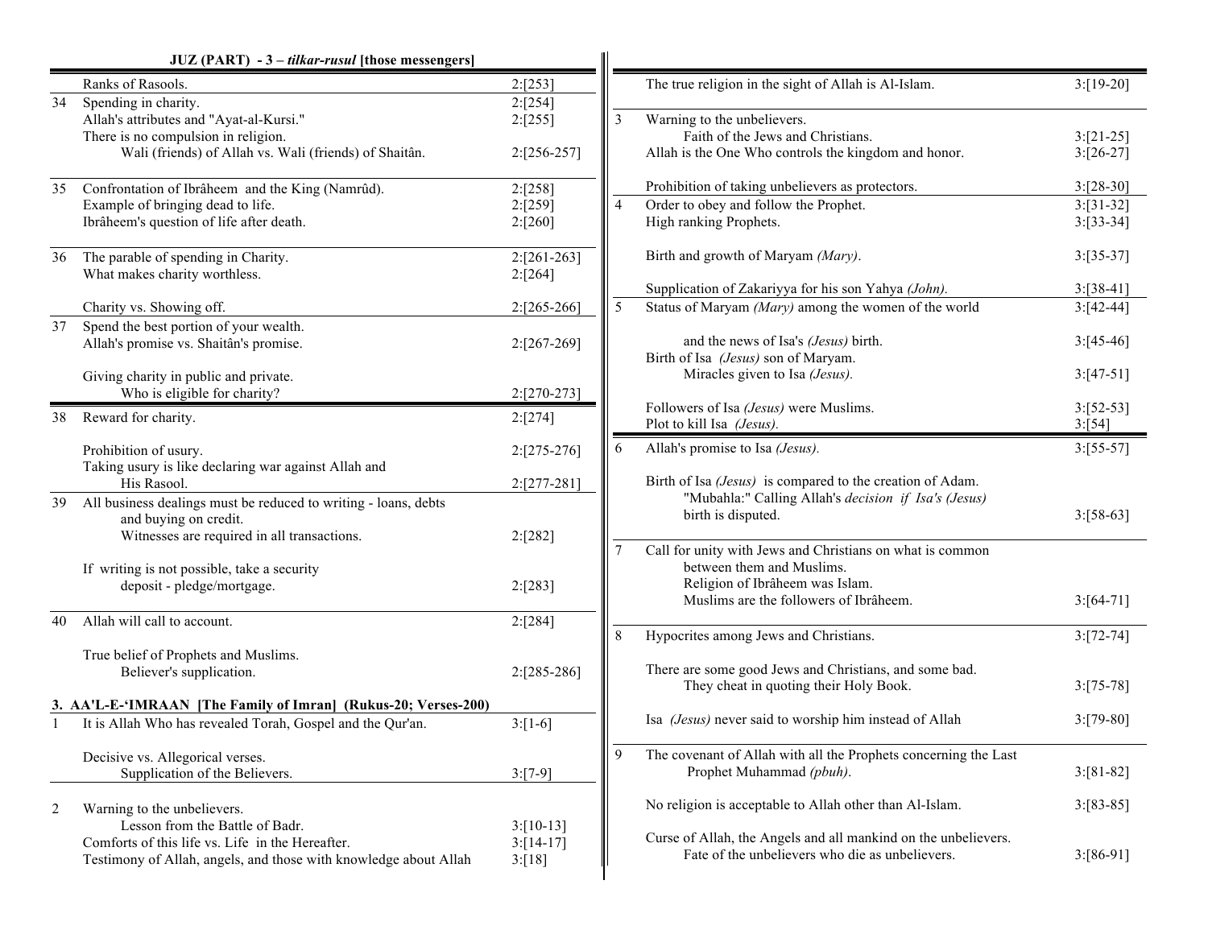## JUZ (PART) - 3 – *tilkar-rusul* [those messengers]

| | | |
|---|---|---|
| | Ranks of Rasools. | 2:[253] |
| 34 | Spending in charity. | 2:[254] |
| | Allah's attributes and "Ayat-al-Kursi." | 2:[255] |
| | There is no compulsion in religion. Wali (friends) of Allah vs. Wali (friends) of Shaitân. | 2:[256-257] |
| 35 | Confrontation of Ibrâheem and the King (Namrûd). | 2:[258] |
| | Example of bringing dead to life. | 2:[259] |
| | Ibrâheem's question of life after death. | 2:[260] |
| 36 | The parable of spending in Charity. | 2:[261-263] |
| | What makes charity worthless. | 2:[264] |
| | Charity vs. Showing off. | 2:[265-266] |
| 37 | Spend the best portion of your wealth. Allah's promise vs. Shaitân's promise. | 2:[267-269] |
| | Giving charity in public and private. Who is eligible for charity? | 2:[270-273] |
| 38 | Reward for charity. | 2:[274] |
| | Prohibition of usury. | 2:[275-276] |
| | Taking usury is like declaring war against Allah and His Rasool. | 2:[277-281] |
| 39 | All business dealings must be reduced to writing - loans, debts and buying on credit. Witnesses are required in all transactions. | 2:[282] |
| | If writing is not possible, take a security deposit - pledge/mortgage. | 2:[283] |
| 40 | Allah will call to account. | 2:[284] |
| | True belief of Prophets and Muslims. Believer's supplication. | 2:[285-286] |

### 3. AA'L-E-'IMRAAN [The Family of Imran] (Rukus-20; Verses-200)

| | | |
|---|---|---|
| 1 | It is Allah Who has revealed Torah, Gospel and the Qur'an. | 3:[1-6] |
| | Decisive vs. Allegorical verses. Supplication of the Believers. | 3:[7-9] |
| 2 | Warning to the unbelievers. Lesson from the Battle of Badr. | 3:[10-13] |
| | Comforts of this life vs. Life in the Hereafter. | 3:[14-17] |
| | Testimony of Allah, angels, and those with knowledge about Allah | 3:[18] |
| | The true religion in the sight of Allah is Al-Islam. | 3:[19-20] |
| 3 | Warning to the unbelievers. Faith of the Jews and Christians. | 3:[21-25] |
| | Allah is the One Who controls the kingdom and honor. | 3:[26-27] |
| | Prohibition of taking unbelievers as protectors. | 3:[28-30] |
| 4 | Order to obey and follow the Prophet. | 3:[31-32] |
| | High ranking Prophets. | 3:[33-34] |
| | Birth and growth of Maryam *(Mary)*. | 3:[35-37] |
| | Supplication of Zakariyya for his son Yahya *(John)*. | 3:[38-41] |
| 5 | Status of Maryam *(Mary)* among the women of the world | 3:[42-44] |
| | and the news of Isa's *(Jesus)* birth. | 3:[45-46] |
| | Birth of Isa *(Jesus)* son of Maryam. Miracles given to Isa *(Jesus)*. | 3:[47-51] |
| | Followers of Isa *(Jesus)* were Muslims. | 3:[52-53] |
| | Plot to kill Isa *(Jesus)*. | 3:[54] |
| 6 | Allah's promise to Isa *(Jesus)*. | 3:[55-57] |
| | Birth of Isa *(Jesus)* is compared to the creation of Adam. "Mubahla:" Calling Allah's *decision if Isa's (Jesus)* birth is disputed. | 3:[58-63] |
| 7 | Call for unity with Jews and Christians on what is common between them and Muslims. Religion of Ibrâheem was Islam. Muslims are the followers of Ibrâheem. | 3:[64-71] |
| 8 | Hypocrites among Jews and Christians. | 3:[72-74] |
| | There are some good Jews and Christians, and some bad. They cheat in quoting their Holy Book. | 3:[75-78] |
| | Isa *(Jesus)* never said to worship him instead of Allah | 3:[79-80] |
| 9 | The covenant of Allah with all the Prophets concerning the Last Prophet Muhammad *(pbuh)*. | 3:[81-82] |
| | No religion is acceptable to Allah other than Al-Islam. | 3:[83-85] |
| | Curse of Allah, the Angels and all mankind on the unbelievers. Fate of the unbelievers who die as unbelievers. | 3:[86-91] |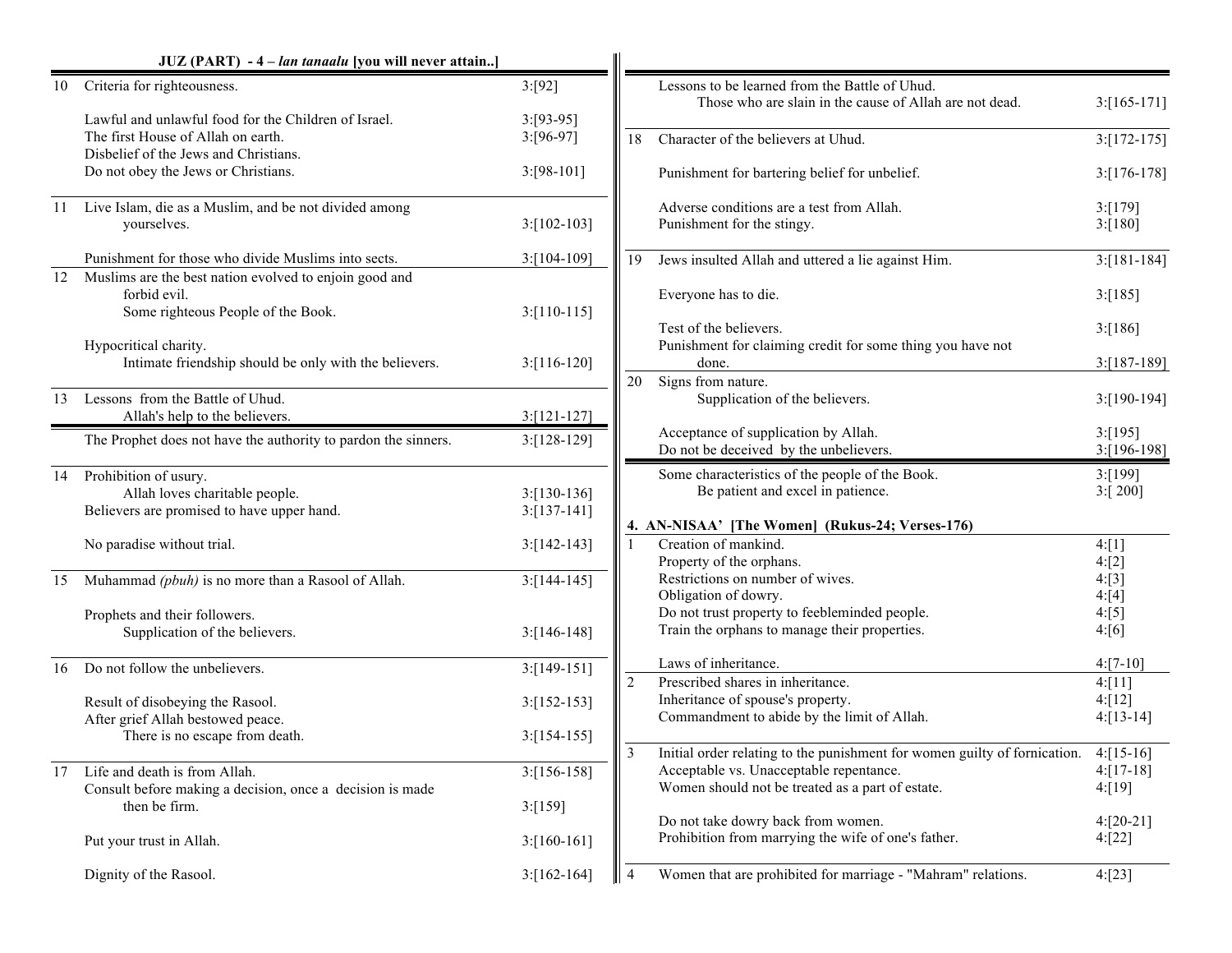## JUZ (PART) - 4 – *lan tanaalu* [you will never attain..]

| Ruku | Topic | Verses |
|---|---|---|
| 10 | Criteria for righteousness. | 3:[92] |
| | Lawful and unlawful food for the Children of Israel. | 3:[93-95] |
| | The first House of Allah on earth. | 3:[96-97] |
| | Disbelief of the Jews and Christians. Do not obey the Jews or Christians. | 3:[98-101] |
| 11 | Live Islam, die as a Muslim, and be not divided among yourselves. | 3:[102-103] |
| | Punishment for those who divide Muslims into sects. | 3:[104-109] |
| 12 | Muslims are the best nation evolved to enjoin good and forbid evil. Some righteous People of the Book. | 3:[110-115] |
| | Hypocritical charity. Intimate friendship should be only with the believers. | 3:[116-120] |
| 13 | Lessons from the Battle of Uhud. Allah's help to the believers. | 3:[121-127] |
| | The Prophet does not have the authority to pardon the sinners. | 3:[128-129] |
| 14 | Prohibition of usury. Allah loves charitable people. | 3:[130-136] |
| | Believers are promised to have upper hand. | 3:[137-141] |
| | No paradise without trial. | 3:[142-143] |
| 15 | Muhammad *(pbuh)* is no more than a Rasool of Allah. | 3:[144-145] |
| | Prophets and their followers. Supplication of the believers. | 3:[146-148] |
| 16 | Do not follow the unbelievers. | 3:[149-151] |
| | Result of disobeying the Rasool. | 3:[152-153] |
| | After grief Allah bestowed peace. There is no escape from death. | 3:[154-155] |
| 17 | Life and death is from Allah. | 3:[156-158] |
| | Consult before making a decision, once a decision is made then be firm. | 3:[159] |
| | Put your trust in Allah. | 3:[160-161] |
| | Dignity of the Rasool. | 3:[162-164] |
| | Lessons to be learned from the Battle of Uhud. Those who are slain in the cause of Allah are not dead. | 3:[165-171] |
| 18 | Character of the believers at Uhud. | 3:[172-175] |
| | Punishment for bartering belief for unbelief. | 3:[176-178] |
| | Adverse conditions are a test from Allah. | 3:[179] |
| | Punishment for the stingy. | 3:[180] |
| 19 | Jews insulted Allah and uttered a lie against Him. | 3:[181-184] |
| | Everyone has to die. | 3:[185] |
| | Test of the believers. | 3:[186] |
| | Punishment for claiming credit for some thing you have not done. | 3:[187-189] |
| 20 | Signs from nature. Supplication of the believers. | 3:[190-194] |
| | Acceptance of supplication by Allah. | 3:[195] |
| | Do not be deceived by the unbelievers. | 3:[196-198] |
| | Some characteristics of the people of the Book. | 3:[199] |
| | Be patient and excel in patience. | 3:[ 200] |

### 4. AN-NISAA' [The Women] (Rukus-24; Verses-176)

| Ruku | Topic | Verses |
|---|---|---|
| 1 | Creation of mankind. | 4:[1] |
| | Property of the orphans. | 4:[2] |
| | Restrictions on number of wives. | 4:[3] |
| | Obligation of dowry. | 4:[4] |
| | Do not trust property to feebleminded people. | 4:[5] |
| | Train the orphans to manage their properties. | 4:[6] |
| | Laws of inheritance. | 4:[7-10] |
| 2 | Prescribed shares in inheritance. | 4:[11] |
| | Inheritance of spouse's property. | 4:[12] |
| | Commandment to abide by the limit of Allah. | 4:[13-14] |
| 3 | Initial order relating to the punishment for women guilty of fornication. | 4:[15-16] |
| | Acceptable vs. Unacceptable repentance. | 4:[17-18] |
| | Women should not be treated as a part of estate. | 4:[19] |
| | Do not take dowry back from women. | 4:[20-21] |
| | Prohibition from marrying the wife of one's father. | 4:[22] |
| 4 | Women that are prohibited for marriage - "Mahram" relations. | 4:[23] |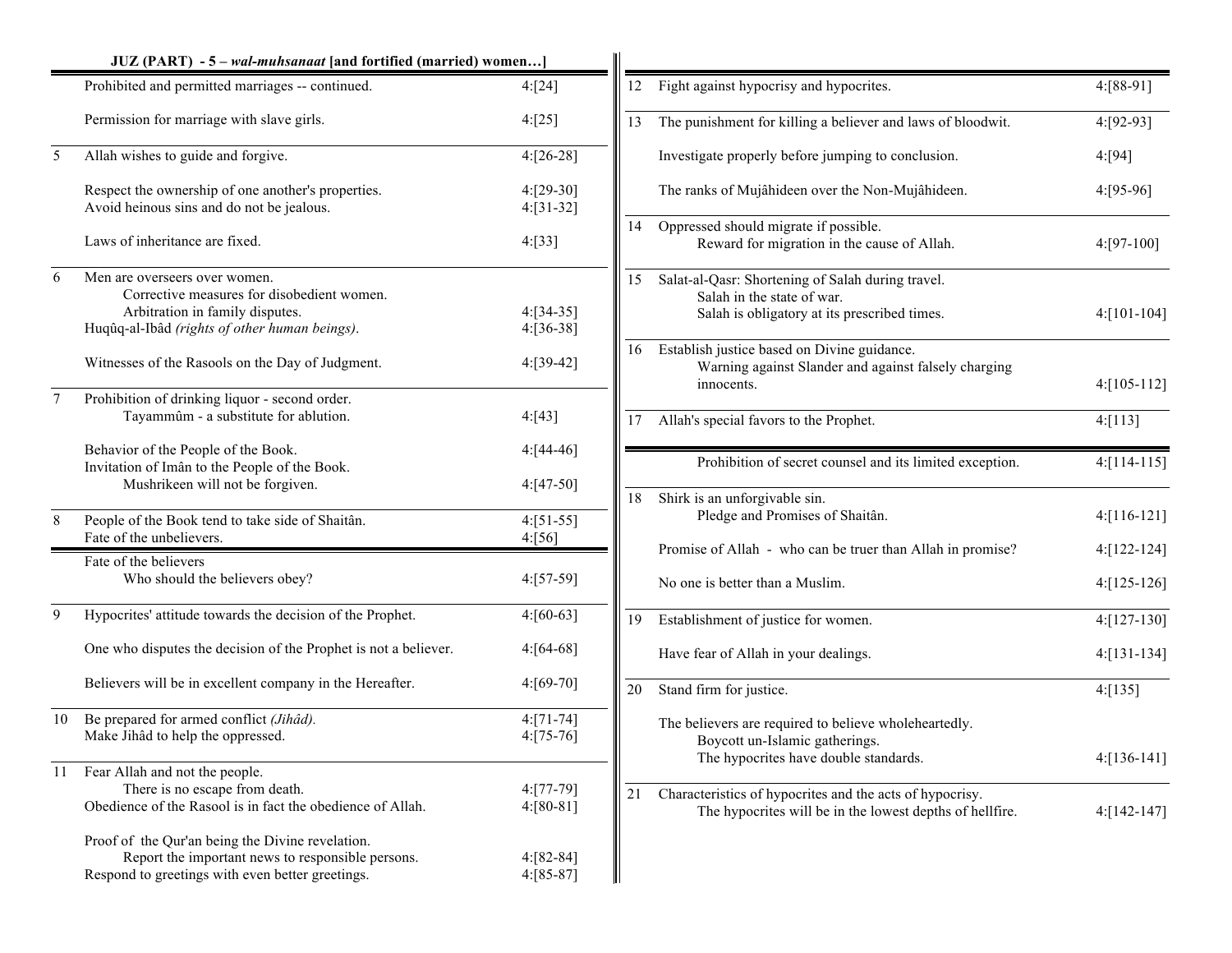### JUZ (PART) - 5 – *wal-muhsanaat* [and fortified (married) women…]

| Section | Subject | Reference |
|---|---|---|
| | Prohibited and permitted marriages -- continued. | 4:[24] |
| | Permission for marriage with slave girls. | 4:[25] |
| 5 | Allah wishes to guide and forgive. | 4:[26-28] |
| | Respect the ownership of one another's properties. | 4:[29-30] |
| | Avoid heinous sins and do not be jealous. | 4:[31-32] |
| | Laws of inheritance are fixed. | 4:[33] |
| 6 | Men are overseers over women.<br>Corrective measures for disobedient women.<br>Arbitration in family disputes. | 4:[34-35] |
| | Huqûq-al-Ibâd *(rights of other human beings)*. | 4:[36-38] |
| | Witnesses of the Rasools on the Day of Judgment. | 4:[39-42] |
| 7 | Prohibition of drinking liquor - second order.<br>Tayammûm - a substitute for ablution. | 4:[43] |
| | Behavior of the People of the Book. | 4:[44-46] |
| | Invitation of Imân to the People of the Book.<br>Mushrikeen will not be forgiven. | 4:[47-50] |
| 8 | People of the Book tend to take side of Shaitân. | 4:[51-55] |
| | Fate of the unbelievers. | 4:[56] |
| | Fate of the believers<br>Who should the believers obey? | 4:[57-59] |
| 9 | Hypocrites' attitude towards the decision of the Prophet. | 4:[60-63] |
| | One who disputes the decision of the Prophet is not a believer. | 4:[64-68] |
| | Believers will be in excellent company in the Hereafter. | 4:[69-70] |
| 10 | Be prepared for armed conflict *(Jihâd).* | 4:[71-74] |
| | Make Jihâd to help the oppressed. | 4:[75-76] |
| 11 | Fear Allah and not the people.<br>There is no escape from death. | 4:[77-79] |
| | Obedience of the Rasool is in fact the obedience of Allah. | 4:[80-81] |
| | Proof of the Qur'an being the Divine revelation.<br>Report the important news to responsible persons. | 4:[82-84] |
| | Respond to greetings with even better greetings. | 4:[85-87] |
| 12 | Fight against hypocrisy and hypocrites. | 4:[88-91] |
| 13 | The punishment for killing a believer and laws of bloodwit. | 4:[92-93] |
| | Investigate properly before jumping to conclusion. | 4:[94] |
| | The ranks of Mujâhideen over the Non-Mujâhideen. | 4:[95-96] |
| 14 | Oppressed should migrate if possible.<br>Reward for migration in the cause of Allah. | 4:[97-100] |
| 15 | Salat-al-Qasr: Shortening of Salah during travel.<br>Salah in the state of war.<br>Salah is obligatory at its prescribed times. | 4:[101-104] |
| 16 | Establish justice based on Divine guidance.<br>Warning against Slander and against falsely charging innocents. | 4:[105-112] |
| 17 | Allah's special favors to the Prophet. | 4:[113] |
| | Prohibition of secret counsel and its limited exception. | 4:[114-115] |
| 18 | Shirk is an unforgivable sin.<br>Pledge and Promises of Shaitân. | 4:[116-121] |
| | Promise of Allah - who can be truer than Allah in promise? | 4:[122-124] |
| | No one is better than a Muslim. | 4:[125-126] |
| 19 | Establishment of justice for women. | 4:[127-130] |
| | Have fear of Allah in your dealings. | 4:[131-134] |
| 20 | Stand firm for justice. | 4:[135] |
| | The believers are required to believe wholeheartedly.<br>Boycott un-Islamic gatherings.<br>The hypocrites have double standards. | 4:[136-141] |
| 21 | Characteristics of hypocrites and the acts of hypocrisy.<br>The hypocrites will be in the lowest depths of hellfire. | 4:[142-147] |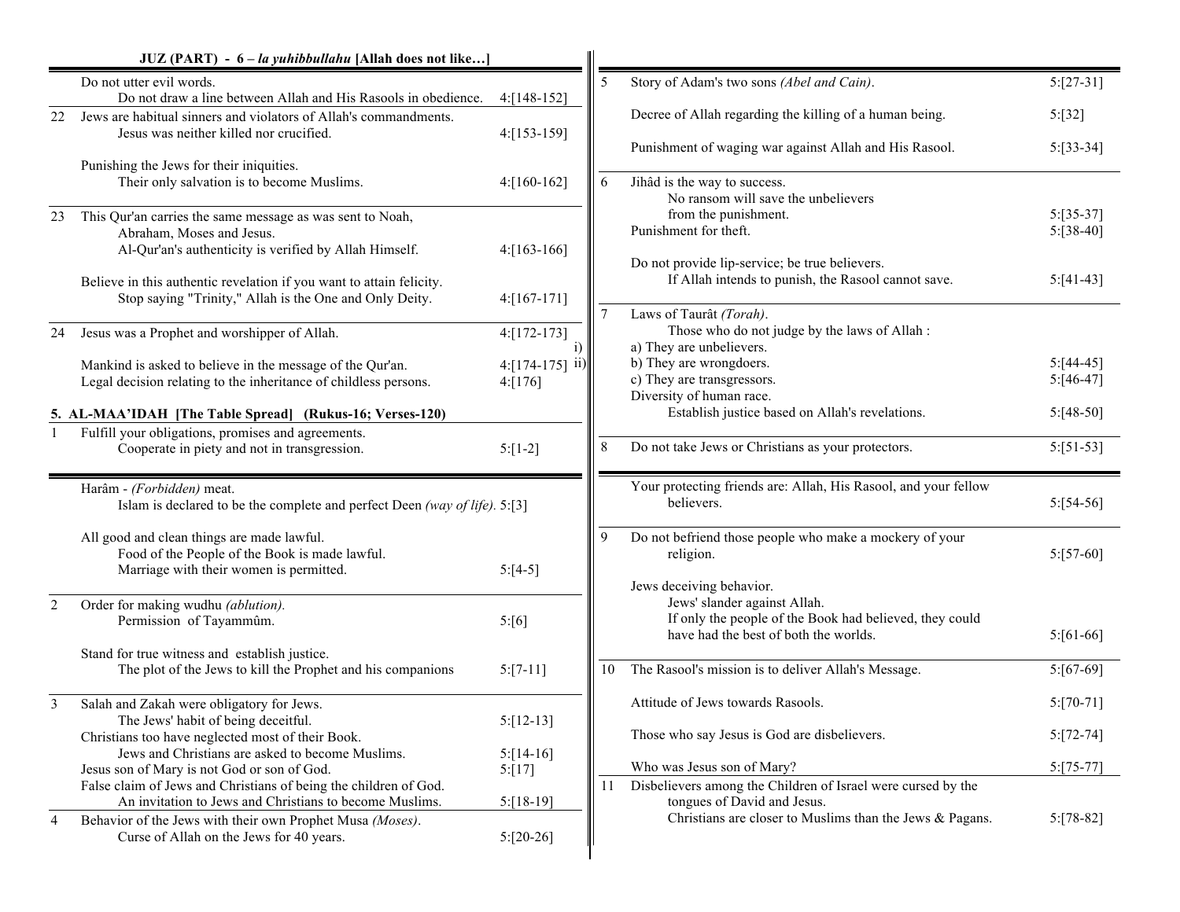## JUZ (PART) - 6 – *la yuhibbullahu* [Allah does not like…]

| # | Subject | Verses |
|---|---|---|
| | Do not utter evil words.<br>Do not draw a line between Allah and His Rasools in obedience. | 4:[148-152] |
| 22 | Jews are habitual sinners and violators of Allah's commandments.<br>Jesus was neither killed nor crucified. | 4:[153-159] |
| | Punishing the Jews for their iniquities.<br>Their only salvation is to become Muslims. | 4:[160-162] |
| 23 | This Qur'an carries the same message as was sent to Noah, Abraham, Moses and Jesus.<br>Al-Qur'an's authenticity is verified by Allah Himself. | 4:[163-166] |
| | Believe in this authentic revelation if you want to attain felicity.<br>Stop saying "Trinity," Allah is the One and Only Deity. | 4:[167-171] |
| 24 | Jesus was a Prophet and worshipper of Allah. | 4:[172-173] i) |
| | Mankind is asked to believe in the message of the Qur'an. | 4:[174-175] ii) |
| | Legal decision relating to the inheritance of childless persons. | 4:[176] |

### 5. AL-MAA'IDAH [The Table Spread] (Rukus-16; Verses-120)

| # | Subject | Verses |
|---|---|---|
| 1 | Fulfill your obligations, promises and agreements.<br>Cooperate in piety and not in transgression. | 5:[1-2] |
| | Harâm - *(Forbidden)* meat.<br>Islam is declared to be the complete and perfect Deen *(way of life)*. | 5:[3] |
| | All good and clean things are made lawful.<br>Food of the People of the Book is made lawful.<br>Marriage with their women is permitted. | 5:[4-5] |
| 2 | Order for making wudhu *(ablution)*.<br>Permission of Tayammûm. | 5:[6] |
| | Stand for true witness and establish justice.<br>The plot of the Jews to kill the Prophet and his companions | 5:[7-11] |
| 3 | Salah and Zakah were obligatory for Jews.<br>The Jews' habit of being deceitful. | 5:[12-13] |
| | Christians too have neglected most of their Book.<br>Jews and Christians are asked to become Muslims. | 5:[14-16] |
| | Jesus son of Mary is not God or son of God. | 5:[17] |
| | False claim of Jews and Christians of being the children of God.<br>An invitation to Jews and Christians to become Muslims. | 5:[18-19] |
| 4 | Behavior of the Jews with their own Prophet Musa *(Moses)*.<br>Curse of Allah on the Jews for 40 years. | 5:[20-26] |
| 5 | Story of Adam's two sons *(Abel and Cain)*. | 5:[27-31] |
| | Decree of Allah regarding the killing of a human being. | 5:[32] |
| | Punishment of waging war against Allah and His Rasool. | 5:[33-34] |
| 6 | Jihâd is the way to success.<br>No ransom will save the unbelievers from the punishment. | 5:[35-37] |
| | Punishment for theft. | 5:[38-40] |
| | Do not provide lip-service; be true believers.<br>If Allah intends to punish, the Rasool cannot save. | 5:[41-43] |
| 7 | Laws of Taurât *(Torah)*.<br>Those who do not judge by the laws of Allah :<br>a) They are unbelievers.<br>b) They are wrongdoers. | 5:[44-45] |
| | c) They are transgressors. | 5:[46-47] |
| | Diversity of human race.<br>Establish justice based on Allah's revelations. | 5:[48-50] |
| 8 | Do not take Jews or Christians as your protectors. | 5:[51-53] |
| | Your protecting friends are: Allah, His Rasool, and your fellow believers. | 5:[54-56] |
| 9 | Do not befriend those people who make a mockery of your religion. | 5:[57-60] |
| | Jews deceiving behavior.<br>Jews' slander against Allah.<br>If only the people of the Book had believed, they could have had the best of both the worlds. | 5:[61-66] |
| 10 | The Rasool's mission is to deliver Allah's Message. | 5:[67-69] |
| | Attitude of Jews towards Rasools. | 5:[70-71] |
| | Those who say Jesus is God are disbelievers. | 5:[72-74] |
| | Who was Jesus son of Mary? | 5:[75-77] |
| 11 | Disbelievers among the Children of Israel were cursed by the tongues of David and Jesus.<br>Christians are closer to Muslims than the Jews & Pagans. | 5:[78-82] |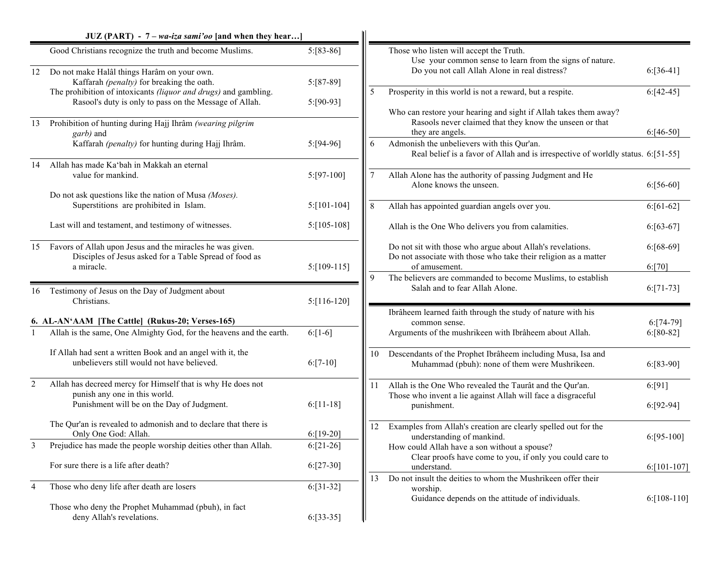**JUZ (PART) - 7 – *wa-iza sami'oo* [and when they hear…]**

| Ruku | Subject | Verses |
|---|---|---|
| | Good Christians recognize the truth and become Muslims. | 5:[83-86] |
| 12 | Do not make Halâl things Harâm on your own. Kaffarah *(penalty)* for breaking the oath. | 5:[87-89] |
| | The prohibition of intoxicants *(liquor and drugs)* and gambling. Rasool's duty is only to pass on the Message of Allah. | 5:[90-93] |
| 13 | Prohibition of hunting during Hajj Ihrâm *(wearing pilgrim garb)* and Kaffarah *(penalty)* for hunting during Hajj Ihrâm. | 5:[94-96] |
| 14 | Allah has made Ka'bah in Makkah an eternal value for mankind. | 5:[97-100] |
| | Do not ask questions like the nation of Musa *(Moses).* Superstitions are prohibited in Islam. | 5:[101-104] |
| | Last will and testament, and testimony of witnesses. | 5:[105-108] |
| 15 | Favors of Allah upon Jesus and the miracles he was given. Disciples of Jesus asked for a Table Spread of food as a miracle. | 5:[109-115] |
| 16 | Testimony of Jesus on the Day of Judgment about Christians. | 5:[116-120] |

**6. AL-AN'AAM [The Cattle] (Rukus-20; Verses-165)**

| Ruku | Subject | Verses |
|---|---|---|
| 1 | Allah is the same, One Almighty God, for the heavens and the earth. | 6:[1-6] |
| | If Allah had sent a written Book and an angel with it, the unbelievers still would not have believed. | 6:[7-10] |
| 2 | Allah has decreed mercy for Himself that is why He does not punish any one in this world. Punishment will be on the Day of Judgment. | 6:[11-18] |
| | The Qur'an is revealed to admonish and to declare that there is Only One God: Allah. | 6:[19-20] |
| 3 | Prejudice has made the people worship deities other than Allah. | 6:[21-26] |
| | For sure there is a life after death? | 6:[27-30] |
| 4 | Those who deny life after death are losers | 6:[31-32] |
| | Those who deny the Prophet Muhammad (pbuh), in fact deny Allah's revelations. | 6:[33-35] |
| | Those who listen will accept the Truth. Use your common sense to learn from the signs of nature. Do you not call Allah Alone in real distress? | 6:[36-41] |
| 5 | Prosperity in this world is not a reward, but a respite. | 6:[42-45] |
| | Who can restore your hearing and sight if Allah takes them away? Rasools never claimed that they know the unseen or that they are angels. | 6:[46-50] |
| 6 | Admonish the unbelievers with this Qur'an. Real belief is a favor of Allah and is irrespective of worldly status. | 6:[51-55] |
| 7 | Allah Alone has the authority of passing Judgment and He Alone knows the unseen. | 6:[56-60] |
| 8 | Allah has appointed guardian angels over you. | 6:[61-62] |
| | Allah is the One Who delivers you from calamities. | 6:[63-67] |
| | Do not sit with those who argue about Allah's revelations. | 6:[68-69] |
| | Do not associate with those who take their religion as a matter of amusement. | 6:[70] |
| 9 | The believers are commanded to become Muslims, to establish Salah and to fear Allah Alone. | 6:[71-73] |
| | Ibrâheem learned faith through the study of nature with his common sense. | 6:[74-79] |
| | Arguments of the mushrikeen with Ibrâheem about Allah. | 6:[80-82] |
| 10 | Descendants of the Prophet Ibrâheem including Musa, Isa and Muhammad (pbuh): none of them were Mushrikeen. | 6:[83-90] |
| 11 | Allah is the One Who revealed the Taurât and the Qur'an. | 6:[91] |
| | Those who invent a lie against Allah will face a disgraceful punishment. | 6:[92-94] |
| 12 | Examples from Allah's creation are clearly spelled out for the understanding of mankind. | 6:[95-100] |
| | How could Allah have a son without a spouse? Clear proofs have come to you, if only you could care to understand. | 6:[101-107] |
| 13 | Do not insult the deities to whom the Mushrikeen offer their worship. Guidance depends on the attitude of individuals. | 6:[108-110] |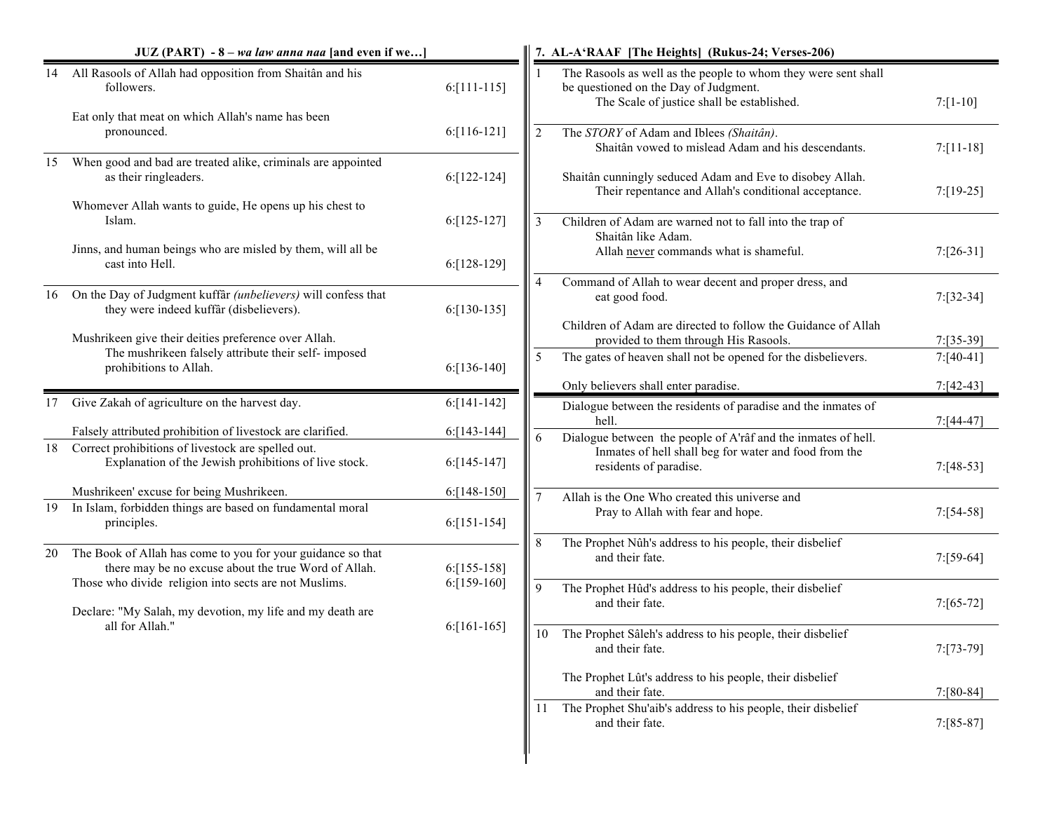## JUZ (PART) - 8 – *wa law anna naa* [and even if we…]

| | | |
|---|---|---|
| 14 | All Rasools of Allah had opposition from Shaitân and his followers. | 6:[111-115] |
| | Eat only that meat on which Allah's name has been pronounced. | 6:[116-121] |
| 15 | When good and bad are treated alike, criminals are appointed as their ringleaders. | 6:[122-124] |
| | Whomever Allah wants to guide, He opens up his chest to Islam. | 6:[125-127] |
| | Jinns, and human beings who are misled by them, will all be cast into Hell. | 6:[128-129] |
| 16 | On the Day of Judgment kuffâr *(unbelievers)* will confess that they were indeed kuffâr (disbelievers). | 6:[130-135] |
| | Mushrikeen give their deities preference over Allah. The mushrikeen falsely attribute their self- imposed prohibitions to Allah. | 6:[136-140] |
| 17 | Give Zakah of agriculture on the harvest day. | 6:[141-142] |
| | Falsely attributed prohibition of livestock are clarified. | 6:[143-144] |
| 18 | Correct prohibitions of livestock are spelled out. Explanation of the Jewish prohibitions of live stock. | 6:[145-147] |
| | Mushrikeen' excuse for being Mushrikeen. | 6:[148-150] |
| 19 | In Islam, forbidden things are based on fundamental moral principles. | 6:[151-154] |
| 20 | The Book of Allah has come to you for your guidance so that there may be no excuse about the true Word of Allah. | 6:[155-158] |
| | Those who divide religion into sects are not Muslims. | 6:[159-160] |
| | Declare: "My Salah, my devotion, my life and my death are all for Allah." | 6:[161-165] |

## 7. AL-A'RAAF [The Heights] (Rukus-24; Verses-206)

| | | |
|---|---|---|
| 1 | The Rasools as well as the people to whom they were sent shall be questioned on the Day of Judgment. The Scale of justice shall be established. | 7:[1-10] |
| 2 | The *STORY* of Adam and Iblees *(Shaitân)*. Shaitân vowed to mislead Adam and his descendants. | 7:[11-18] |
| | Shaitân cunningly seduced Adam and Eve to disobey Allah. Their repentance and Allah's conditional acceptance. | 7:[19-25] |
| 3 | Children of Adam are warned not to fall into the trap of Shaitân like Adam. Allah <u>never</u> commands what is shameful. | 7:[26-31] |
| 4 | Command of Allah to wear decent and proper dress, and eat good food. | 7:[32-34] |
| | Children of Adam are directed to follow the Guidance of Allah provided to them through His Rasools. | 7:[35-39] |
| 5 | The gates of heaven shall not be opened for the disbelievers. | 7:[40-41] |
| | Only believers shall enter paradise. | 7:[42-43] |
| | Dialogue between the residents of paradise and the inmates of hell. | 7:[44-47] |
| 6 | Dialogue between the people of A'râf and the inmates of hell. Inmates of hell shall beg for water and food from the residents of paradise. | 7:[48-53] |
| 7 | Allah is the One Who created this universe and Pray to Allah with fear and hope. | 7:[54-58] |
| 8 | The Prophet Nûh's address to his people, their disbelief and their fate. | 7:[59-64] |
| 9 | The Prophet Hûd's address to his people, their disbelief and their fate. | 7:[65-72] |
| 10 | The Prophet Sâleh's address to his people, their disbelief and their fate. | 7:[73-79] |
| | The Prophet Lût's address to his people, their disbelief and their fate. | 7:[80-84] |
| 11 | The Prophet Shu'aib's address to his people, their disbelief and their fate. | 7:[85-87] |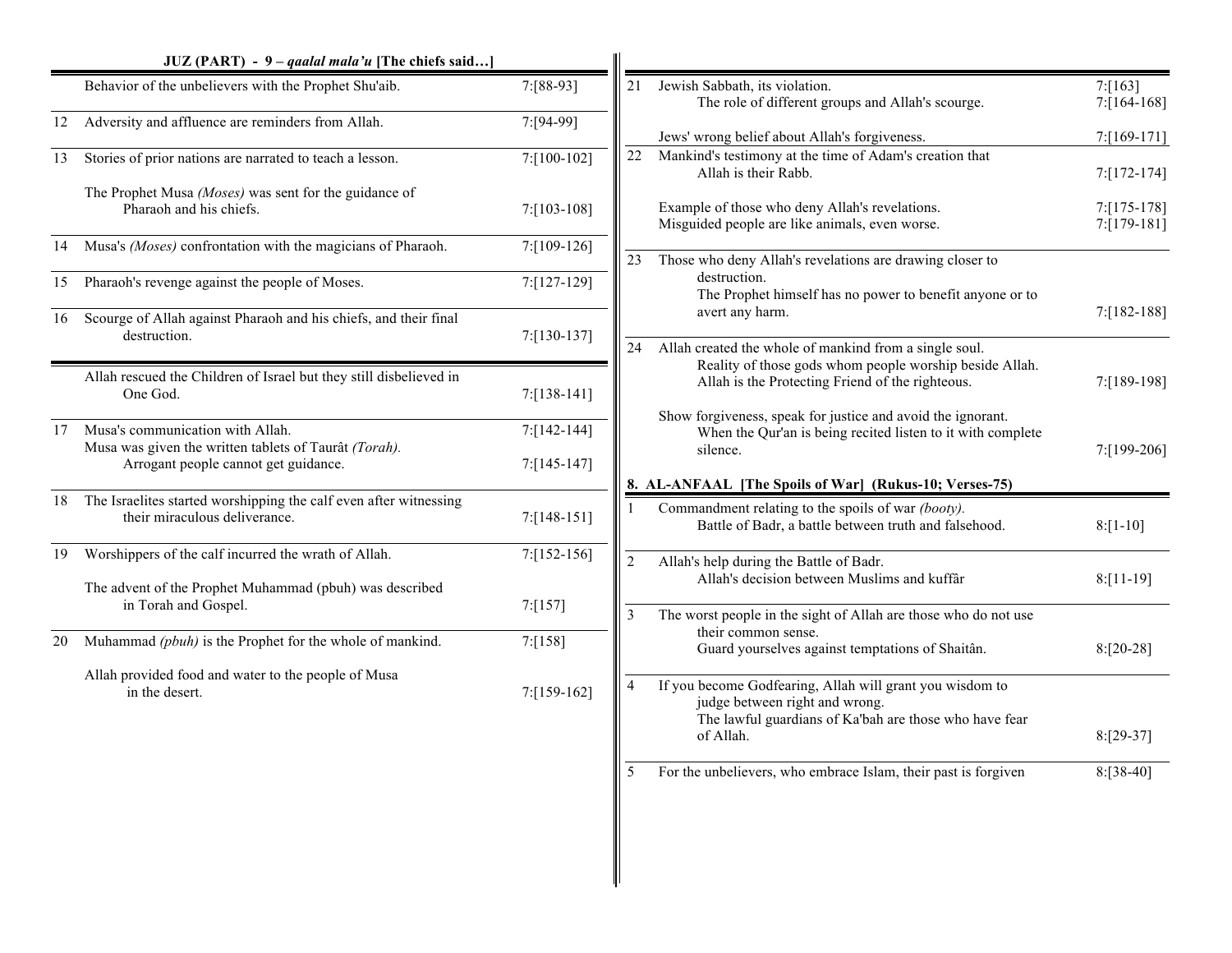## JUZ (PART) - 9 – *qaalal mala'u* [The chiefs said…]

| Ruku | Subject | Verses |
|---|---|---|
| | Behavior of the unbelievers with the Prophet Shu'aib. | 7:[88-93] |
| 12 | Adversity and affluence are reminders from Allah. | 7:[94-99] |
| 13 | Stories of prior nations are narrated to teach a lesson. | 7:[100-102] |
| | The Prophet Musa *(Moses)* was sent for the guidance of Pharaoh and his chiefs. | 7:[103-108] |
| 14 | Musa's *(Moses)* confrontation with the magicians of Pharaoh. | 7:[109-126] |
| 15 | Pharaoh's revenge against the people of Moses. | 7:[127-129] |
| 16 | Scourge of Allah against Pharaoh and his chiefs, and their final destruction. | 7:[130-137] |
| | Allah rescued the Children of Israel but they still disbelieved in One God. | 7:[138-141] |
| 17 | Musa's communication with Allah. | 7:[142-144] |
| | Musa was given the written tablets of Taurât *(Torah).* Arrogant people cannot get guidance. | 7:[145-147] |
| 18 | The Israelites started worshipping the calf even after witnessing their miraculous deliverance. | 7:[148-151] |
| 19 | Worshippers of the calf incurred the wrath of Allah. | 7:[152-156] |
| | The advent of the Prophet Muhammad (pbuh) was described in Torah and Gospel. | 7:[157] |
| 20 | Muhammad *(pbuh)* is the Prophet for the whole of mankind. | 7:[158] |
| | Allah provided food and water to the people of Musa in the desert. | 7:[159-162] |
| 21 | Jewish Sabbath, its violation. | 7:[163] |
| | The role of different groups and Allah's scourge. | 7:[164-168] |
| | Jews' wrong belief about Allah's forgiveness. | 7:[169-171] |
| 22 | Mankind's testimony at the time of Adam's creation that Allah is their Rabb. | 7:[172-174] |
| | Example of those who deny Allah's revelations. | 7:[175-178] |
| | Misguided people are like animals, even worse. | 7:[179-181] |
| 23 | Those who deny Allah's revelations are drawing closer to destruction. The Prophet himself has no power to benefit anyone or to avert any harm. | 7:[182-188] |
| 24 | Allah created the whole of mankind from a single soul. Reality of those gods whom people worship beside Allah. Allah is the Protecting Friend of the righteous. | 7:[189-198] |
| | Show forgiveness, speak for justice and avoid the ignorant. When the Qur'an is being recited listen to it with complete silence. | 7:[199-206] |

## 8. AL-ANFAAL [The Spoils of War] (Rukus-10; Verses-75)

| Ruku | Subject | Verses |
|---|---|---|
| 1 | Commandment relating to the spoils of war *(booty).* Battle of Badr, a battle between truth and falsehood. | 8:[1-10] |
| 2 | Allah's help during the Battle of Badr. Allah's decision between Muslims and kuffâr | 8:[11-19] |
| 3 | The worst people in the sight of Allah are those who do not use their common sense. Guard yourselves against temptations of Shaitân. | 8:[20-28] |
| 4 | If you become Godfearing, Allah will grant you wisdom to judge between right and wrong. The lawful guardians of Ka'bah are those who have fear of Allah. | 8:[29-37] |
| 5 | For the unbelievers, who embrace Islam, their past is forgiven | 8:[38-40] |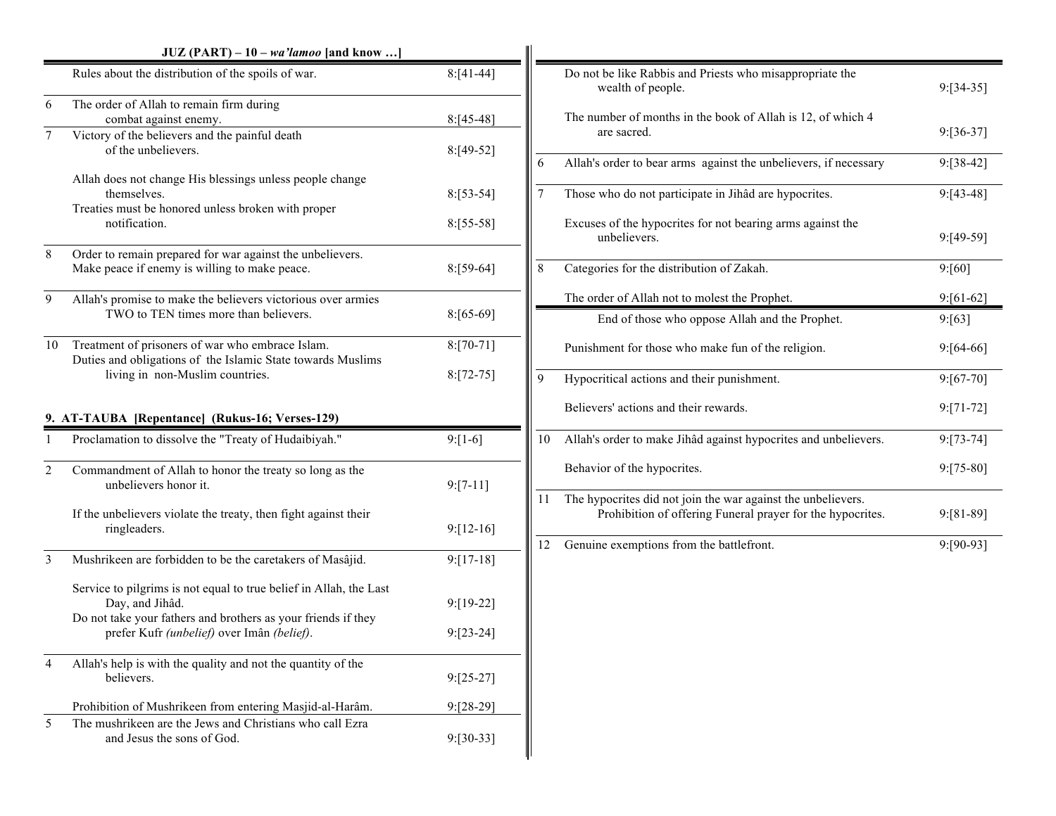## JUZ (PART) – 10 – *wa'lamoo* [and know …]

| Ruku | Subject | Verses |
|---|---|---|
| | Rules about the distribution of the spoils of war. | 8:[41-44] |
| 6 | The order of Allah to remain firm during combat against enemy. | 8:[45-48] |
| 7 | Victory of the believers and the painful death of the unbelievers. | 8:[49-52] |
| | Allah does not change His blessings unless people change themselves. | 8:[53-54] |
| | Treaties must be honored unless broken with proper notification. | 8:[55-58] |
| 8 | Order to remain prepared for war against the unbelievers. Make peace if enemy is willing to make peace. | 8:[59-64] |
| 9 | Allah's promise to make the believers victorious over armies TWO to TEN times more than believers. | 8:[65-69] |
| 10 | Treatment of prisoners of war who embrace Islam. | 8:[70-71] |
| | Duties and obligations of the Islamic State towards Muslims living in non-Muslim countries. | 8:[72-75] |

## 9. AT-TAUBA [Repentance] (Rukus-16; Verses-129)

| Ruku | Subject | Verses |
|---|---|---|
| 1 | Proclamation to dissolve the "Treaty of Hudaibiyah." | 9:[1-6] |
| 2 | Commandment of Allah to honor the treaty so long as the unbelievers honor it. | 9:[7-11] |
| | If the unbelievers violate the treaty, then fight against their ringleaders. | 9:[12-16] |
| 3 | Mushrikeen are forbidden to be the caretakers of Masâjid. | 9:[17-18] |
| | Service to pilgrims is not equal to true belief in Allah, the Last Day, and Jihâd. | 9:[19-22] |
| | Do not take your fathers and brothers as your friends if they prefer Kufr *(unbelief)* over Imân *(belief)*. | 9:[23-24] |
| 4 | Allah's help is with the quality and not the quantity of the believers. | 9:[25-27] |
| | Prohibition of Mushrikeen from entering Masjid-al-Harâm. | 9:[28-29] |
| 5 | The mushrikeen are the Jews and Christians who call Ezra and Jesus the sons of God. | 9:[30-33] |
| | Do not be like Rabbis and Priests who misappropriate the wealth of people. | 9:[34-35] |
| | The number of months in the book of Allah is 12, of which 4 are sacred. | 9:[36-37] |
| 6 | Allah's order to bear arms against the unbelievers, if necessary | 9:[38-42] |
| 7 | Those who do not participate in Jihâd are hypocrites. | 9:[43-48] |
| | Excuses of the hypocrites for not bearing arms against the unbelievers. | 9:[49-59] |
| 8 | Categories for the distribution of Zakah. | 9:[60] |
| | The order of Allah not to molest the Prophet. | 9:[61-62] |
| | End of those who oppose Allah and the Prophet. | 9:[63] |
| | Punishment for those who make fun of the religion. | 9:[64-66] |
| 9 | Hypocritical actions and their punishment. | 9:[67-70] |
| | Believers' actions and their rewards. | 9:[71-72] |
| 10 | Allah's order to make Jihâd against hypocrites and unbelievers. | 9:[73-74] |
| | Behavior of the hypocrites. | 9:[75-80] |
| 11 | The hypocrites did not join the war against the unbelievers. Prohibition of offering Funeral prayer for the hypocrites. | 9:[81-89] |
| 12 | Genuine exemptions from the battlefront. | 9:[90-93] |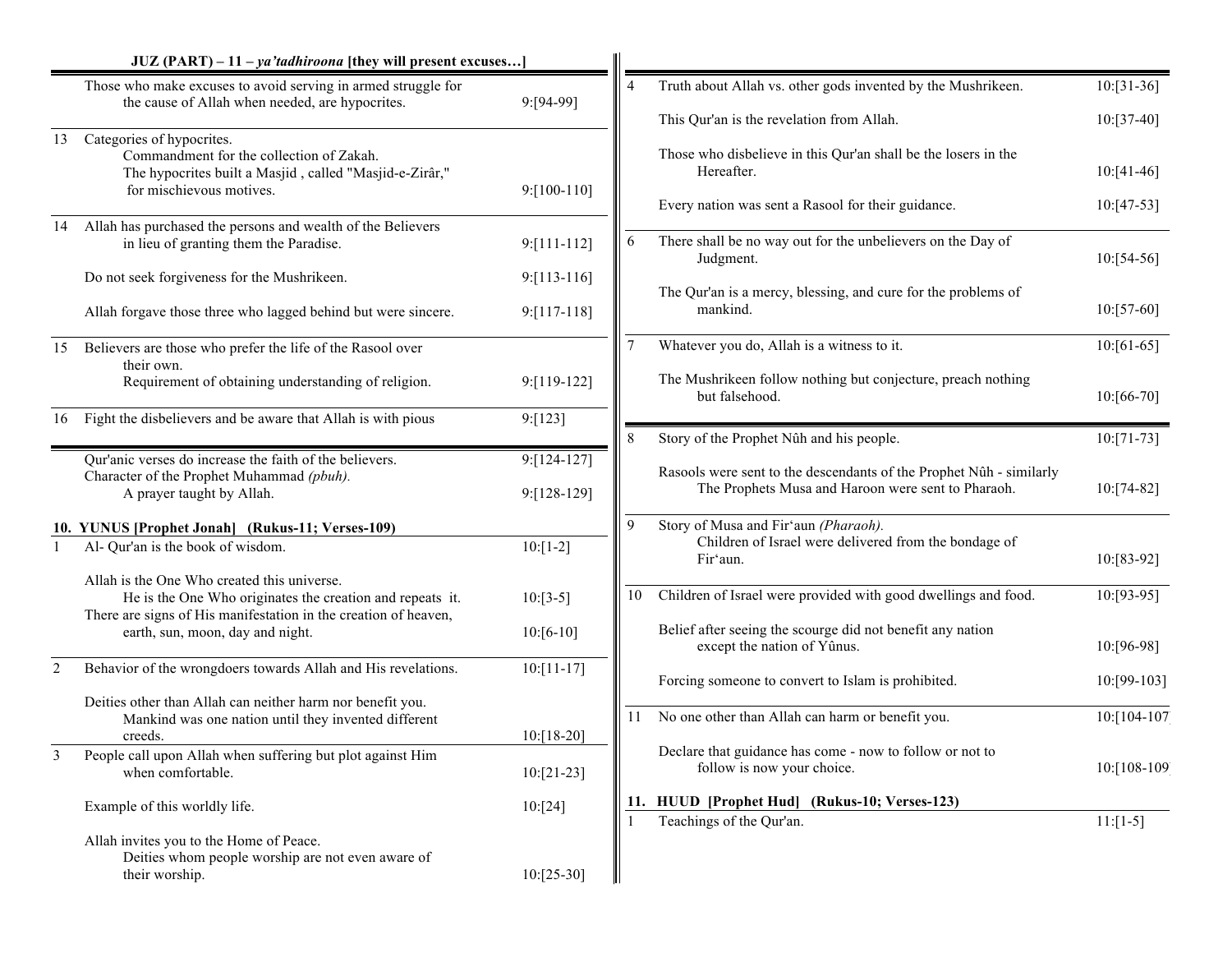**JUZ (PART) – 11 – *ya'tadhiroona* [they will present excuses…]**

| | | |
|---|---|---|
| | Those who make excuses to avoid serving in armed struggle for the cause of Allah when needed, are hypocrites. | 9:[94-99] |
| 13 | Categories of hypocrites. Commandment for the collection of Zakah. The hypocrites built a Masjid , called "Masjid-e-Zirâr," for mischievous motives. | 9:[100-110] |
| 14 | Allah has purchased the persons and wealth of the Believers in lieu of granting them the Paradise. | 9:[111-112] |
| | Do not seek forgiveness for the Mushrikeen. | 9:[113-116] |
| | Allah forgave those three who lagged behind but were sincere. | 9:[117-118] |
| 15 | Believers are those who prefer the life of the Rasool over their own. Requirement of obtaining understanding of religion. | 9:[119-122] |
| 16 | Fight the disbelievers and be aware that Allah is with pious | 9:[123] |
| | Qur'anic verses do increase the faith of the believers. | 9:[124-127] |
| | Character of the Prophet Muhammad *(pbuh)*. A prayer taught by Allah. | 9:[128-129] |

**10. YUNUS [Prophet Jonah] (Rukus-11; Verses-109)**

| | | |
|---|---|---|
| 1 | Al- Qur'an is the book of wisdom. | 10:[1-2] |
| | Allah is the One Who created this universe. He is the One Who originates the creation and repeats it. | 10:[3-5] |
| | There are signs of His manifestation in the creation of heaven, earth, sun, moon, day and night. | 10:[6-10] |
| 2 | Behavior of the wrongdoers towards Allah and His revelations. | 10:[11-17] |
| | Deities other than Allah can neither harm nor benefit you. Mankind was one nation until they invented different creeds. | 10:[18-20] |
| 3 | People call upon Allah when suffering but plot against Him when comfortable. | 10:[21-23] |
| | Example of this worldly life. | 10:[24] |
| | Allah invites you to the Home of Peace. Deities whom people worship are not even aware of their worship. | 10:[25-30] |
| 4 | Truth about Allah vs. other gods invented by the Mushrikeen. | 10:[31-36] |
| | This Qur'an is the revelation from Allah. | 10:[37-40] |
| | Those who disbelieve in this Qur'an shall be the losers in the Hereafter. | 10:[41-46] |
| | Every nation was sent a Rasool for their guidance. | 10:[47-53] |
| 6 | There shall be no way out for the unbelievers on the Day of Judgment. | 10:[54-56] |
| | The Qur'an is a mercy, blessing, and cure for the problems of mankind. | 10:[57-60] |
| 7 | Whatever you do, Allah is a witness to it. | 10:[61-65] |
| | The Mushrikeen follow nothing but conjecture, preach nothing but falsehood. | 10:[66-70] |
| 8 | Story of the Prophet Nûh and his people. | 10:[71-73] |
| | Rasools were sent to the descendants of the Prophet Nûh - similarly The Prophets Musa and Haroon were sent to Pharaoh. | 10:[74-82] |
| 9 | Story of Musa and Fir'aun *(Pharaoh).* Children of Israel were delivered from the bondage of Fir'aun. | 10:[83-92] |
| 10 | Children of Israel were provided with good dwellings and food. | 10:[93-95] |
| | Belief after seeing the scourge did not benefit any nation except the nation of Yûnus. | 10:[96-98] |
| | Forcing someone to convert to Islam is prohibited. | 10:[99-103] |
| 11 | No one other than Allah can harm or benefit you. | 10:[104-107 |
| | Declare that guidance has come - now to follow or not to follow is now your choice. | 10:[108-109 |

**11. HUUD [Prophet Hud] (Rukus-10; Verses-123)**

| | | |
|---|---|---|
| 1 | Teachings of the Qur'an. | 11:[1-5] |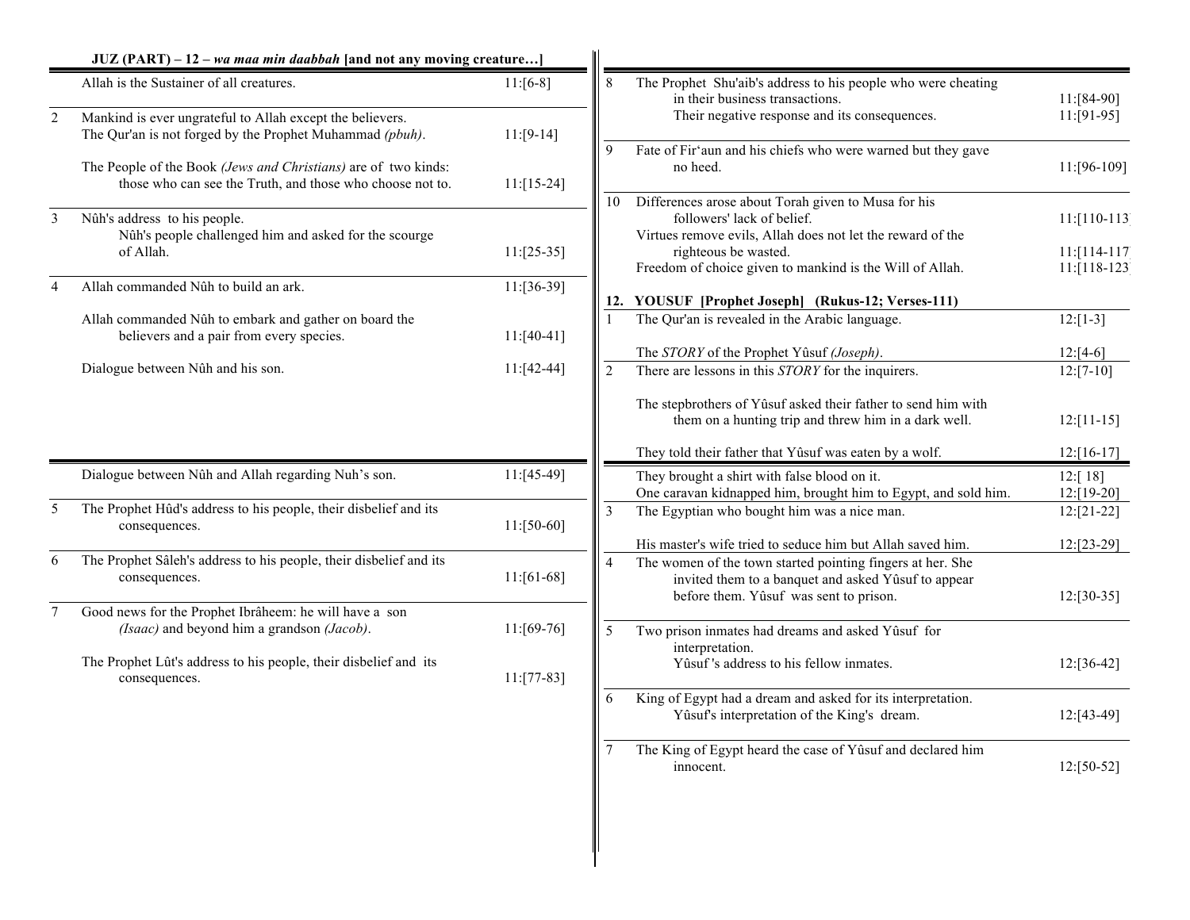## JUZ (PART) – 12 – *wa maa min daabbah* [and not any moving creature…]

| | | |
|---|---|---|
| | Allah is the Sustainer of all creatures. | 11:[6-8] |
| 2 | Mankind is ever ungrateful to Allah except the believers. The Qur'an is not forged by the Prophet Muhammad *(pbuh)*. | 11:[9-14] |
| | The People of the Book *(Jews and Christians)* are of two kinds: those who can see the Truth, and those who choose not to. | 11:[15-24] |
| 3 | Nûh's address to his people. Nûh's people challenged him and asked for the scourge of Allah. | 11:[25-35] |
| 4 | Allah commanded Nûh to build an ark. | 11:[36-39] |
| | Allah commanded Nûh to embark and gather on board the believers and a pair from every species. | 11:[40-41] |
| | Dialogue between Nûh and his son. | 11:[42-44] |
| | Dialogue between Nûh and Allah regarding Nuh's son. | 11:[45-49] |
| 5 | The Prophet Hûd's address to his people, their disbelief and its consequences. | 11:[50-60] |
| 6 | The Prophet Sâleh's address to his people, their disbelief and its consequences. | 11:[61-68] |
| 7 | Good news for the Prophet Ibrâheem: he will have a son *(Isaac)* and beyond him a grandson *(Jacob)*. | 11:[69-76] |
| | The Prophet Lût's address to his people, their disbelief and its consequences. | 11:[77-83] |
| 8 | The Prophet Shu'aib's address to his people who were cheating in their business transactions. | 11:[84-90] |
| | Their negative response and its consequences. | 11:[91-95] |
| 9 | Fate of Fir'aun and his chiefs who were warned but they gave no heed. | 11:[96-109] |
| 10 | Differences arose about Torah given to Musa for his followers' lack of belief. | 11:[110-113] |
| | Virtues remove evils, Allah does not let the reward of the righteous be wasted. | 11:[114-117] |
| | Freedom of choice given to mankind is the Will of Allah. | 11:[118-123] |

### 12. YOUSUF [Prophet Joseph] (Rukus-12; Verses-111)

| | | |
|---|---|---|
| 1 | The Qur'an is revealed in the Arabic language. | 12:[1-3] |
| | The *STORY* of the Prophet Yûsuf *(Joseph)*. | 12:[4-6] |
| 2 | There are lessons in this *STORY* for the inquirers. | 12:[7-10] |
| | The stepbrothers of Yûsuf asked their father to send him with them on a hunting trip and threw him in a dark well. | 12:[11-15] |
| | They told their father that Yûsuf was eaten by a wolf. | 12:[16-17] |
| | They brought a shirt with false blood on it. | 12:[ 18] |
| | One caravan kidnapped him, brought him to Egypt, and sold him. | 12:[19-20] |
| 3 | The Egyptian who bought him was a nice man. | 12:[21-22] |
| | His master's wife tried to seduce him but Allah saved him. | 12:[23-29] |
| 4 | The women of the town started pointing fingers at her. She invited them to a banquet and asked Yûsuf to appear before them. Yûsuf was sent to prison. | 12:[30-35] |
| 5 | Two prison inmates had dreams and asked Yûsuf for interpretation. Yûsuf 's address to his fellow inmates. | 12:[36-42] |
| 6 | King of Egypt had a dream and asked for its interpretation. Yûsuf's interpretation of the King's dream. | 12:[43-49] |
| 7 | The King of Egypt heard the case of Yûsuf and declared him innocent. | 12:[50-52] |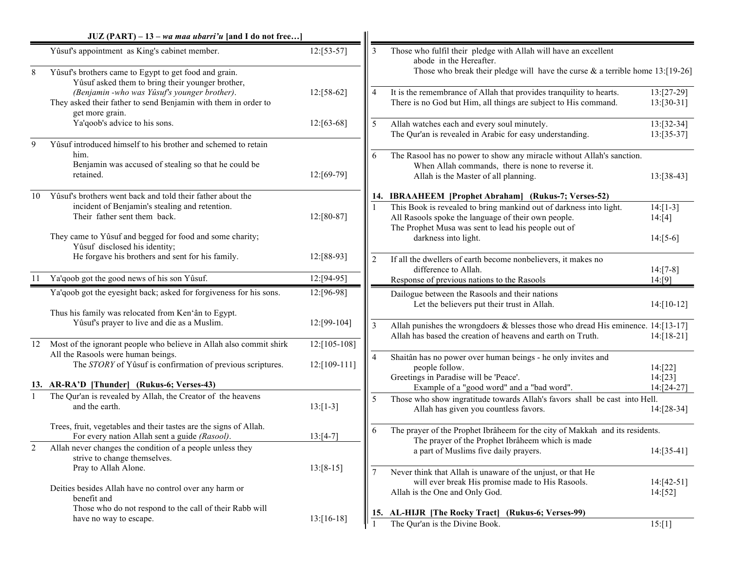## JUZ (PART) – 13 – *wa maa ubarri'u* [and I do not free…]

| Ruku | Topic | Verses |
|---|---|---|
| | Yûsuf's appointment as King's cabinet member. | 12:[53-57] |
| 8 | Yûsuf's brothers came to Egypt to get food and grain. Yûsuf asked them to bring their younger brother, *(Benjamin -who was Yûsuf's younger brother)*. | 12:[58-62] |
| | They asked their father to send Benjamin with them in order to get more grain. Ya'qoob's advice to his sons. | 12:[63-68] |
| 9 | Yûsuf introduced himself to his brother and schemed to retain him. Benjamin was accused of stealing so that he could be retained. | 12:[69-79] |
| 10 | Yûsuf's brothers went back and told their father about the incident of Benjamin's stealing and retention. Their father sent them back. | 12:[80-87] |
| | They came to Yûsuf and begged for food and some charity; Yûsuf disclosed his identity; He forgave his brothers and sent for his family. | 12:[88-93] |
| 11 | Ya'qoob got the good news of his son Yûsuf. | 12:[94-95] |
| | Ya'qoob got the eyesight back; asked for forgiveness for his sons. | 12:[96-98] |
| | Thus his family was relocated from Ken'ân to Egypt. Yûsuf's prayer to live and die as a Muslim. | 12:[99-104] |
| 12 | Most of the ignorant people who believe in Allah also commit shirk | 12:[105-108] |
| | All the Rasools were human beings. The *STORY* of Yûsuf is confirmation of previous scriptures. | 12:[109-111] |

### 13. AR-RA'D [Thunder] (Rukus-6; Verses-43)

| Ruku | Topic | Verses |
|---|---|---|
| 1 | The Qur'an is revealed by Allah, the Creator of the heavens and the earth. | 13:[1-3] |
| | Trees, fruit, vegetables and their tastes are the signs of Allah. For every nation Allah sent a guide *(Rasool)*. | 13:[4-7] |
| 2 | Allah never changes the condition of a people unless they strive to change themselves. Pray to Allah Alone. | 13:[8-15] |
| | Deities besides Allah have no control over any harm or benefit and Those who do not respond to the call of their Rabb will have no way to escape. | 13:[16-18] |
| 3 | Those who fulfil their pledge with Allah will have an excellent abode in the Hereafter. Those who break their pledge will have the curse & a terrible home | 13:[19-26] |
| 4 | It is the remembrance of Allah that provides tranquility to hearts. | 13:[27-29] |
| | There is no God but Him, all things are subject to His command. | 13:[30-31] |
| 5 | Allah watches each and every soul minutely. | 13:[32-34] |
| | The Qur'an is revealed in Arabic for easy understanding. | 13:[35-37] |
| 6 | The Rasool has no power to show any miracle without Allah's sanction. When Allah commands, there is none to reverse it. Allah is the Master of all planning. | 13:[38-43] |

### 14. IBRAAHEEM [Prophet Abraham] (Rukus-7; Verses-52)

| Ruku | Topic | Verses |
|---|---|---|
| 1 | This Book is revealed to bring mankind out of darkness into light. | 14:[1-3] |
| | All Rasools spoke the language of their own people. | 14:[4] |
| | The Prophet Musa was sent to lead his people out of darkness into light. | 14:[5-6] |
| 2 | If all the dwellers of earth become nonbelievers, it makes no difference to Allah. | 14:[7-8] |
| | Response of previous nations to the Rasools | 14:[9] |
| | Dailogue between the Rasools and their nations Let the believers put their trust in Allah. | 14:[10-12] |
| 3 | Allah punishes the wrongdoers & blesses those who dread His eminence. | 14:[13-17] |
| | Allah has based the creation of heavens and earth on Truth. | 14:[18-21] |
| 4 | Shaitân has no power over human beings - he only invites and people follow. | 14:[22] |
| | Greetings in Paradise will be 'Peace'. | 14:[23] |
| | Example of a "good word" and a "bad word". | 14:[24-27] |
| 5 | Those who show ingratitude towards Allah's favors shall be cast into Hell. Allah has given you countless favors. | 14:[28-34] |
| 6 | The prayer of the Prophet Ibrâheem for the city of Makkah and its residents. The prayer of the Prophet Ibrâheem which is made a part of Muslims five daily prayers. | 14:[35-41] |
| 7 | Never think that Allah is unaware of the unjust, or that He will ever break His promise made to His Rasools. | 14:[42-51] |
| | Allah is the One and Only God. | 14:[52] |

### 15. AL-HIJR [The Rocky Tract] (Rukus-6; Verses-99)

| Ruku | Topic | Verses |
|---|---|---|
| 1 | The Qur'an is the Divine Book. | 15:[1] |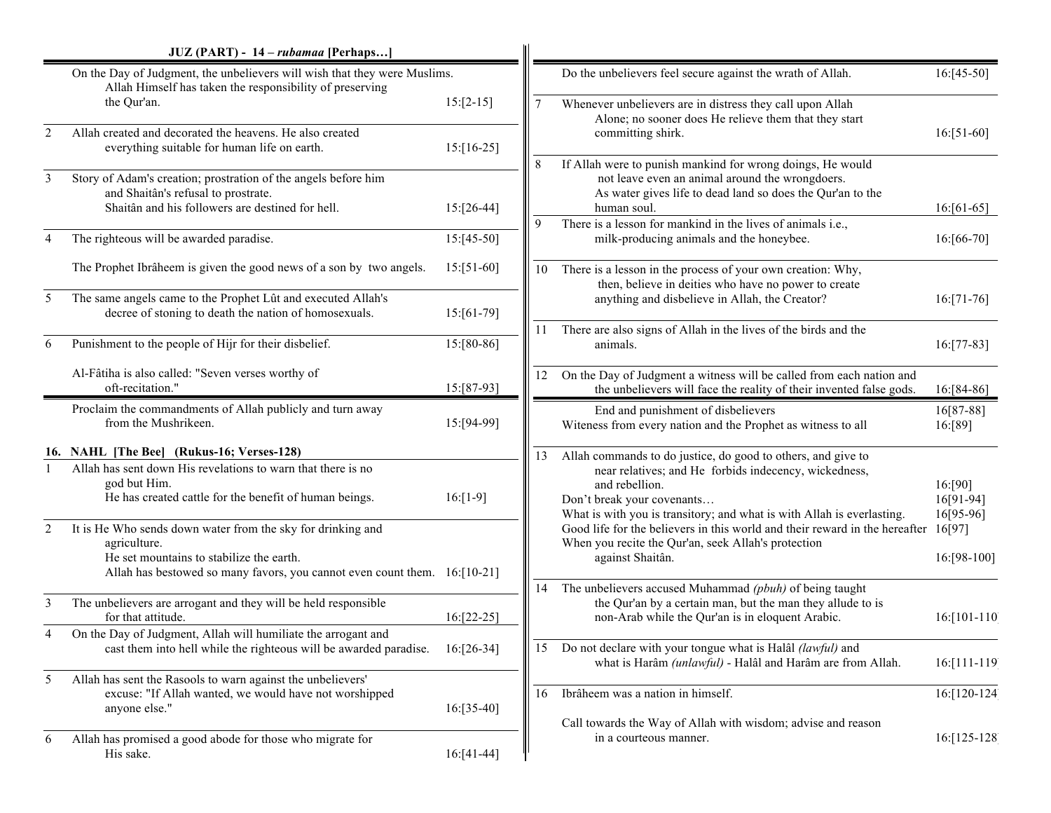## JUZ (PART) - 14 – *rubamaa* [Perhaps…]

| Ruku | Content | Verses |
|---|---|---|
| | On the Day of Judgment, the unbelievers will wish that they were Muslims. Allah Himself has taken the responsibility of preserving the Qur'an. | 15:[2-15] |
| 2 | Allah created and decorated the heavens. He also created everything suitable for human life on earth. | 15:[16-25] |
| 3 | Story of Adam's creation; prostration of the angels before him and Shaitân's refusal to prostrate. Shaitân and his followers are destined for hell. | 15:[26-44] |
| 4 | The righteous will be awarded paradise. | 15:[45-50] |
| | The Prophet Ibrâheem is given the good news of a son by two angels. | 15:[51-60] |
| 5 | The same angels came to the Prophet Lût and executed Allah's decree of stoning to death the nation of homosexuals. | 15:[61-79] |
| 6 | Punishment to the people of Hijr for their disbelief. | 15:[80-86] |
| | Al-Fâtiha is also called: "Seven verses worthy of oft-recitation." | 15:[87-93] |
| | Proclaim the commandments of Allah publicly and turn away from the Mushrikeen. | 15:[94-99] |

### 16. NAHL [The Bee] (Rukus-16; Verses-128)

| Ruku | Content | Verses |
|---|---|---|
| 1 | Allah has sent down His revelations to warn that there is no god but Him. He has created cattle for the benefit of human beings. | 16:[1-9] |
| 2 | It is He Who sends down water from the sky for drinking and agriculture. He set mountains to stabilize the earth. Allah has bestowed so many favors, you cannot even count them. | 16:[10-21] |
| 3 | The unbelievers are arrogant and they will be held responsible for that attitude. | 16:[22-25] |
| 4 | On the Day of Judgment, Allah will humiliate the arrogant and cast them into hell while the righteous will be awarded paradise. | 16:[26-34] |
| 5 | Allah has sent the Rasools to warn against the unbelievers' excuse: "If Allah wanted, we would have not worshipped anyone else." | 16:[35-40] |
| 6 | Allah has promised a good abode for those who migrate for His sake. | 16:[41-44] |
| | Do the unbelievers feel secure against the wrath of Allah. | 16:[45-50] |
| 7 | Whenever unbelievers are in distress they call upon Allah Alone; no sooner does He relieve them that they start committing shirk. | 16:[51-60] |
| 8 | If Allah were to punish mankind for wrong doings, He would not leave even an animal around the wrongdoers. As water gives life to dead land so does the Qur'an to the human soul. | 16:[61-65] |
| 9 | There is a lesson for mankind in the lives of animals i.e., milk-producing animals and the honeybee. | 16:[66-70] |
| 10 | There is a lesson in the process of your own creation: Why, then, believe in deities who have no power to create anything and disbelieve in Allah, the Creator? | 16:[71-76] |
| 11 | There are also signs of Allah in the lives of the birds and the animals. | 16:[77-83] |
| 12 | On the Day of Judgment a witness will be called from each nation and the unbelievers will face the reality of their invented false gods. | 16:[84-86] |
| | End and punishment of disbelievers | 16[87-88] |
| | Witeness from every nation and the Prophet as witness to all | 16:[89] |
| 13 | Allah commands to do justice, do good to others, and give to near relatives; and He forbids indecency, wickedness, and rebellion. | 16:[90] |
| | Don't break your covenants… | 16[91-94] |
| | What is with you is transitory; and what is with Allah is everlasting. | 16[95-96] |
| | Good life for the believers in this world and their reward in the hereafter | 16[97] |
| | When you recite the Qur'an, seek Allah's protection against Shaitân. | 16:[98-100] |
| 14 | The unbelievers accused Muhammad *(pbuh)* of being taught the Qur'an by a certain man, but the man they allude to is non-Arab while the Qur'an is in eloquent Arabic. | 16:[101-110 |
| 15 | Do not declare with your tongue what is Halâl *(lawful)* and what is Harâm *(unlawful)* - Halâl and Harâm are from Allah. | 16:[111-119 |
| 16 | Ibrâheem was a nation in himself. | 16:[120-124 |
| | Call towards the Way of Allah with wisdom; advise and reason in a courteous manner. | 16:[125-128 |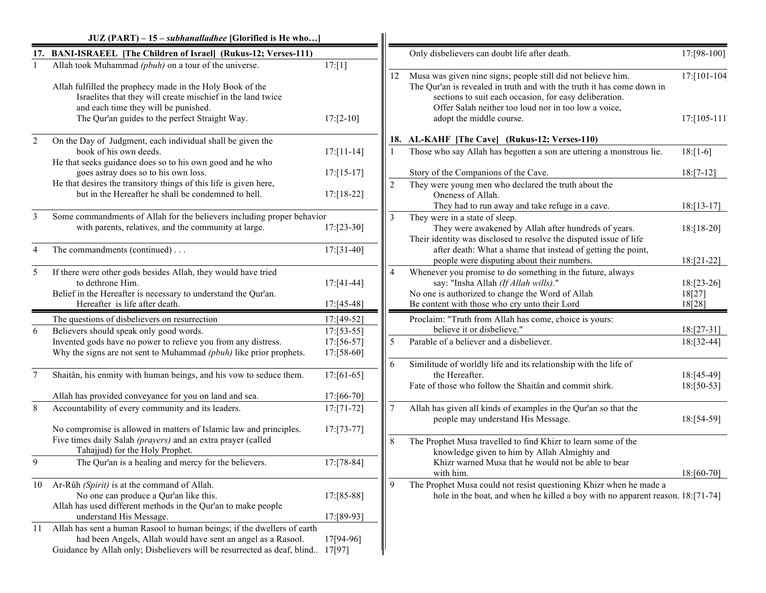## JUZ (PART) – 15 – *subhanalladhee* [Glorified is He who…]

### 17. BANI-ISRAEEL [The Children of Israel] (Rukus-12; Verses-111)

| Ruku | Content | Verses |
|---|---|---|
| 1 | Allah took Muhammad *(pbuh)* on a tour of the universe. | 17:[1] |
| | Allah fulfilled the prophecy made in the Holy Book of the Israelites that they will create mischief in the land twice and each time they will be punished. The Qur'an guides to the perfect Straight Way. | 17:[2-10] |
| 2 | On the Day of Judgment, each individual shall be given the book of his own deeds. | 17:[11-14] |
| | He that seeks guidance does so to his own good and he who goes astray does so to his own loss. | 17:[15-17] |
| | He that desires the transitory things of this life is given here, but in the Hereafter he shall be condemned to hell. | 17:[18-22] |
| 3 | Some commandments of Allah for the believers including proper behavior with parents, relatives, and the community at large. | 17:[23-30] |
| 4 | The commandments (continued) . . . | 17:[31-40] |
| 5 | If there were other gods besides Allah, they would have tried to dethrone Him. | 17:[41-44] |
| | Belief in the Hereafter is necessary to understand the Qur'an. Hereafter is life after death. | 17:[45-48] |
| | The questions of disbelievers on resurrection | 17:[49-52] |
| 6 | Believers should speak only good words. | 17:[53-55] |
| | Invented gods have no power to relieve you from any distress. | 17:[56-57] |
| | Why the signs are not sent to Muhammad *(pbuh)* like prior prophets. | 17:[58-60] |
| 7 | Shaitân, his enmity with human beings, and his vow to seduce them. | 17:[61-65] |
| | Allah has provided conveyance for you on land and sea. | 17:[66-70] |
| 8 | Accountability of every community and its leaders. | 17:[71-72] |
| | No compromise is allowed in matters of Islamic law and principles. | 17:[73-77] |
| | Five times daily Salah *(prayers)* and an extra prayer (called Tahajjud) for the Holy Prophet. | |
| 9 | The Qur'an is a healing and mercy for the believers. | 17:[78-84] |
| 10 | Ar-Rûh *(Spirit)* is at the command of Allah. No one can produce a Qur'an like this. | 17:[85-88] |
| | Allah has used different methods in the Qur'an to make people understand His Message. | 17:[89-93] |
| 11 | Allah has sent a human Rasool to human beings; if the dwellers of earth had been Angels, Allah would have sent an angel as a Rasool. | 17[94-96] |
| | Guidance by Allah only; Disbelievers will be resurrected as deaf, blind.. | 17[97] |
| | Only disbelievers can doubt life after death. | 17:[98-100] |
| 12 | Musa was given nine signs; people still did not believe him. | 17:[101-104] |
| | The Qur'an is revealed in truth and with the truth it has come down in sections to suit each occasion, for easy deliberation. Offer Salah neither too loud nor in too low a voice, adopt the middle course. | 17:[105-111] |

### 18. AL-KAHF [The Cave] (Rukus-12; Verses-110)

| Ruku | Content | Verses |
|---|---|---|
| 1 | Those who say Allah has begotten a son are uttering a monstrous lie. | 18:[1-6] |
| | Story of the Companions of the Cave. | 18:[7-12] |
| 2 | They were young men who declared the truth about the Oneness of Allah. They had to run away and take refuge in a cave. | 18:[13-17] |
| 3 | They were in a state of sleep. They were awakened by Allah after hundreds of years. | 18:[18-20] |
| | Their identity was disclosed to resolve the disputed issue of life after death: What a shame that instead of getting the point, people were disputing about their numbers. | 18:[21-22] |
| 4 | Whenever you promise to do something in the future, always say: "Insha Allah *(If Allah wills)*." | 18:[23-26] |
| | No one is authorized to change the Word of Allah | 18[27] |
| | Be content with those who cry unto their Lord | 18[28] |
| | Proclaim: "Truth from Allah has come, choice is yours: believe it or disbelieve." | 18:[27-31] |
| 5 | Parable of a believer and a disbeliever. | 18:[32-44] |
| 6 | Similitude of worldly life and its relationship with the life of the Hereafter. | 18:[45-49] |
| | Fate of those who follow the Shaitân and commit shirk. | 18:[50-53] |
| 7 | Allah has given all kinds of examples in the Qur'an so that the people may understand His Message. | 18:[54-59] |
| 8 | The Prophet Musa travelled to find Khizr to learn some of the knowledge given to him by Allah Almighty and Khizr warned Musa that he would not be able to bear with him. | 18:[60-70] |
| 9 | The Prophet Musa could not resist questioning Khizr when he made a hole in the boat, and when he killed a boy with no apparent reason. | 18:[71-74] |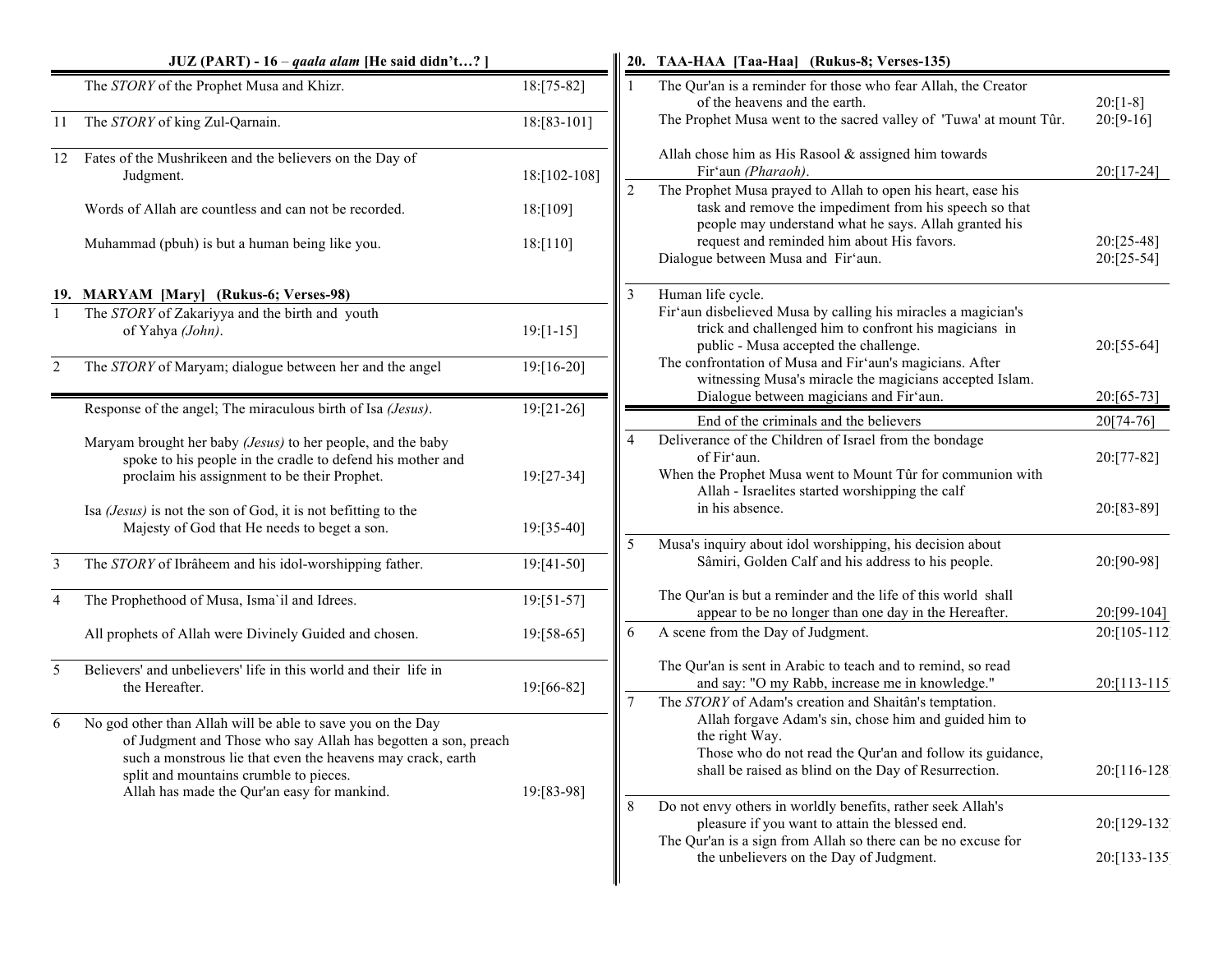### JUZ (PART) - 16 – *qaala alam* [He said didn't…? ]

| | | |
|---|---|---|
| | The *STORY* of the Prophet Musa and Khizr. | 18:[75-82] |
| 11 | The *STORY* of king Zul-Qarnain. | 18:[83-101] |
| 12 | Fates of the Mushrikeen and the believers on the Day of Judgment. | 18:[102-108] |
| | Words of Allah are countless and can not be recorded. | 18:[109] |
| | Muhammad (pbuh) is but a human being like you. | 18:[110] |

### 19. MARYAM [Mary] (Rukus-6; Verses-98)

| | | |
|---|---|---|
| 1 | The *STORY* of Zakariyya and the birth and youth of Yahya *(John)*. | 19:[1-15] |
| 2 | The *STORY* of Maryam; dialogue between her and the angel | 19:[16-20] |
| | Response of the angel; The miraculous birth of Isa *(Jesus)*. | 19:[21-26] |
| | Maryam brought her baby *(Jesus)* to her people, and the baby spoke to his people in the cradle to defend his mother and proclaim his assignment to be their Prophet. | 19:[27-34] |
| | Isa *(Jesus)* is not the son of God, it is not befitting to the Majesty of God that He needs to beget a son. | 19:[35-40] |
| 3 | The *STORY* of Ibrâheem and his idol-worshipping father. | 19:[41-50] |
| 4 | The Prophethood of Musa, Isma`il and Idrees. | 19:[51-57] |
| | All prophets of Allah were Divinely Guided and chosen. | 19:[58-65] |
| 5 | Believers' and unbelievers' life in this world and their life in the Hereafter. | 19:[66-82] |
| 6 | No god other than Allah will be able to save you on the Day of Judgment and Those who say Allah has begotten a son, preach such a monstrous lie that even the heavens may crack, earth split and mountains crumble to pieces. Allah has made the Qur'an easy for mankind. | 19:[83-98] |

### 20. TAA-HAA [Taa-Haa] (Rukus-8; Verses-135)

| | | |
|---|---|---|
| 1 | The Qur'an is a reminder for those who fear Allah, the Creator of the heavens and the earth. | 20:[1-8] |
| | The Prophet Musa went to the sacred valley of 'Tuwa' at mount Tûr. | 20:[9-16] |
| | Allah chose him as His Rasool & assigned him towards Fir'aun *(Pharaoh)*. | 20:[17-24] |
| 2 | The Prophet Musa prayed to Allah to open his heart, ease his task and remove the impediment from his speech so that people may understand what he says. Allah granted his request and reminded him about His favors. | 20:[25-48] |
| | Dialogue between Musa and Fir'aun. | 20:[25-54] |
| 3 | Human life cycle. Fir'aun disbelieved Musa by calling his miracles a magician's trick and challenged him to confront his magicians in public - Musa accepted the challenge. | 20:[55-64] |
| | The confrontation of Musa and Fir'aun's magicians. After witnessing Musa's miracle the magicians accepted Islam. Dialogue between magicians and Fir'aun. | 20:[65-73] |
| | End of the criminals and the believers | 20[74-76] |
| 4 | Deliverance of the Children of Israel from the bondage of Fir'aun. | 20:[77-82] |
| | When the Prophet Musa went to Mount Tûr for communion with Allah - Israelites started worshipping the calf in his absence. | 20:[83-89] |
| 5 | Musa's inquiry about idol worshipping, his decision about Sâmiri, Golden Calf and his address to his people. | 20:[90-98] |
| | The Qur'an is but a reminder and the life of this world shall appear to be no longer than one day in the Hereafter. | 20:[99-104] |
| 6 | A scene from the Day of Judgment. | 20:[105-112 |
| | The Qur'an is sent in Arabic to teach and to remind, so read and say: "O my Rabb, increase me in knowledge." | 20:[113-115 |
| 7 | The *STORY* of Adam's creation and Shaitân's temptation. Allah forgave Adam's sin, chose him and guided him to the right Way. Those who do not read the Qur'an and follow its guidance, shall be raised as blind on the Day of Resurrection. | 20:[116-128 |
| 8 | Do not envy others in worldly benefits, rather seek Allah's pleasure if you want to attain the blessed end. | 20:[129-132 |
| | The Qur'an is a sign from Allah so there can be no excuse for the unbelievers on the Day of Judgment. | 20:[133-135 |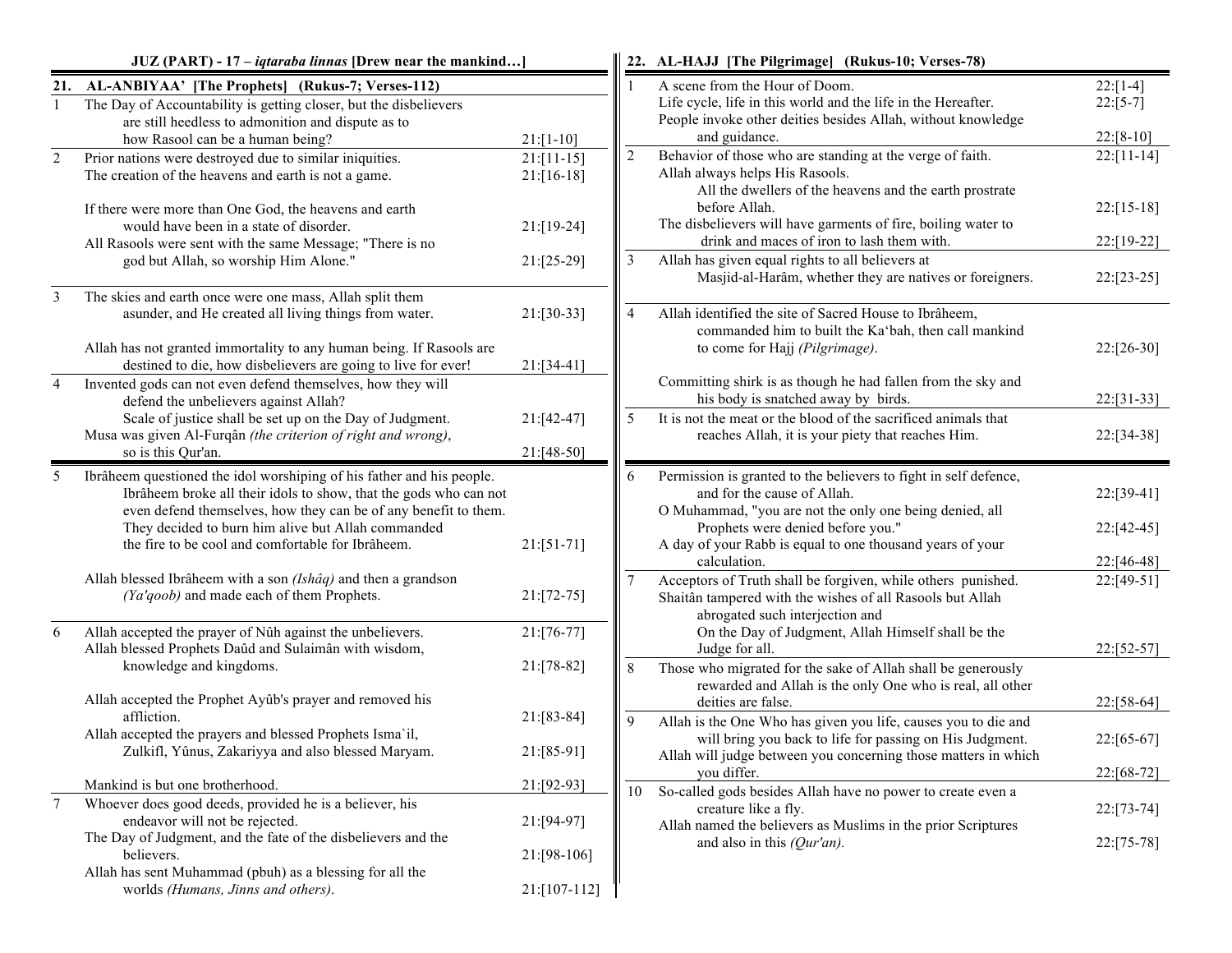### JUZ (PART) - 17 – *iqtaraba linnas* [Drew near the mankind…]

#### 21. AL-ANBIYAA' [The Prophets] (Rukus-7; Verses-112)

| Ruku | Content | Verses |
|---|---|---|
| 1 | The Day of Accountability is getting closer, but the disbelievers are still heedless to admonition and dispute as to how Rasool can be a human being? | 21:[1-10] |
| 2 | Prior nations were destroyed due to similar iniquities. | 21:[11-15] |
| | The creation of the heavens and earth is not a game. | 21:[16-18] |
| | If there were more than One God, the heavens and earth would have been in a state of disorder. | 21:[19-24] |
| | All Rasools were sent with the same Message; "There is no god but Allah, so worship Him Alone." | 21:[25-29] |
| 3 | The skies and earth once were one mass, Allah split them asunder, and He created all living things from water. | 21:[30-33] |
| | Allah has not granted immortality to any human being. If Rasools are destined to die, how disbelievers are going to live for ever! | 21:[34-41] |
| 4 | Invented gods can not even defend themselves, how they will defend the unbelievers against Allah? Scale of justice shall be set up on the Day of Judgment. | 21:[42-47] |
| | Musa was given Al-Furqân *(the criterion of right and wrong)*, so is this Qur'an. | 21:[48-50] |
| 5 | Ibrâheem questioned the idol worshiping of his father and his people. Ibrâheem broke all their idols to show, that the gods who can not even defend themselves, how they can be of any benefit to them. They decided to burn him alive but Allah commanded the fire to be cool and comfortable for Ibrâheem. | 21:[51-71] |
| | Allah blessed Ibrâheem with a son *(Ishâq)* and then a grandson *(Ya'qoob)* and made each of them Prophets. | 21:[72-75] |
| 6 | Allah accepted the prayer of Nûh against the unbelievers. | 21:[76-77] |
| | Allah blessed Prophets Daûd and Sulaimân with wisdom, knowledge and kingdoms. | 21:[78-82] |
| | Allah accepted the Prophet Ayûb's prayer and removed his affliction. | 21:[83-84] |
| | Allah accepted the prayers and blessed Prophets Isma`il, Zulkifl, Yûnus, Zakariyya and also blessed Maryam. | 21:[85-91] |
| | Mankind is but one brotherhood. | 21:[92-93] |
| 7 | Whoever does good deeds, provided he is a believer, his endeavor will not be rejected. | 21:[94-97] |
| | The Day of Judgment, and the fate of the disbelievers and the believers. | 21:[98-106] |
| | Allah has sent Muhammad (pbuh) as a blessing for all the worlds *(Humans, Jinns and others)*. | 21:[107-112] |

#### 22. AL-HAJJ [The Pilgrimage] (Rukus-10; Verses-78)

| Ruku | Content | Verses |
|---|---|---|
| 1 | A scene from the Hour of Doom. | 22:[1-4] |
| | Life cycle, life in this world and the life in the Hereafter. | 22:[5-7] |
| | People invoke other deities besides Allah, without knowledge and guidance. | 22:[8-10] |
| 2 | Behavior of those who are standing at the verge of faith. | 22:[11-14] |
| | Allah always helps His Rasools. All the dwellers of the heavens and the earth prostrate before Allah. | 22:[15-18] |
| | The disbelievers will have garments of fire, boiling water to drink and maces of iron to lash them with. | 22:[19-22] |
| 3 | Allah has given equal rights to all believers at Masjid-al-Harâm, whether they are natives or foreigners. | 22:[23-25] |
| 4 | Allah identified the site of Sacred House to Ibrâheem, commanded him to built the Ka'bah, then call mankind to come for Hajj *(Pilgrimage)*. | 22:[26-30] |
| | Committing shirk is as though he had fallen from the sky and his body is snatched away by birds. | 22:[31-33] |
| 5 | It is not the meat or the blood of the sacrificed animals that reaches Allah, it is your piety that reaches Him. | 22:[34-38] |
| 6 | Permission is granted to the believers to fight in self defence, and for the cause of Allah. | 22:[39-41] |
| | O Muhammad, "you are not the only one being denied, all Prophets were denied before you." | 22:[42-45] |
| | A day of your Rabb is equal to one thousand years of your calculation. | 22:[46-48] |
| 7 | Acceptors of Truth shall be forgiven, while others punished. | 22:[49-51] |
| | Shaitân tampered with the wishes of all Rasools but Allah abrogated such interjection and On the Day of Judgment, Allah Himself shall be the Judge for all. | 22:[52-57] |
| 8 | Those who migrated for the sake of Allah shall be generously rewarded and Allah is the only One who is real, all other deities are false. | 22:[58-64] |
| 9 | Allah is the One Who has given you life, causes you to die and will bring you back to life for passing on His Judgment. | 22:[65-67] |
| | Allah will judge between you concerning those matters in which you differ. | 22:[68-72] |
| 10 | So-called gods besides Allah have no power to create even a creature like a fly. | 22:[73-74] |
| | Allah named the believers as Muslims in the prior Scriptures and also in this *(Qur'an)*. | 22:[75-78] |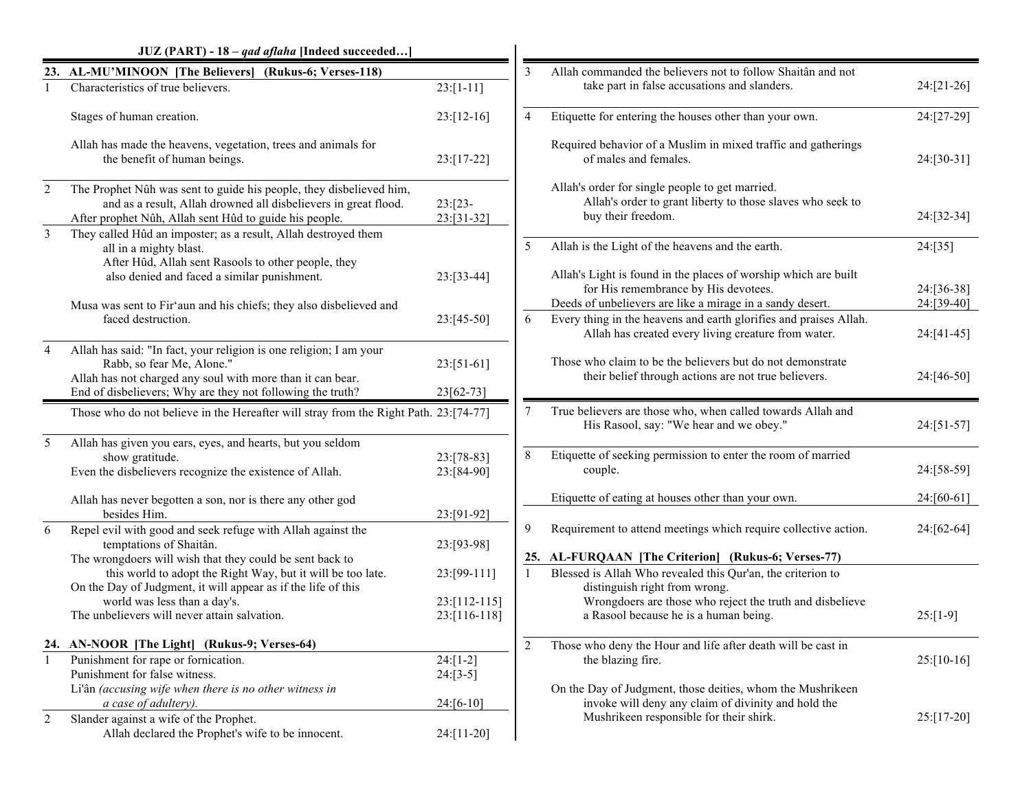**JUZ (PART) - 18 – *qad aflaha* [Indeed succeeded…]**

### 23. AL-MU'MINOON [The Believers] (Rukus-6; Verses-118)

| Ruku | Topic | Verses |
|---|---|---|
| 1 | Characteristics of true believers. | 23:[1-11] |
| | Stages of human creation. | 23:[12-16] |
| | Allah has made the heavens, vegetation, trees and animals for the benefit of human beings. | 23:[17-22] |
| 2 | The Prophet Nûh was sent to guide his people, they disbelieved him, and as a result, Allah drowned all disbelievers in great flood. | 23:[23- |
| | After prophet Nûh, Allah sent Hûd to guide his people. | 23:[31-32] |
| 3 | They called Hûd an imposter; as a result, Allah destroyed them all in a mighty blast. After Hûd, Allah sent Rasools to other people, they also denied and faced a similar punishment. | 23:[33-44] |
| | Musa was sent to Fir'aun and his chiefs; they also disbelieved and faced destruction. | 23:[45-50] |
| 4 | Allah has said: "In fact, your religion is one religion; I am your Rabb, so fear Me, Alone." | 23:[51-61] |
| | Allah has not charged any soul with more than it can bear. End of disbelievers; Why are they not following the truth? | 23[62-73] |
| | Those who do not believe in the Hereafter will stray from the Right Path. | 23:[74-77] |
| 5 | Allah has given you ears, eyes, and hearts, but you seldom show gratitude. | 23:[78-83] |
| | Even the disbelievers recognize the existence of Allah. | 23:[84-90] |
| | Allah has never begotten a son, nor is there any other god besides Him. | 23:[91-92] |
| 6 | Repel evil with good and seek refuge with Allah against the temptations of Shaitân. | 23:[93-98] |
| | The wrongdoers will wish that they could be sent back to this world to adopt the Right Way, but it will be too late. | 23:[99-111] |
| | On the Day of Judgment, it will appear as if the life of this world was less than a day's. | 23:[112-115] |
| | The unbelievers will never attain salvation. | 23:[116-118] |

### 24. AN-NOOR [The Light] (Rukus-9; Verses-64)

| Ruku | Topic | Verses |
|---|---|---|
| 1 | Punishment for rape or fornication. | 24:[1-2] |
| | Punishment for false witness. | 24:[3-5] |
| | Li'ân *(accusing wife when there is no other witness in a case of adultery).* | 24:[6-10] |
| 2 | Slander against a wife of the Prophet. Allah declared the Prophet's wife to be innocent. | 24:[11-20] |
| 3 | Allah commanded the believers not to follow Shaitân and not take part in false accusations and slanders. | 24:[21-26] |
| 4 | Etiquette for entering the houses other than your own. | 24:[27-29] |
| | Required behavior of a Muslim in mixed traffic and gatherings of males and females. | 24:[30-31] |
| | Allah's order for single people to get married. Allah's order to grant liberty to those slaves who seek to buy their freedom. | 24:[32-34] |
| 5 | Allah is the Light of the heavens and the earth. | 24:[35] |
| | Allah's Light is found in the places of worship which are built for His remembrance by His devotees. | 24:[36-38] |
| | Deeds of unbelievers are like a mirage in a sandy desert. | 24:[39-40] |
| 6 | Every thing in the heavens and earth glorifies and praises Allah. Allah has created every living creature from water. | 24:[41-45] |
| | Those who claim to be the believers but do not demonstrate their belief through actions are not true believers. | 24:[46-50] |
| 7 | True believers are those who, when called towards Allah and His Rasool, say: "We hear and we obey." | 24:[51-57] |
| 8 | Etiquette of seeking permission to enter the room of married couple. | 24:[58-59] |
| | Etiquette of eating at houses other than your own. | 24:[60-61] |
| 9 | Requirement to attend meetings which require collective action. | 24:[62-64] |

### 25. AL-FURQAAN [The Criterion] (Rukus-6; Verses-77)

| Ruku | Topic | Verses |
|---|---|---|
| 1 | Blessed is Allah Who revealed this Qur'an, the criterion to distinguish right from wrong. Wrongdoers are those who reject the truth and disbelieve a Rasool because he is a human being. | 25:[1-9] |
| 2 | Those who deny the Hour and life after death will be cast in the blazing fire. | 25:[10-16] |
| | On the Day of Judgment, those deities, whom the Mushrikeen invoke will deny any claim of divinity and hold the Mushrikeen responsible for their shirk. | 25:[17-20] |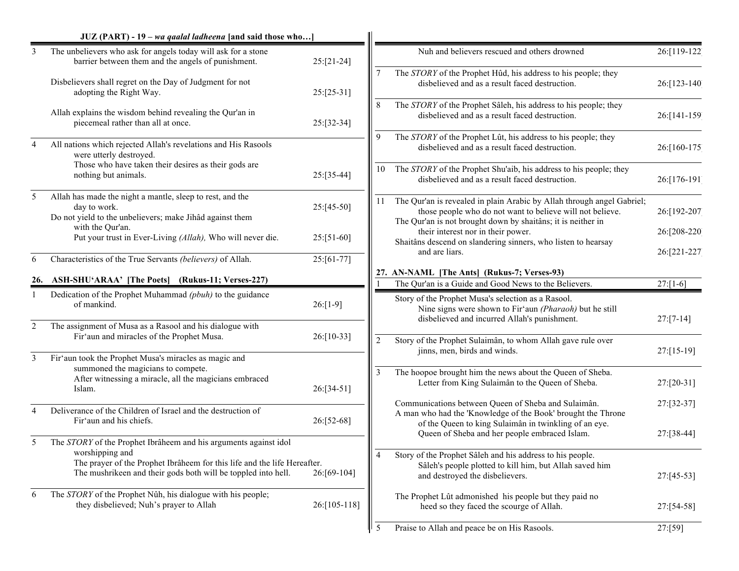## JUZ (PART) - 19 – *wa qaalal ladheena* [and said those who…]

| Ruku | Subject | Verses |
|---|---|---|
| 3 | The unbelievers who ask for angels today will ask for a stone barrier between them and the angels of punishment. | 25:[21-24] |
| | Disbelievers shall regret on the Day of Judgment for not adopting the Right Way. | 25:[25-31] |
| | Allah explains the wisdom behind revealing the Qur'an in piecemeal rather than all at once. | 25:[32-34] |
| 4 | All nations which rejected Allah's revelations and His Rasools were utterly destroyed. Those who have taken their desires as their gods are nothing but animals. | 25:[35-44] |
| 5 | Allah has made the night a mantle, sleep to rest, and the day to work. | 25:[45-50] |
| | Do not yield to the unbelievers; make Jihâd against them with the Qur'an. Put your trust in Ever-Living *(Allah),* Who will never die. | 25:[51-60] |
| 6 | Characteristics of the True Servants *(believers)* of Allah. | 25:[61-77] |

### 26. ASH-SHU'ARAA' [The Poets] (Rukus-11; Verses-227)

| Ruku | Subject | Verses |
|---|---|---|
| 1 | Dedication of the Prophet Muhammad *(pbuh)* to the guidance of mankind. | 26:[1-9] |
| 2 | The assignment of Musa as a Rasool and his dialogue with Fir'aun and miracles of the Prophet Musa. | 26:[10-33] |
| 3 | Fir'aun took the Prophet Musa's miracles as magic and summoned the magicians to compete. After witnessing a miracle, all the magicians embraced Islam. | 26:[34-51] |
| 4 | Deliverance of the Children of Israel and the destruction of Fir'aun and his chiefs. | 26:[52-68] |
| 5 | The *STORY* of the Prophet Ibrâheem and his arguments against idol worshipping and The prayer of the Prophet Ibrâheem for this life and the life Hereafter. The mushrikeen and their gods both will be toppled into hell. | 26:[69-104] |
| 6 | The *STORY* of the Prophet Nûh, his dialogue with his people; they disbelieved; Nuh's prayer to Allah | 26:[105-118] |
| | Nuh and believers rescued and others drowned | 26:[119-122] |
| 7 | The *STORY* of the Prophet Hûd, his address to his people; they disbelieved and as a result faced destruction. | 26:[123-140] |
| 8 | The *STORY* of the Prophet Sâleh, his address to his people; they disbelieved and as a result faced destruction. | 26:[141-159] |
| 9 | The *STORY* of the Prophet Lût, his address to his people; they disbelieved and as a result faced destruction. | 26:[160-175] |
| 10 | The *STORY* of the Prophet Shu'aib, his address to his people; they disbelieved and as a result faced destruction. | 26:[176-191] |
| 11 | The Qur'an is revealed in plain Arabic by Allah through angel Gabriel; those people who do not want to believe will not believe. | 26:[192-207] |
| | The Qur'an is not brought down by shaitâns; it is neither in their interest nor in their power. | 26:[208-220] |
| | Shaitâns descend on slandering sinners, who listen to hearsay and are liars. | 26:[221-227] |

### 27. AN-NAML [The Ants] (Rukus-7; Verses-93)

| Ruku | Subject | Verses |
|---|---|---|
| 1 | The Qur'an is a Guide and Good News to the Believers. | 27:[1-6] |
| | Story of the Prophet Musa's selection as a Rasool. Nine signs were shown to Fir'aun *(Pharaoh)* but he still disbelieved and incurred Allah's punishment. | 27:[7-14] |
| 2 | Story of the Prophet Sulaimân, to whom Allah gave rule over jinns, men, birds and winds. | 27:[15-19] |
| 3 | The hoopoe brought him the news about the Queen of Sheba. Letter from King Sulaimân to the Queen of Sheba. | 27:[20-31] |
| | Communications between Queen of Sheba and Sulaimân. | 27:[32-37] |
| | A man who had the 'Knowledge of the Book' brought the Throne of the Queen to king Sulaimân in twinkling of an eye. Queen of Sheba and her people embraced Islam. | 27:[38-44] |
| 4 | Story of the Prophet Sâleh and his address to his people. Sâleh's people plotted to kill him, but Allah saved him and destroyed the disbelievers. | 27:[45-53] |
| | The Prophet Lût admonished his people but they paid no heed so they faced the scourge of Allah. | 27:[54-58] |
| 5 | Praise to Allah and peace be on His Rasools. | 27:[59] |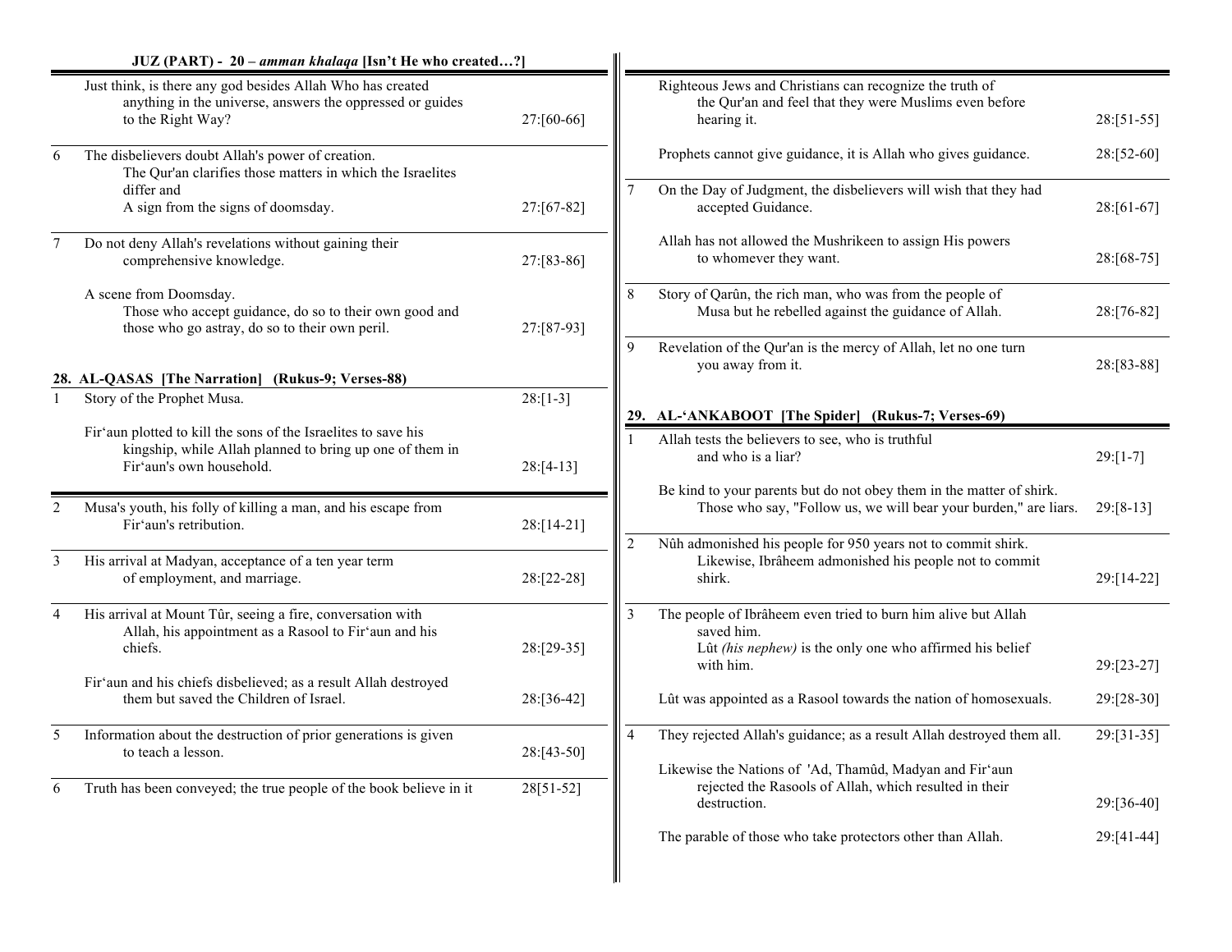## JUZ (PART) - 20 – *amman khalaqa* [Isn't He who created…?]

| Ruku | Subject | Verses |
|---|---|---|
| | Just think, is there any god besides Allah Who has created anything in the universe, answers the oppressed or guides to the Right Way? | 27:[60-66] |
| 6 | The disbelievers doubt Allah's power of creation. The Qur'an clarifies those matters in which the Israelites differ and A sign from the signs of doomsday. | 27:[67-82] |
| 7 | Do not deny Allah's revelations without gaining their comprehensive knowledge. | 27:[83-86] |
| | A scene from Doomsday. Those who accept guidance, do so to their own good and those who go astray, do so to their own peril. | 27:[87-93] |

### 28. AL-QASAS [The Narration] (Rukus-9; Verses-88)

| Ruku | Subject | Verses |
|---|---|---|
| 1 | Story of the Prophet Musa. | 28:[1-3] |
| | Fir'aun plotted to kill the sons of the Israelites to save his kingship, while Allah planned to bring up one of them in Fir'aun's own household. | 28:[4-13] |
| 2 | Musa's youth, his folly of killing a man, and his escape from Fir'aun's retribution. | 28:[14-21] |
| 3 | His arrival at Madyan, acceptance of a ten year term of employment, and marriage. | 28:[22-28] |
| 4 | His arrival at Mount Tûr, seeing a fire, conversation with Allah, his appointment as a Rasool to Fir'aun and his chiefs. | 28:[29-35] |
| | Fir'aun and his chiefs disbelieved; as a result Allah destroyed them but saved the Children of Israel. | 28:[36-42] |
| 5 | Information about the destruction of prior generations is given to teach a lesson. | 28:[43-50] |
| 6 | Truth has been conveyed; the true people of the book believe in it | 28[51-52] |
| | Righteous Jews and Christians can recognize the truth of the Qur'an and feel that they were Muslims even before hearing it. | 28:[51-55] |
| | Prophets cannot give guidance, it is Allah who gives guidance. | 28:[52-60] |
| 7 | On the Day of Judgment, the disbelievers will wish that they had accepted Guidance. | 28:[61-67] |
| | Allah has not allowed the Mushrikeen to assign His powers to whomever they want. | 28:[68-75] |
| 8 | Story of Qarûn, the rich man, who was from the people of Musa but he rebelled against the guidance of Allah. | 28:[76-82] |
| 9 | Revelation of the Qur'an is the mercy of Allah, let no one turn you away from it. | 28:[83-88] |

### 29. AL-'ANKABOOT [The Spider] (Rukus-7; Verses-69)

| Ruku | Subject | Verses |
|---|---|---|
| 1 | Allah tests the believers to see, who is truthful and who is a liar? | 29:[1-7] |
| | Be kind to your parents but do not obey them in the matter of shirk. Those who say, "Follow us, we will bear your burden," are liars. | 29:[8-13] |
| 2 | Nûh admonished his people for 950 years not to commit shirk. Likewise, Ibrâheem admonished his people not to commit shirk. | 29:[14-22] |
| 3 | The people of Ibrâheem even tried to burn him alive but Allah saved him. Lût *(his nephew)* is the only one who affirmed his belief with him. | 29:[23-27] |
| | Lût was appointed as a Rasool towards the nation of homosexuals. | 29:[28-30] |
| 4 | They rejected Allah's guidance; as a result Allah destroyed them all. | 29:[31-35] |
| | Likewise the Nations of 'Ad, Thamûd, Madyan and Fir'aun rejected the Rasools of Allah, which resulted in their destruction. | 29:[36-40] |
| | The parable of those who take protectors other than Allah. | 29:[41-44] |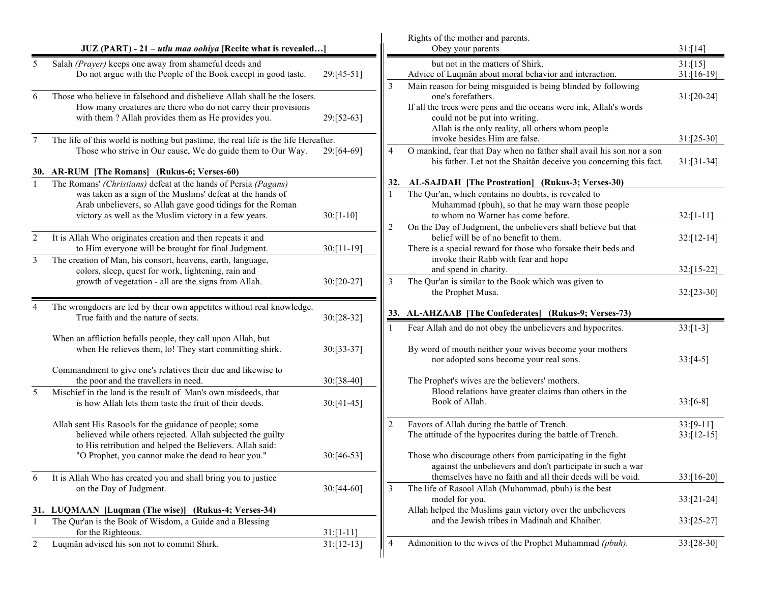## JUZ (PART) - 21 – *utlu maa oohiya* [Recite what is revealed…]

| Ruku | Subject | Verses |
|---|---|---|
| 5 | Salah *(Prayer)* keeps one away from shameful deeds and Do not argue with the People of the Book except in good taste. | 29:[45-51] |
| 6 | Those who believe in falsehood and disbelieve Allah shall be the losers. How many creatures are there who do not carry their provisions with them ? Allah provides them as He provides you. | 29:[52-63] |
| 7 | The life of this world is nothing but pastime, the real life is the life Hereafter. Those who strive in Our cause, We do guide them to Our Way. | 29:[64-69] |

### 30. AR-RUM [The Romans] (Rukus-6; Verses-60)

| Ruku | Subject | Verses |
|---|---|---|
| 1 | The Romans' *(Christians)* defeat at the hands of Persia *(Pagans)* was taken as a sign of the Muslims' defeat at the hands of Arab unbelievers, so Allah gave good tidings for the Roman victory as well as the Muslim victory in a few years. | 30:[1-10] |
| 2 | It is Allah Who originates creation and then repeats it and to Him everyone will be brought for final Judgment. | 30:[11-19] |
| 3 | The creation of Man, his consort, heavens, earth, language, colors, sleep, quest for work, lightening, rain and growth of vegetation - all are the signs from Allah. | 30:[20-27] |
| 4 | The wrongdoers are led by their own appetites without real knowledge. True faith and the nature of sects. | 30:[28-32] |
| | When an affliction befalls people, they call upon Allah, but when He relieves them, lo! They start committing shirk. | 30:[33-37] |
| | Commandment to give one's relatives their due and likewise to the poor and the travellers in need. | 30:[38-40] |
| 5 | Mischief in the land is the result of Man's own misdeeds, that is how Allah lets them taste the fruit of their deeds. | 30:[41-45] |
| | Allah sent His Rasools for the guidance of people; some believed while others rejected. Allah subjected the guilty to His retribution and helped the Believers. Allah said: "O Prophet, you cannot make the dead to hear you." | 30:[46-53] |
| 6 | It is Allah Who has created you and shall bring you to justice on the Day of Judgment. | 30:[44-60] |

### 31. LUQMAAN [Luqman (The wise)] (Rukus-4; Verses-34)

| Ruku | Subject | Verses |
|---|---|---|
| 1 | The Qur'an is the Book of Wisdom, a Guide and a Blessing for the Righteous. | 31:[1-11] |
| 2 | Luqmân advised his son not to commit Shirk. | 31:[12-13] |
| | Rights of the mother and parents. Obey your parents | 31:[14] |
| | but not in the matters of Shirk. | 31:[15] |
| | Advice of Luqmân about moral behavior and interaction. | 31:[16-19] |
| 3 | Main reason for being misguided is being blinded by following one's forefathers. | 31:[20-24] |
| | If all the trees were pens and the oceans were ink, Allah's words could not be put into writing. Allah is the only reality, all others whom people invoke besides Him are false. | 31:[25-30] |
| 4 | O mankind, fear that Day when no father shall avail his son nor a son his father. Let not the Shaitân deceive you concerning this fact. | 31:[31-34] |

### 32. AL-SAJDAH [The Prostration] (Rukus-3; Verses-30)

| Ruku | Subject | Verses |
|---|---|---|
| 1 | The Qur'an, which contains no doubts, is revealed to Muhammad (pbuh), so that he may warn those people to whom no Warner has come before. | 32:[1-11] |
| 2 | On the Day of Judgment, the unbelievers shall believe but that belief will be of no benefit to them. | 32:[12-14] |
| | There is a special reward for those who forsake their beds and invoke their Rabb with fear and hope and spend in charity. | 32:[15-22] |
| 3 | The Qur'an is similar to the Book which was given to the Prophet Musa. | 32:[23-30] |

### 33. AL-AHZAAB [The Confederates] (Rukus-9; Verses-73)

| Ruku | Subject | Verses |
|---|---|---|
| 1 | Fear Allah and do not obey the unbelievers and hypocrites. | 33:[1-3] |
| | By word of mouth neither your wives become your mothers nor adopted sons become your real sons. | 33:[4-5] |
| | The Prophet's wives are the believers' mothers. Blood relations have greater claims than others in the Book of Allah. | 33:[6-8] |
| 2 | Favors of Allah during the battle of Trench. | 33:[9-11] |
| | The attitude of the hypocrites during the battle of Trench. | 33:[12-15] |
| | Those who discourage others from participating in the fight against the unbelievers and don't participate in such a war themselves have no faith and all their deeds will be void. | 33:[16-20] |
| 3 | The life of Rasool Allah (Muhammad, pbuh) is the best model for you. | 33:[21-24] |
| | Allah helped the Muslims gain victory over the unbelievers and the Jewish tribes in Madinah and Khaiber. | 33:[25-27] |
| 4 | Admonition to the wives of the Prophet Muhammad *(pbuh).* | 33:[28-30] |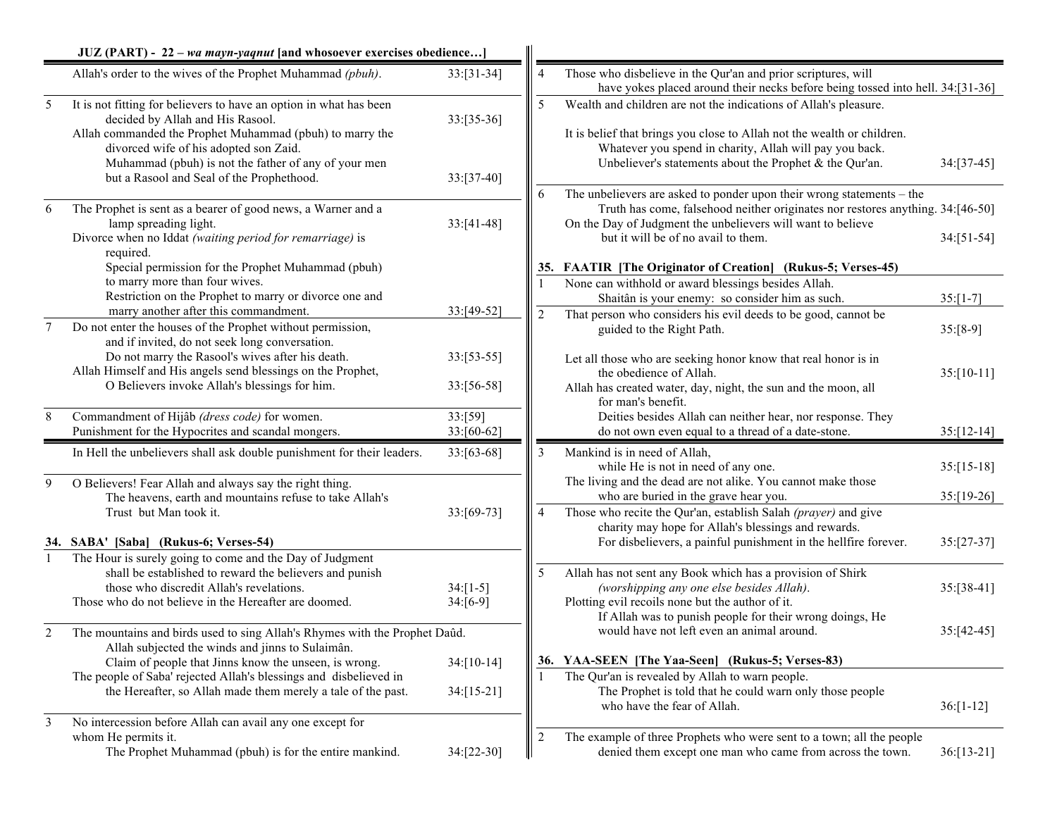**JUZ (PART) - 22 – *wa mayn-yaqnut* [and whosoever exercises obedience…]**

| Ruku | Contents | Verses |
|---|---|---|
| | Allah's order to the wives of the Prophet Muhammad *(pbuh)*. | 33:[31-34] |
| 5 | It is not fitting for believers to have an option in what has been decided by Allah and His Rasool. | 33:[35-36] |
| | Allah commanded the Prophet Muhammad (pbuh) to marry the divorced wife of his adopted son Zaid. Muhammad (pbuh) is not the father of any of your men but a Rasool and Seal of the Prophethood. | 33:[37-40] |
| 6 | The Prophet is sent as a bearer of good news, a Warner and a lamp spreading light. | 33:[41-48] |
| | Divorce when no Iddat *(waiting period for remarriage)* is required. Special permission for the Prophet Muhammad (pbuh) to marry more than four wives. Restriction on the Prophet to marry or divorce one and marry another after this commandment. | 33:[49-52] |
| 7 | Do not enter the houses of the Prophet without permission, and if invited, do not seek long conversation. Do not marry the Rasool's wives after his death. | 33:[53-55] |
| | Allah Himself and His angels send blessings on the Prophet, O Believers invoke Allah's blessings for him. | 33:[56-58] |
| 8 | Commandment of Hijâb *(dress code)* for women. | 33:[59] |
| | Punishment for the Hypocrites and scandal mongers. | 33:[60-62] |
| | In Hell the unbelievers shall ask double punishment for their leaders. | 33:[63-68] |
| 9 | O Believers! Fear Allah and always say the right thing. The heavens, earth and mountains refuse to take Allah's Trust but Man took it. | 33:[69-73] |

### 34. SABA' [Saba] (Rukus-6; Verses-54)

| Ruku | Contents | Verses |
|---|---|---|
| 1 | The Hour is surely going to come and the Day of Judgment shall be established to reward the believers and punish those who discredit Allah's revelations. | 34:[1-5] |
| | Those who do not believe in the Hereafter are doomed. | 34:[6-9] |
| 2 | The mountains and birds used to sing Allah's Rhymes with the Prophet Daûd. Allah subjected the winds and jinns to Sulaimân. Claim of people that Jinns know the unseen, is wrong. | 34:[10-14] |
| | The people of Saba' rejected Allah's blessings and disbelieved in the Hereafter, so Allah made them merely a tale of the past. | 34:[15-21] |
| 3 | No intercession before Allah can avail any one except for whom He permits it. The Prophet Muhammad (pbuh) is for the entire mankind. | 34:[22-30] |
| 4 | Those who disbelieve in the Qur'an and prior scriptures, will have yokes placed around their necks before being tossed into hell. | 34:[31-36] |
| 5 | Wealth and children are not the indications of Allah's pleasure. It is belief that brings you close to Allah not the wealth or children. Whatever you spend in charity, Allah will pay you back. Unbeliever's statements about the Prophet & the Qur'an. | 34:[37-45] |
| 6 | The unbelievers are asked to ponder upon their wrong statements – the Truth has come, falsehood neither originates nor restores anything. | 34:[46-50] |
| | On the Day of Judgment the unbelievers will want to believe but it will be of no avail to them. | 34:[51-54] |

### 35. FAATIR [The Originator of Creation] (Rukus-5; Verses-45)

| Ruku | Contents | Verses |
|---|---|---|
| 1 | None can withhold or award blessings besides Allah. Shaitân is your enemy: so consider him as such. | 35:[1-7] |
| 2 | That person who considers his evil deeds to be good, cannot be guided to the Right Path. | 35:[8-9] |
| | Let all those who are seeking honor know that real honor is in the obedience of Allah. | 35:[10-11] |
| | Allah has created water, day, night, the sun and the moon, all for man's benefit. Deities besides Allah can neither hear, nor response. They do not own even equal to a thread of a date-stone. | 35:[12-14] |
| 3 | Mankind is in need of Allah, while He is not in need of any one. | 35:[15-18] |
| | The living and the dead are not alike. You cannot make those who are buried in the grave hear you. | 35:[19-26] |
| 4 | Those who recite the Qur'an, establish Salah *(prayer)* and give charity may hope for Allah's blessings and rewards. For disbelievers, a painful punishment in the hellfire forever. | 35:[27-37] |
| 5 | Allah has not sent any Book which has a provision of Shirk *(worshipping any one else besides Allah)*. | 35:[38-41] |
| | Plotting evil recoils none but the author of it. If Allah was to punish people for their wrong doings, He would have not left even an animal around. | 35:[42-45] |

### 36. YAA-SEEN [The Yaa-Seen] (Rukus-5; Verses-83)

| Ruku | Contents | Verses |
|---|---|---|
| 1 | The Qur'an is revealed by Allah to warn people. The Prophet is told that he could warn only those people who have the fear of Allah. | 36:[1-12] |
| 2 | The example of three Prophets who were sent to a town; all the people denied them except one man who came from across the town. | 36:[13-21] |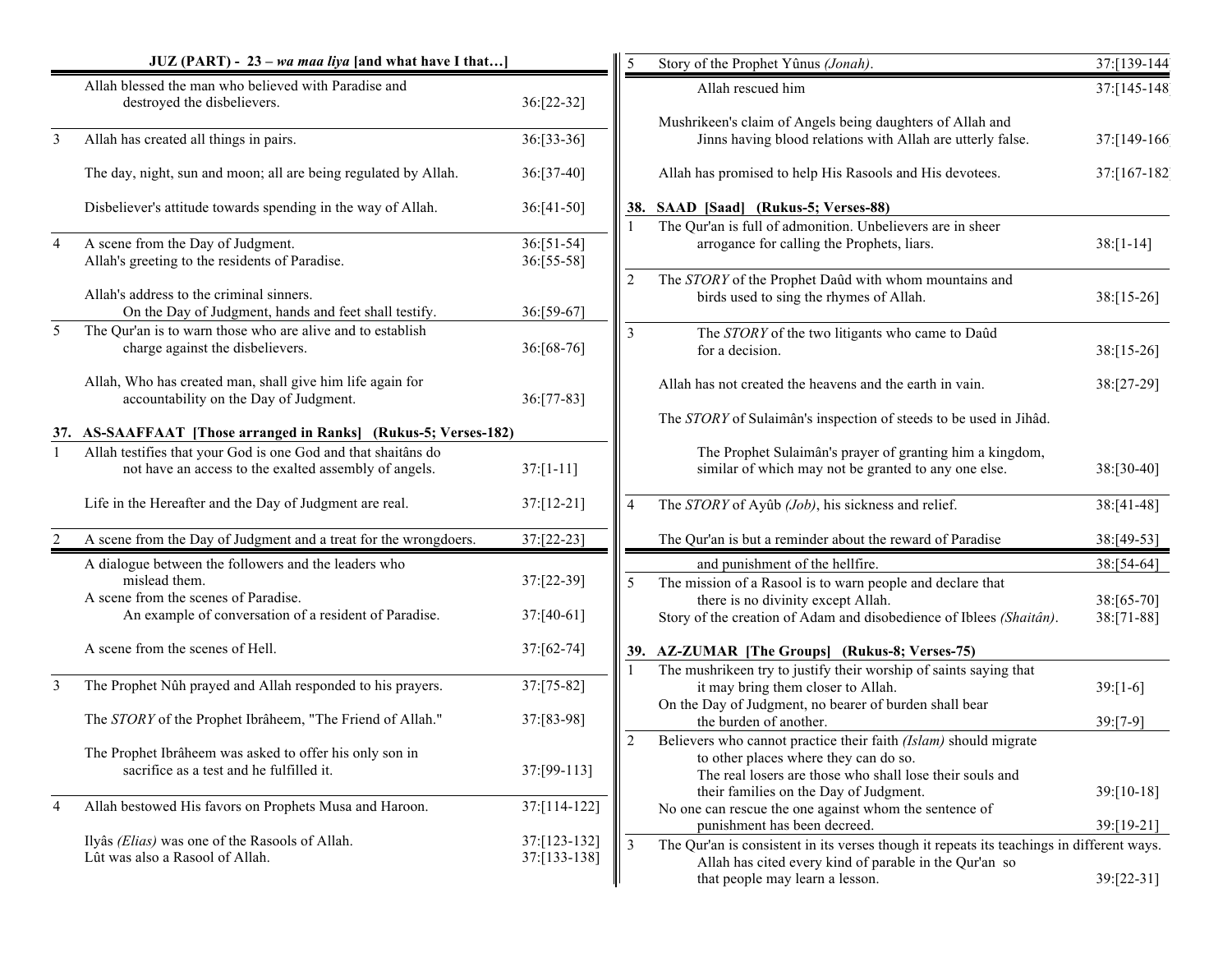## JUZ (PART) - 23 – *wa maa liya* [and what have I that…]

| Ruku | Subject | Verses |
|---|---|---|
| | Allah blessed the man who believed with Paradise and destroyed the disbelievers. | 36:[22-32] |
| 3 | Allah has created all things in pairs. | 36:[33-36] |
| | The day, night, sun and moon; all are being regulated by Allah. | 36:[37-40] |
| | Disbeliever's attitude towards spending in the way of Allah. | 36:[41-50] |
| 4 | A scene from the Day of Judgment. | 36:[51-54] |
| | Allah's greeting to the residents of Paradise. | 36:[55-58] |
| | Allah's address to the criminal sinners. On the Day of Judgment, hands and feet shall testify. | 36:[59-67] |
| 5 | The Qur'an is to warn those who are alive and to establish charge against the disbelievers. | 36:[68-76] |
| | Allah, Who has created man, shall give him life again for accountability on the Day of Judgment. | 36:[77-83] |

### 37. AS-SAAFFAAT [Those arranged in Ranks] (Rukus-5; Verses-182)

| Ruku | Subject | Verses |
|---|---|---|
| 1 | Allah testifies that your God is one God and that shaitâns do not have an access to the exalted assembly of angels. | 37:[1-11] |
| | Life in the Hereafter and the Day of Judgment are real. | 37:[12-21] |
| 2 | A scene from the Day of Judgment and a treat for the wrongdoers. | 37:[22-23] |
| | A dialogue between the followers and the leaders who mislead them. | 37:[22-39] |
| | A scene from the scenes of Paradise. An example of conversation of a resident of Paradise. | 37:[40-61] |
| | A scene from the scenes of Hell. | 37:[62-74] |
| 3 | The Prophet Nûh prayed and Allah responded to his prayers. | 37:[75-82] |
| | The *STORY* of the Prophet Ibrâheem, "The Friend of Allah." | 37:[83-98] |
| | The Prophet Ibrâheem was asked to offer his only son in sacrifice as a test and he fulfilled it. | 37:[99-113] |
| 4 | Allah bestowed His favors on Prophets Musa and Haroon. | 37:[114-122] |
| | Ilyâs *(Elias)* was one of the Rasools of Allah. | 37:[123-132] |
| | Lût was also a Rasool of Allah. | 37:[133-138] |
| 5 | Story of the Prophet Yûnus *(Jonah)*. | 37:[139-144] |
| | Allah rescued him | 37:[145-148] |
| | Mushrikeen's claim of Angels being daughters of Allah and Jinns having blood relations with Allah are utterly false. | 37:[149-166] |
| | Allah has promised to help His Rasools and His devotees. | 37:[167-182] |

### 38. SAAD [Saad] (Rukus-5; Verses-88)

| Ruku | Subject | Verses |
|---|---|---|
| 1 | The Qur'an is full of admonition. Unbelievers are in sheer arrogance for calling the Prophets, liars. | 38:[1-14] |
| 2 | The *STORY* of the Prophet Daûd with whom mountains and birds used to sing the rhymes of Allah. | 38:[15-26] |
| 3 | The *STORY* of the two litigants who came to Daûd for a decision. | 38:[15-26] |
| | Allah has not created the heavens and the earth in vain. | 38:[27-29] |
| | The *STORY* of Sulaimân's inspection of steeds to be used in Jihâd. The Prophet Sulaimân's prayer of granting him a kingdom, similar of which may not be granted to any one else. | 38:[30-40] |
| 4 | The *STORY* of Ayûb *(Job)*, his sickness and relief. | 38:[41-48] |
| | The Qur'an is but a reminder about the reward of Paradise | 38:[49-53] |
| | and punishment of the hellfire. | 38:[54-64] |
| 5 | The mission of a Rasool is to warn people and declare that there is no divinity except Allah. | 38:[65-70] |
| | Story of the creation of Adam and disobedience of Iblees *(Shaitân)*. | 38:[71-88] |

### 39. AZ-ZUMAR [The Groups] (Rukus-8; Verses-75)

| Ruku | Subject | Verses |
|---|---|---|
| 1 | The mushrikeen try to justify their worship of saints saying that it may bring them closer to Allah. | 39:[1-6] |
| | On the Day of Judgment, no bearer of burden shall bear the burden of another. | 39:[7-9] |
| 2 | Believers who cannot practice their faith *(Islam)* should migrate to other places where they can do so. The real losers are those who shall lose their souls and their families on the Day of Judgment. | 39:[10-18] |
| | No one can rescue the one against whom the sentence of punishment has been decreed. | 39:[19-21] |
| 3 | The Qur'an is consistent in its verses though it repeats its teachings in different ways. Allah has cited every kind of parable in the Qur'an so that people may learn a lesson. | 39:[22-31] |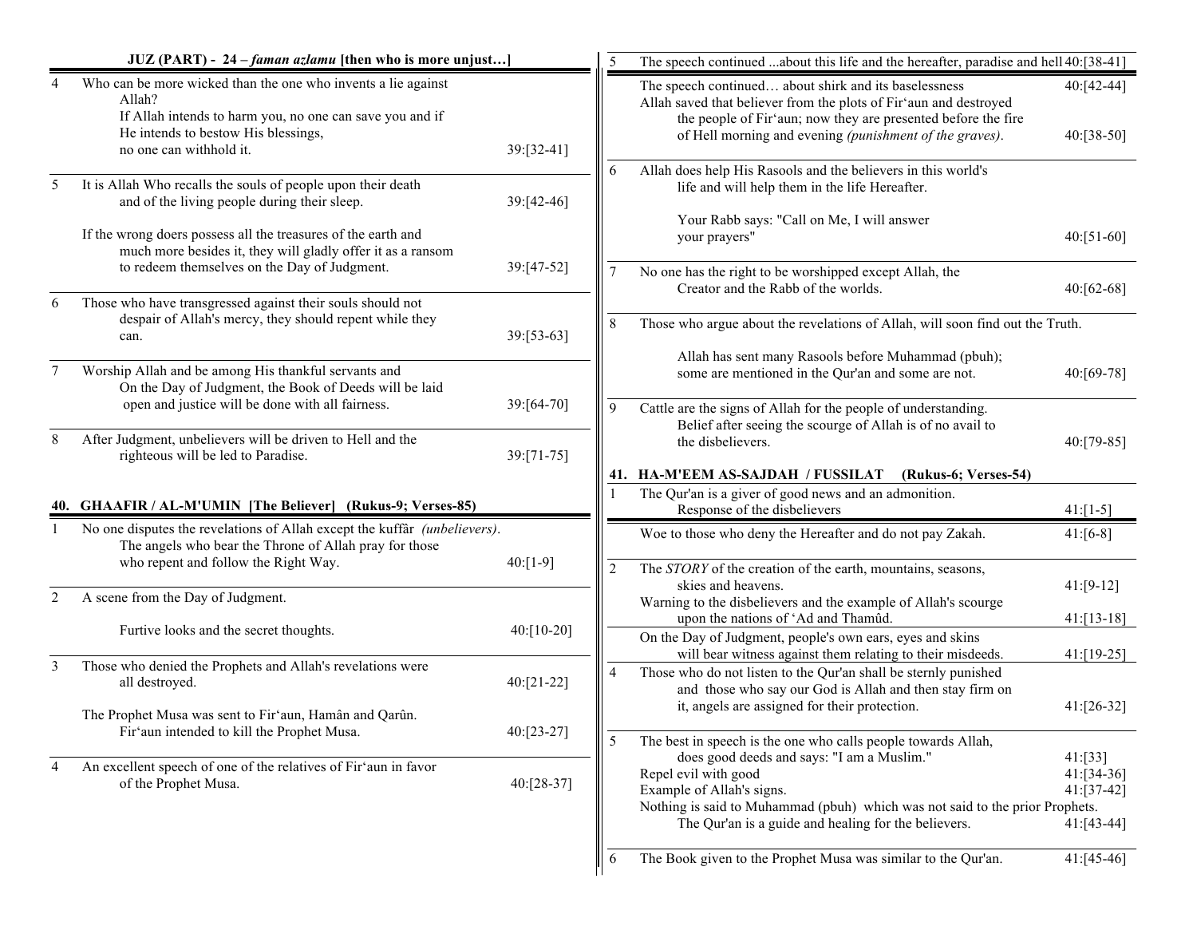## JUZ (PART) - 24 – *faman azlamu* [then who is more unjust…]

| | | |
|---|---|---|
| 4 | Who can be more wicked than the one who invents a lie against Allah? If Allah intends to harm you, no one can save you and if He intends to bestow His blessings, no one can withhold it. | 39:[32-41] |
| 5 | It is Allah Who recalls the souls of people upon their death and of the living people during their sleep. | 39:[42-46] |
| | If the wrong doers possess all the treasures of the earth and much more besides it, they will gladly offer it as a ransom to redeem themselves on the Day of Judgment. | 39:[47-52] |
| 6 | Those who have transgressed against their souls should not despair of Allah's mercy, they should repent while they can. | 39:[53-63] |
| 7 | Worship Allah and be among His thankful servants and On the Day of Judgment, the Book of Deeds will be laid open and justice will be done with all fairness. | 39:[64-70] |
| 8 | After Judgment, unbelievers will be driven to Hell and the righteous will be led to Paradise. | 39:[71-75] |

## 40. GHAAFIR / AL-M'UMIN [The Believer] (Rukus-9; Verses-85)

| | | |
|---|---|---|
| 1 | No one disputes the revelations of Allah except the kuffâr *(unbelievers)*. The angels who bear the Throne of Allah pray for those who repent and follow the Right Way. | 40:[1-9] |
| 2 | A scene from the Day of Judgment. Furtive looks and the secret thoughts. | 40:[10-20] |
| 3 | Those who denied the Prophets and Allah's revelations were all destroyed. | 40:[21-22] |
| | The Prophet Musa was sent to Fir'aun, Hamân and Qarûn. Fir'aun intended to kill the Prophet Musa. | 40:[23-27] |
| 4 | An excellent speech of one of the relatives of Fir'aun in favor of the Prophet Musa. | 40:[28-37] |
| 5 | The speech continued ...about this life and the hereafter, paradise and hell | 40:[38-41] |
| | The speech continued… about shirk and its baselessness | 40:[42-44] |
| | Allah saved that believer from the plots of Fir'aun and destroyed the people of Fir'aun; now they are presented before the fire of Hell morning and evening *(punishment of the graves)*. | 40:[38-50] |
| 6 | Allah does help His Rasools and the believers in this world's life and will help them in the life Hereafter. Your Rabb says: "Call on Me, I will answer your prayers" | 40:[51-60] |
| 7 | No one has the right to be worshipped except Allah, the Creator and the Rabb of the worlds. | 40:[62-68] |
| 8 | Those who argue about the revelations of Allah, will soon find out the Truth. Allah has sent many Rasools before Muhammad (pbuh); some are mentioned in the Qur'an and some are not. | 40:[69-78] |
| 9 | Cattle are the signs of Allah for the people of understanding. Belief after seeing the scourge of Allah is of no avail to the disbelievers. | 40:[79-85] |

## 41. HA-M'EEM AS-SAJDAH / FUSSILAT (Rukus-6; Verses-54)

| | | |
|---|---|---|
| 1 | The Qur'an is a giver of good news and an admonition. Response of the disbelievers | 41:[1-5] |
| | Woe to those who deny the Hereafter and do not pay Zakah. | 41:[6-8] |
| 2 | The *STORY* of the creation of the earth, mountains, seasons, skies and heavens. | 41:[9-12] |
| | Warning to the disbelievers and the example of Allah's scourge upon the nations of 'Ad and Thamûd. | 41:[13-18] |
| | On the Day of Judgment, people's own ears, eyes and skins will bear witness against them relating to their misdeeds. | 41:[19-25] |
| 4 | Those who do not listen to the Qur'an shall be sternly punished and those who say our God is Allah and then stay firm on it, angels are assigned for their protection. | 41:[26-32] |
| 5 | The best in speech is the one who calls people towards Allah, does good deeds and says: "I am a Muslim." | 41:[33] |
| | Repel evil with good | 41:[34-36] |
| | Example of Allah's signs. | 41:[37-42] |
| | Nothing is said to Muhammad (pbuh) which was not said to the prior Prophets. The Qur'an is a guide and healing for the believers. | 41:[43-44] |
| 6 | The Book given to the Prophet Musa was similar to the Qur'an. | 41:[45-46] |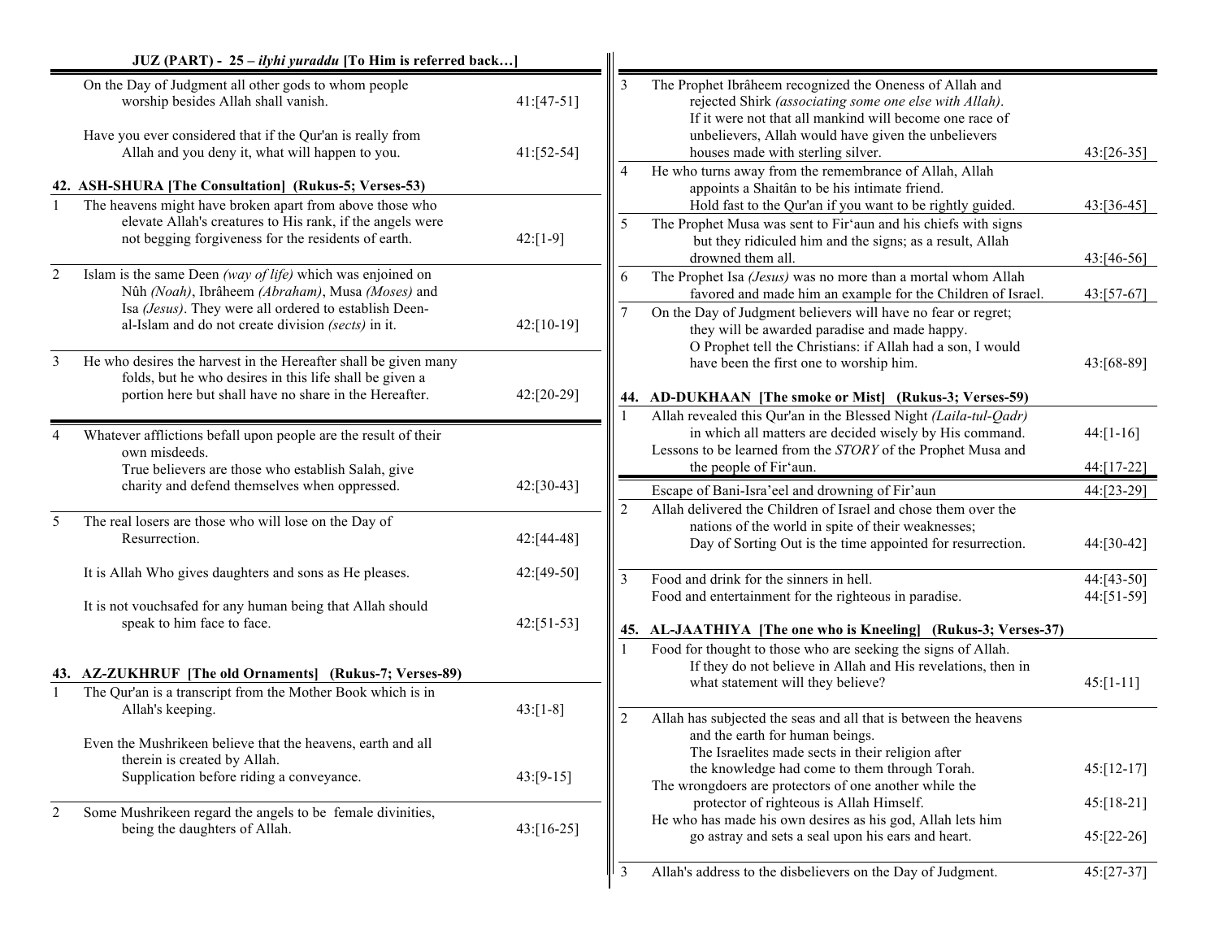## JUZ (PART) - 25 – *ilyhi yuraddu* [To Him is referred back…]

| | | |
|---|---|---|
| | On the Day of Judgment all other gods to whom people worship besides Allah shall vanish. | 41:[47-51] |
| | Have you ever considered that if the Qur'an is really from Allah and you deny it, what will happen to you. | 41:[52-54] |

### 42. ASH-SHURA [The Consultation] (Rukus-5; Verses-53)

| | | |
|---|---|---|
| 1 | The heavens might have broken apart from above those who elevate Allah's creatures to His rank, if the angels were not begging forgiveness for the residents of earth. | 42:[1-9] |
| 2 | Islam is the same Deen *(way of life)* which was enjoined on Nûh *(Noah)*, Ibrâheem *(Abraham)*, Musa *(Moses)* and Isa *(Jesus)*. They were all ordered to establish Deen-al-Islam and do not create division *(sects)* in it. | 42:[10-19] |
| 3 | He who desires the harvest in the Hereafter shall be given many folds, but he who desires in this life shall be given a portion here but shall have no share in the Hereafter. | 42:[20-29] |
| 4 | Whatever afflictions befall upon people are the result of their own misdeeds. True believers are those who establish Salah, give charity and defend themselves when oppressed. | 42:[30-43] |
| 5 | The real losers are those who will lose on the Day of Resurrection. | 42:[44-48] |
| | It is Allah Who gives daughters and sons as He pleases. | 42:[49-50] |
| | It is not vouchsafed for any human being that Allah should speak to him face to face. | 42:[51-53] |

### 43. AZ-ZUKHRUF [The old Ornaments] (Rukus-7; Verses-89)

| | | |
|---|---|---|
| 1 | The Qur'an is a transcript from the Mother Book which is in Allah's keeping. | 43:[1-8] |
| | Even the Mushrikeen believe that the heavens, earth and all therein is created by Allah. Supplication before riding a conveyance. | 43:[9-15] |
| 2 | Some Mushrikeen regard the angels to be female divinities, being the daughters of Allah. | 43:[16-25] |
| 3 | The Prophet Ibrâheem recognized the Oneness of Allah and rejected Shirk *(associating some one else with Allah)*. If it were not that all mankind will become one race of unbelievers, Allah would have given the unbelievers houses made with sterling silver. | 43:[26-35] |
| 4 | He who turns away from the remembrance of Allah, Allah appoints a Shaitân to be his intimate friend. Hold fast to the Qur'an if you want to be rightly guided. | 43:[36-45] |
| 5 | The Prophet Musa was sent to Fir'aun and his chiefs with signs but they ridiculed him and the signs; as a result, Allah drowned them all. | 43:[46-56] |
| 6 | The Prophet Isa *(Jesus)* was no more than a mortal whom Allah favored and made him an example for the Children of Israel. | 43:[57-67] |
| 7 | On the Day of Judgment believers will have no fear or regret; they will be awarded paradise and made happy. O Prophet tell the Christians: if Allah had a son, I would have been the first one to worship him. | 43:[68-89] |

### 44. AD-DUKHAAN [The smoke or Mist] (Rukus-3; Verses-59)

| | | |
|---|---|---|
| 1 | Allah revealed this Qur'an in the Blessed Night *(Laila-tul-Qadr)* in which all matters are decided wisely by His command. | 44:[1-16] |
| | Lessons to be learned from the *STORY* of the Prophet Musa and the people of Fir'aun. | 44:[17-22] |
| | Escape of Bani-Isra'eel and drowning of Fir'aun | 44:[23-29] |
| 2 | Allah delivered the Children of Israel and chose them over the nations of the world in spite of their weaknesses; Day of Sorting Out is the time appointed for resurrection. | 44:[30-42] |
| 3 | Food and drink for the sinners in hell. | 44:[43-50] |
| | Food and entertainment for the righteous in paradise. | 44:[51-59] |

### 45. AL-JAATHIYA [The one who is Kneeling] (Rukus-3; Verses-37)

| | | |
|---|---|---|
| 1 | Food for thought to those who are seeking the signs of Allah. If they do not believe in Allah and His revelations, then in what statement will they believe? | 45:[1-11] |
| 2 | Allah has subjected the seas and all that is between the heavens and the earth for human beings. The Israelites made sects in their religion after the knowledge had come to them through Torah. | 45:[12-17] |
| | The wrongdoers are protectors of one another while the protector of righteous is Allah Himself. | 45:[18-21] |
| | He who has made his own desires as his god, Allah lets him go astray and sets a seal upon his ears and heart. | 45:[22-26] |
| 3 | Allah's address to the disbelievers on the Day of Judgment. | 45:[27-37] |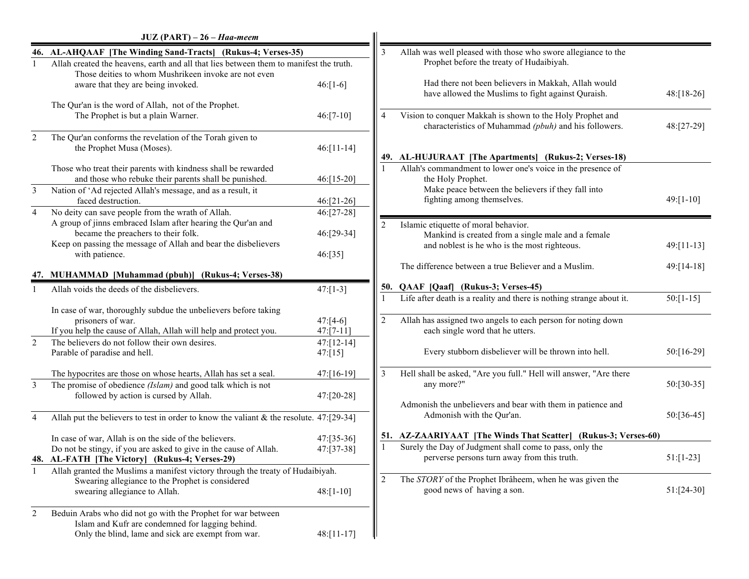## JUZ (PART) – 26 – *Haa-meem*

### 46. AL-AHQAAF [The Winding Sand-Tracts] (Rukus-4; Verses-35)

| Ruku | Content | Verses |
|---|---|---|
| 1 | Allah created the heavens, earth and all that lies between them to manifest the truth. Those deities to whom Mushrikeen invoke are not even aware that they are being invoked. | 46:[1-6] |
| | The Qur'an is the word of Allah, not of the Prophet. The Prophet is but a plain Warner. | 46:[7-10] |
| 2 | The Qur'an conforms the revelation of the Torah given to the Prophet Musa (Moses). | 46:[11-14] |
| | Those who treat their parents with kindness shall be rewarded and those who rebuke their parents shall be punished. | 46:[15-20] |
| 3 | Nation of 'Ad rejected Allah's message, and as a result, it faced destruction. | 46:[21-26] |
| 4 | No deity can save people from the wrath of Allah. | 46:[27-28] |
| | A group of jinns embraced Islam after hearing the Qur'an and became the preachers to their folk. | 46:[29-34] |
| | Keep on passing the message of Allah and bear the disbelievers with patience. | 46:[35] |

### 47. MUHAMMAD [Muhammad (pbuh)] (Rukus-4; Verses-38)

| Ruku | Content | Verses |
|---|---|---|
| 1 | Allah voids the deeds of the disbelievers. | 47:[1-3] |
| | In case of war, thoroughly subdue the unbelievers before taking prisoners of war. | 47:[4-6] |
| | If you help the cause of Allah, Allah will help and protect you. | 47:[7-11] |
| 2 | The believers do not follow their own desires. | 47:[12-14] |
| | Parable of paradise and hell. | 47:[15] |
| | The hypocrites are those on whose hearts, Allah has set a seal. | 47:[16-19] |
| 3 | The promise of obedience *(Islam)* and good talk which is not followed by action is cursed by Allah. | 47:[20-28] |
| 4 | Allah put the believers to test in order to know the valiant & the resolute. | 47:[29-34] |
| | In case of war, Allah is on the side of the believers. | 47:[35-36] |
| | Do not be stingy, if you are asked to give in the cause of Allah. | 47:[37-38] |

### 48. AL-FATH [The Victory] (Rukus-4; Verses-29)

| Ruku | Content | Verses |
|---|---|---|
| 1 | Allah granted the Muslims a manifest victory through the treaty of Hudaibiyah. Swearing allegiance to the Prophet is considered swearing allegiance to Allah. | 48:[1-10] |
| 2 | Beduin Arabs who did not go with the Prophet for war between Islam and Kufr are condemned for lagging behind. Only the blind, lame and sick are exempt from war. | 48:[11-17] |
| 3 | Allah was well pleased with those who swore allegiance to the Prophet before the treaty of Hudaibiyah. Had there not been believers in Makkah, Allah would have allowed the Muslims to fight against Quraish. | 48:[18-26] |
| 4 | Vision to conquer Makkah is shown to the Holy Prophet and characteristics of Muhammad *(pbuh)* and his followers. | 48:[27-29] |

### 49. AL-HUJURAAT [The Apartments] (Rukus-2; Verses-18)

| Ruku | Content | Verses |
|---|---|---|
| 1 | Allah's commandment to lower one's voice in the presence of the Holy Prophet. Make peace between the believers if they fall into fighting among themselves. | 49:[1-10] |
| 2 | Islamic etiquette of moral behavior. Mankind is created from a single male and a female and noblest is he who is the most righteous. | 49:[11-13] |
| | The difference between a true Believer and a Muslim. | 49:[14-18] |

### 50. QAAF [Qaaf] (Rukus-3; Verses-45)

| Ruku | Content | Verses |
|---|---|---|
| 1 | Life after death is a reality and there is nothing strange about it. | 50:[1-15] |
| 2 | Allah has assigned two angels to each person for noting down each single word that he utters. Every stubborn disbeliever will be thrown into hell. | 50:[16-29] |
| 3 | Hell shall be asked, "Are you full." Hell will answer, "Are there any more?" | 50:[30-35] |
| | Admonish the unbelievers and bear with them in patience and Admonish with the Qur'an. | 50:[36-45] |

### 51. AZ-ZAARIYAAT [The Winds That Scatter] (Rukus-3; Verses-60)

| Ruku | Content | Verses |
|---|---|---|
| 1 | Surely the Day of Judgment shall come to pass, only the perverse persons turn away from this truth. | 51:[1-23] |
| 2 | The *STORY* of the Prophet Ibrâheem, when he was given the good news of having a son. | 51:[24-30] |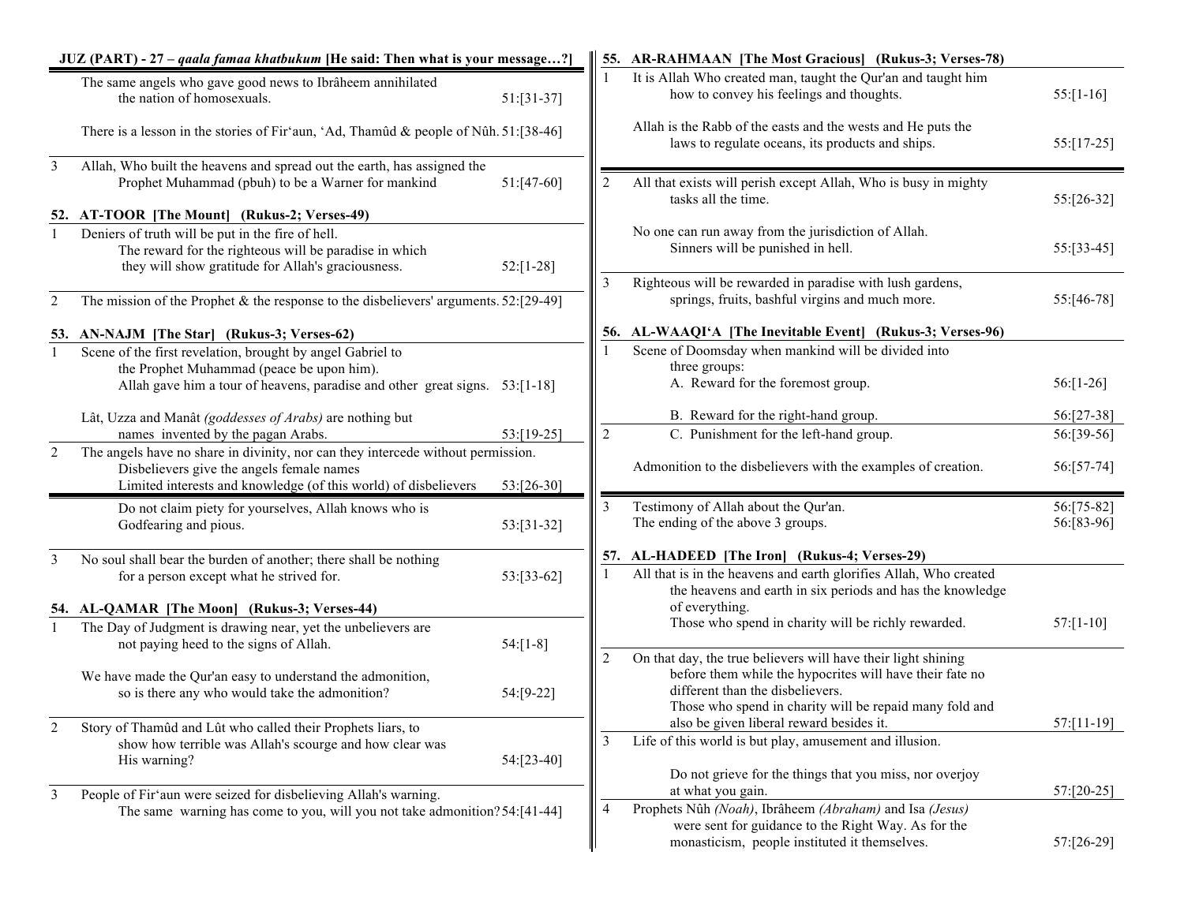## JUZ (PART) - 27 – *qaala famaa khatbukum* [He said: Then what is your message…?]

| | | |
|---|---|---|
| | The same angels who gave good news to Ibrâheem annihilated the nation of homosexuals. | 51:[31-37] |
| | There is a lesson in the stories of Fir'aun, 'Ad, Thamûd & people of Nûh. | 51:[38-46] |
| 3 | Allah, Who built the heavens and spread out the earth, has assigned the Prophet Muhammad (pbuh) to be a Warner for mankind | 51:[47-60] |

### 52. AT-TOOR [The Mount] (Rukus-2; Verses-49)

| | | |
|---|---|---|
| 1 | Deniers of truth will be put in the fire of hell. The reward for the righteous will be paradise in which they will show gratitude for Allah's graciousness. | 52:[1-28] |
| 2 | The mission of the Prophet & the response to the disbelievers' arguments. | 52:[29-49] |

### 53. AN-NAJM [The Star] (Rukus-3; Verses-62)

| | | |
|---|---|---|
| 1 | Scene of the first revelation, brought by angel Gabriel to the Prophet Muhammad (peace be upon him). Allah gave him a tour of heavens, paradise and other great signs. | 53:[1-18] |
| | Lât, Uzza and Manât *(goddesses of Arabs)* are nothing but names invented by the pagan Arabs. | 53:[19-25] |
| 2 | The angels have no share in divinity, nor can they intercede without permission. Disbelievers give the angels female names. Limited interests and knowledge (of this world) of disbelievers | 53:[26-30] |
| | Do not claim piety for yourselves, Allah knows who is Godfearing and pious. | 53:[31-32] |
| 3 | No soul shall bear the burden of another; there shall be nothing for a person except what he strived for. | 53:[33-62] |

### 54. AL-QAMAR [The Moon] (Rukus-3; Verses-44)

| | | |
|---|---|---|
| 1 | The Day of Judgment is drawing near, yet the unbelievers are not paying heed to the signs of Allah. | 54:[1-8] |
| | We have made the Qur'an easy to understand the admonition, so is there any who would take the admonition? | 54:[9-22] |
| 2 | Story of Thamûd and Lût who called their Prophets liars, to show how terrible was Allah's scourge and how clear was His warning? | 54:[23-40] |
| 3 | People of Fir'aun were seized for disbelieving Allah's warning. The same warning has come to you, will you not take admonition? | 54:[41-44] |

### 55. AR-RAHMAAN [The Most Gracious] (Rukus-3; Verses-78)

| | | |
|---|---|---|
| 1 | It is Allah Who created man, taught the Qur'an and taught him how to convey his feelings and thoughts. | 55:[1-16] |
| | Allah is the Rabb of the easts and the wests and He puts the laws to regulate oceans, its products and ships. | 55:[17-25] |
| 2 | All that exists will perish except Allah, Who is busy in mighty tasks all the time. | 55:[26-32] |
| | No one can run away from the jurisdiction of Allah. Sinners will be punished in hell. | 55:[33-45] |
| 3 | Righteous will be rewarded in paradise with lush gardens, springs, fruits, bashful virgins and much more. | 55:[46-78] |

### 56. AL-WAAQI'A [The Inevitable Event] (Rukus-3; Verses-96)

| | | |
|---|---|---|
| 1 | Scene of Doomsday when mankind will be divided into three groups:<br>A. Reward for the foremost group. | 56:[1-26] |
| | B. Reward for the right-hand group. | 56:[27-38] |
| 2 | C. Punishment for the left-hand group. | 56:[39-56] |
| | Admonition to the disbelievers with the examples of creation. | 56:[57-74] |
| 3 | Testimony of Allah about the Qur'an. | 56:[75-82] |
| | The ending of the above 3 groups. | 56:[83-96] |

### 57. AL-HADEED [The Iron] (Rukus-4; Verses-29)

| | | |
|---|---|---|
| 1 | All that is in the heavens and earth glorifies Allah, Who created the heavens and earth in six periods and has the knowledge of everything. Those who spend in charity will be richly rewarded. | 57:[1-10] |
| 2 | On that day, the true believers will have their light shining before them while the hypocrites will have their fate no different than the disbelievers. Those who spend in charity will be repaid many fold and also be given liberal reward besides it. | 57:[11-19] |
| 3 | Life of this world is but play, amusement and illusion. Do not grieve for the things that you miss, nor overjoy at what you gain. | 57:[20-25] |
| 4 | Prophets Nûh *(Noah)*, Ibrâheem *(Abraham)* and Isa *(Jesus)* were sent for guidance to the Right Way. As for the monasticism, people instituted it themselves. | 57:[26-29] |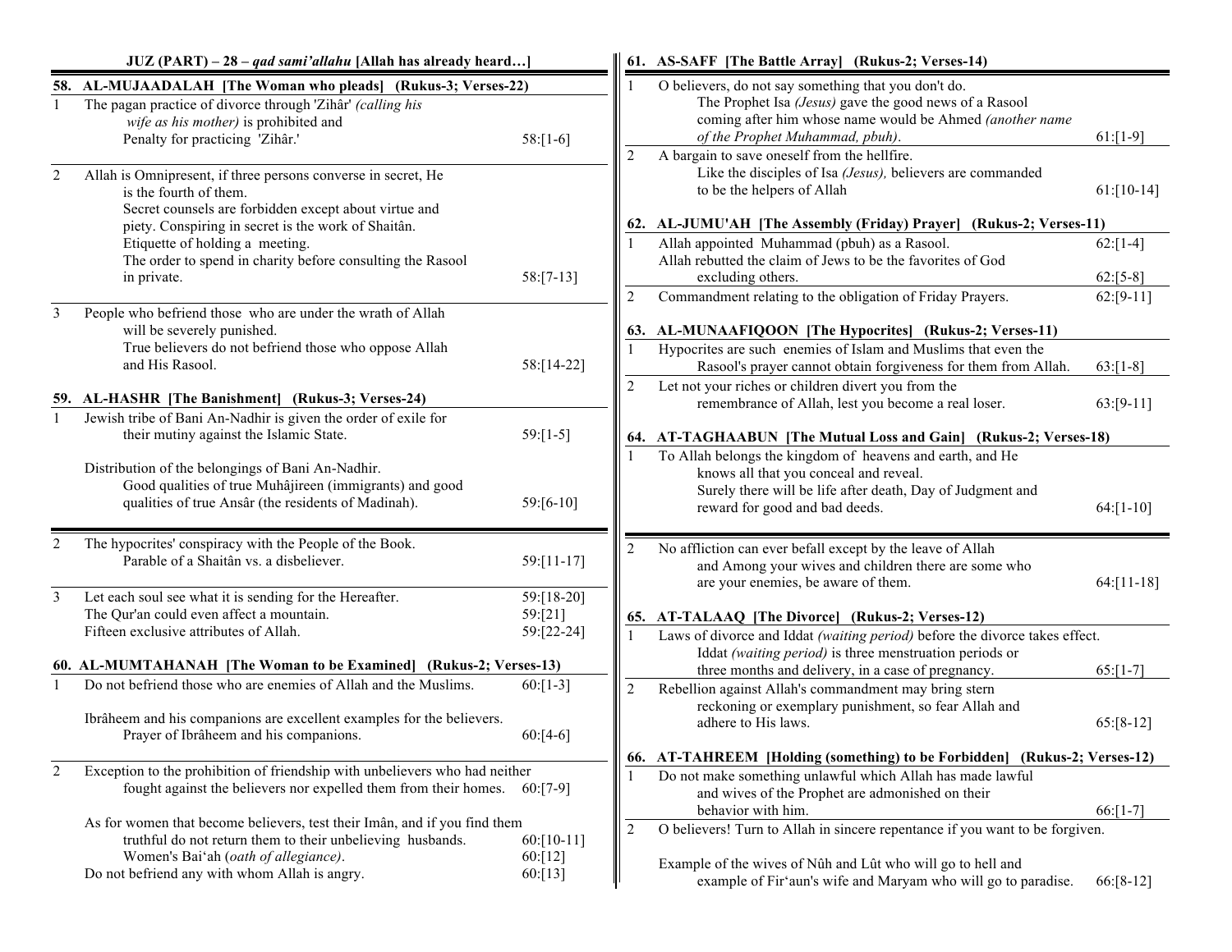## JUZ (PART) – 28 – *qad sami'allahu* [Allah has already heard…]

### 58. AL-MUJAADALAH [The Woman who pleads] (Rukus-3; Verses-22)

| Ruku | Content | Verses |
|---|---|---|
| 1 | The pagan practice of divorce through 'Zihâr' *(calling his wife as his mother)* is prohibited and Penalty for practicing 'Zihâr.' | 58:[1-6] |
| 2 | Allah is Omnipresent, if three persons converse in secret, He is the fourth of them. Secret counsels are forbidden except about virtue and piety. Conspiring in secret is the work of Shaitân. Etiquette of holding a meeting. The order to spend in charity before consulting the Rasool in private. | 58:[7-13] |
| 3 | People who befriend those who are under the wrath of Allah will be severely punished. True believers do not befriend those who oppose Allah and His Rasool. | 58:[14-22] |

### 59. AL-HASHR [The Banishment] (Rukus-3; Verses-24)

| Ruku | Content | Verses |
|---|---|---|
| 1 | Jewish tribe of Bani An-Nadhir is given the order of exile for their mutiny against the Islamic State. | 59:[1-5] |
| | Distribution of the belongings of Bani An-Nadhir. Good qualities of true Muhâjireen (immigrants) and good qualities of true Ansâr (the residents of Madinah). | 59:[6-10] |
| 2 | The hypocrites' conspiracy with the People of the Book. Parable of a Shaitân vs. a disbeliever. | 59:[11-17] |
| 3 | Let each soul see what it is sending for the Hereafter. | 59:[18-20] |
| | The Qur'an could even affect a mountain. | 59:[21] |
| | Fifteen exclusive attributes of Allah. | 59:[22-24] |

### 60. AL-MUMTAHANAH [The Woman to be Examined] (Rukus-2; Verses-13)

| Ruku | Content | Verses |
|---|---|---|
| 1 | Do not befriend those who are enemies of Allah and the Muslims. | 60:[1-3] |
| | Ibrâheem and his companions are excellent examples for the believers. Prayer of Ibrâheem and his companions. | 60:[4-6] |
| 2 | Exception to the prohibition of friendship with unbelievers who had neither fought against the believers nor expelled them from their homes. | 60:[7-9] |
| | As for women that become believers, test their Imân, and if you find them truthful do not return them to their unbelieving husbands. | 60:[10-11] |
| | Women's Bai'ah (*oath of allegiance)*. | 60:[12] |
| | Do not befriend any with whom Allah is angry. | 60:[13] |

### 61. AS-SAFF [The Battle Array] (Rukus-2; Verses-14)

| Ruku | Content | Verses |
|---|---|---|
| 1 | O believers, do not say something that you don't do. The Prophet Isa *(Jesus)* gave the good news of a Rasool coming after him whose name would be Ahmed *(another name of the Prophet Muhammad, pbuh)*. | 61:[1-9] |
| 2 | A bargain to save oneself from the hellfire. Like the disciples of Isa *(Jesus),* believers are commanded to be the helpers of Allah | 61:[10-14] |

### 62. AL-JUMU'AH [The Assembly (Friday) Prayer] (Rukus-2; Verses-11)

| Ruku | Content | Verses |
|---|---|---|
| 1 | Allah appointed Muhammad (pbuh) as a Rasool. | 62:[1-4] |
| | Allah rebutted the claim of Jews to be the favorites of God excluding others. | 62:[5-8] |
| 2 | Commandment relating to the obligation of Friday Prayers. | 62:[9-11] |

### 63. AL-MUNAAFIQOON [The Hypocrites] (Rukus-2; Verses-11)

| Ruku | Content | Verses |
|---|---|---|
| 1 | Hypocrites are such enemies of Islam and Muslims that even the Rasool's prayer cannot obtain forgiveness for them from Allah. | 63:[1-8] |
| 2 | Let not your riches or children divert you from the remembrance of Allah, lest you become a real loser. | 63:[9-11] |

### 64. AT-TAGHAABUN [The Mutual Loss and Gain] (Rukus-2; Verses-18)

| Ruku | Content | Verses |
|---|---|---|
| 1 | To Allah belongs the kingdom of heavens and earth, and He knows all that you conceal and reveal. Surely there will be life after death, Day of Judgment and reward for good and bad deeds. | 64:[1-10] |
| 2 | No affliction can ever befall except by the leave of Allah and Among your wives and children there are some who are your enemies, be aware of them. | 64:[11-18] |

### 65. AT-TALAAQ [The Divorce] (Rukus-2; Verses-12)

| Ruku | Content | Verses |
|---|---|---|
| 1 | Laws of divorce and Iddat *(waiting period)* before the divorce takes effect. Iddat *(waiting period)* is three menstruation periods or three months and delivery, in a case of pregnancy. | 65:[1-7] |
| 2 | Rebellion against Allah's commandment may bring stern reckoning or exemplary punishment, so fear Allah and adhere to His laws. | 65:[8-12] |

### 66. AT-TAHREEM [Holding (something) to be Forbidden] (Rukus-2; Verses-12)

| Ruku | Content | Verses |
|---|---|---|
| 1 | Do not make something unlawful which Allah has made lawful and wives of the Prophet are admonished on their behavior with him. | 66:[1-7] |
| 2 | O believers! Turn to Allah in sincere repentance if you want to be forgiven. Example of the wives of Nûh and Lût who will go to hell and example of Fir'aun's wife and Maryam who will go to paradise. | 66:[8-12] |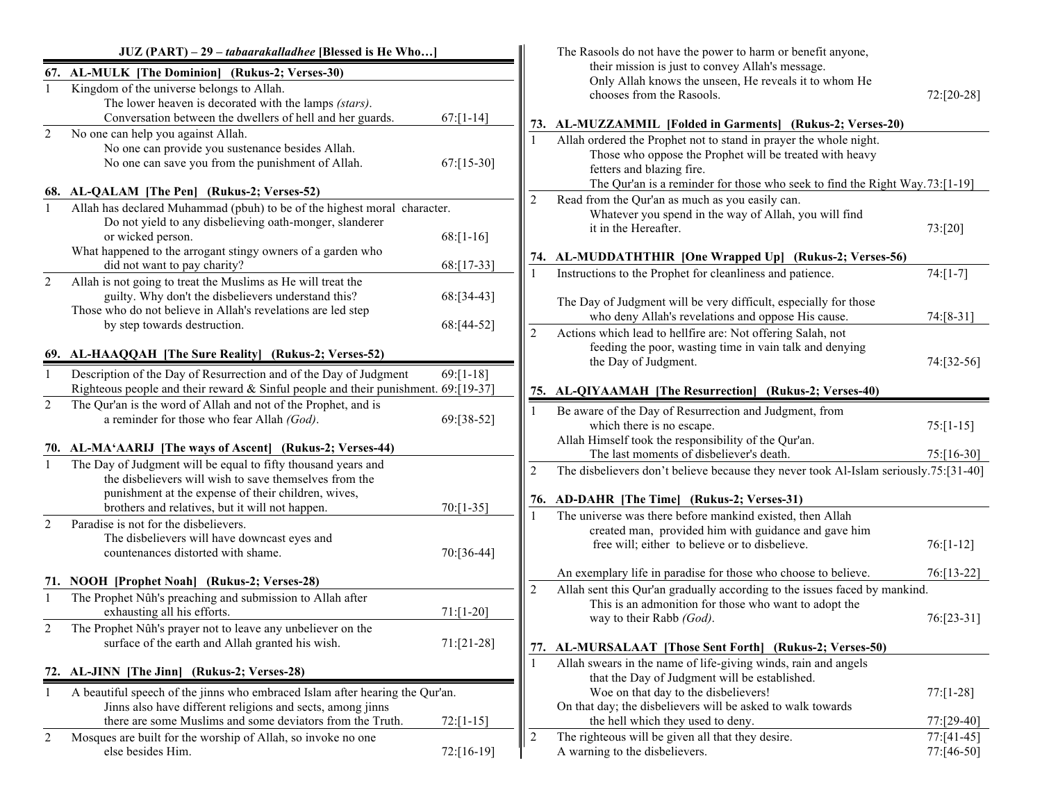## JUZ (PART) – 29 – *tabaarakalladhee* [Blessed is He Who…]

### 67. AL-MULK [The Dominion] (Rukus-2; Verses-30)

| Ruku | Content | Verses |
|---|---|---|
| 1 | Kingdom of the universe belongs to Allah. The lower heaven is decorated with the lamps *(stars)*. Conversation between the dwellers of hell and her guards. | 67:[1-14] |
| 2 | No one can help you against Allah. No one can provide you sustenance besides Allah. No one can save you from the punishment of Allah. | 67:[15-30] |

### 68. AL-QALAM [The Pen] (Rukus-2; Verses-52)

| Ruku | Content | Verses |
|---|---|---|
| 1 | Allah has declared Muhammad (pbuh) to be of the highest moral character. Do not yield to any disbelieving oath-monger, slanderer or wicked person. | 68:[1-16] |
| | What happened to the arrogant stingy owners of a garden who did not want to pay charity? | 68:[17-33] |
| 2 | Allah is not going to treat the Muslims as He will treat the guilty. Why don't the disbelievers understand this? | 68:[34-43] |
| | Those who do not believe in Allah's revelations are led step by step towards destruction. | 68:[44-52] |

### 69. AL-HAAQQAH [The Sure Reality] (Rukus-2; Verses-52)

| Ruku | Content | Verses |
|---|---|---|
| 1 | Description of the Day of Resurrection and of the Day of Judgment | 69:[1-18] |
| | Righteous people and their reward & Sinful people and their punishment. | 69:[19-37] |
| 2 | The Qur'an is the word of Allah and not of the Prophet, and is a reminder for those who fear Allah *(God)*. | 69:[38-52] |

### 70. AL-MA'AARIJ [The ways of Ascent] (Rukus-2; Verses-44)

| Ruku | Content | Verses |
|---|---|---|
| 1 | The Day of Judgment will be equal to fifty thousand years and the disbelievers will wish to save themselves from the punishment at the expense of their children, wives, brothers and relatives, but it will not happen. | 70:[1-35] |
| 2 | Paradise is not for the disbelievers. The disbelievers will have downcast eyes and countenances distorted with shame. | 70:[36-44] |

### 71. NOOH [Prophet Noah] (Rukus-2; Verses-28)

| Ruku | Content | Verses |
|---|---|---|
| 1 | The Prophet Nûh's preaching and submission to Allah after exhausting all his efforts. | 71:[1-20] |
| 2 | The Prophet Nûh's prayer not to leave any unbeliever on the surface of the earth and Allah granted his wish. | 71:[21-28] |

### 72. AL-JINN [The Jinn] (Rukus-2; Verses-28)

| Ruku | Content | Verses |
|---|---|---|
| 1 | A beautiful speech of the jinns who embraced Islam after hearing the Qur'an. Jinns also have different religions and sects, among jinns there are some Muslims and some deviators from the Truth. | 72:[1-15] |
| 2 | Mosques are built for the worship of Allah, so invoke no one else besides Him. | 72:[16-19] |
| | The Rasools do not have the power to harm or benefit anyone, their mission is just to convey Allah's message. Only Allah knows the unseen, He reveals it to whom He chooses from the Rasools. | 72:[20-28] |

### 73. AL-MUZZAMMIL [Folded in Garments] (Rukus-2; Verses-20)

| Ruku | Content | Verses |
|---|---|---|
| 1 | Allah ordered the Prophet not to stand in prayer the whole night. Those who oppose the Prophet will be treated with heavy fetters and blazing fire. The Qur'an is a reminder for those who seek to find the Right Way. | 73:[1-19] |
| 2 | Read from the Qur'an as much as you easily can. Whatever you spend in the way of Allah, you will find it in the Hereafter. | 73:[20] |

### 74. AL-MUDDATHTHIR [One Wrapped Up] (Rukus-2; Verses-56)

| Ruku | Content | Verses |
|---|---|---|
| 1 | Instructions to the Prophet for cleanliness and patience. | 74:[1-7] |
| | The Day of Judgment will be very difficult, especially for those who deny Allah's revelations and oppose His cause. | 74:[8-31] |
| 2 | Actions which lead to hellfire are: Not offering Salah, not feeding the poor, wasting time in vain talk and denying the Day of Judgment. | 74:[32-56] |

### 75. AL-QIYAAMAH [The Resurrection] (Rukus-2; Verses-40)

| Ruku | Content | Verses |
|---|---|---|
| 1 | Be aware of the Day of Resurrection and Judgment, from which there is no escape. | 75:[1-15] |
| | Allah Himself took the responsibility of the Qur'an. The last moments of disbeliever's death. | 75:[16-30] |
| 2 | The disbelievers don't believe because they never took Al-Islam seriously. | 75:[31-40] |

### 76. AD-DAHR [The Time] (Rukus-2; Verses-31)

| Ruku | Content | Verses |
|---|---|---|
| 1 | The universe was there before mankind existed, then Allah created man, provided him with guidance and gave him free will; either to believe or to disbelieve. | 76:[1-12] |
| | An exemplary life in paradise for those who choose to believe. | 76:[13-22] |
| 2 | Allah sent this Qur'an gradually according to the issues faced by mankind. This is an admonition for those who want to adopt the way to their Rabb *(God)*. | 76:[23-31] |

### 77. AL-MURSALAAT [Those Sent Forth] (Rukus-2; Verses-50)

| Ruku | Content | Verses |
|---|---|---|
| 1 | Allah swears in the name of life-giving winds, rain and angels that the Day of Judgment will be established. Woe on that day to the disbelievers! | 77:[1-28] |
| | On that day; the disbelievers will be asked to walk towards the hell which they used to deny. | 77:[29-40] |
| 2 | The righteous will be given all that they desire. | 77:[41-45] |
| | A warning to the disbelievers. | 77:[46-50] |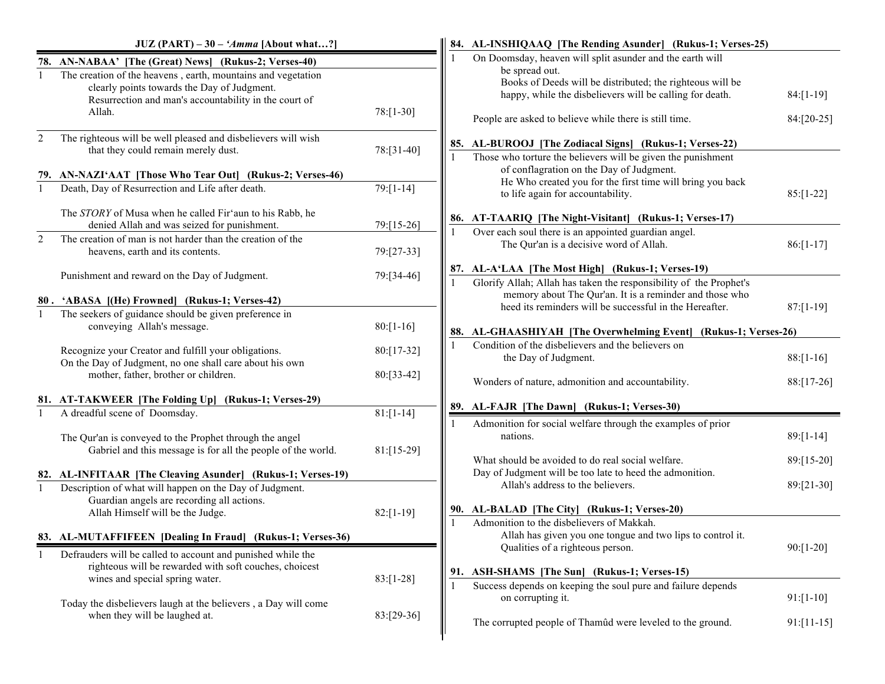## JUZ (PART) – 30 – *'Amma* [About what…?]

### 78. AN-NABAA' [The (Great) News] (Rukus-2; Verses-40)

| | | |
|---|---|---|
| 1 | The creation of the heavens , earth, mountains and vegetation clearly points towards the Day of Judgment. Resurrection and man's accountability in the court of Allah. | 78:[1-30] |
| 2 | The righteous will be well pleased and disbelievers will wish that they could remain merely dust. | 78:[31-40] |

### 79. AN-NAZI'AAT [Those Who Tear Out] (Rukus-2; Verses-46)

| | | |
|---|---|---|
| 1 | Death, Day of Resurrection and Life after death. | 79:[1-14] |
| | The *STORY* of Musa when he called Fir'aun to his Rabb, he denied Allah and was seized for punishment. | 79:[15-26] |
| 2 | The creation of man is not harder than the creation of the heavens, earth and its contents. | 79:[27-33] |
| | Punishment and reward on the Day of Judgment. | 79:[34-46] |

### 80 . 'ABASA [(He) Frowned] (Rukus-1; Verses-42)

| | | |
|---|---|---|
| 1 | The seekers of guidance should be given preference in conveying Allah's message. | 80:[1-16] |
| | Recognize your Creator and fulfill your obligations. | 80:[17-32] |
| | On the Day of Judgment, no one shall care about his own mother, father, brother or children. | 80:[33-42] |

### 81. AT-TAKWEER [The Folding Up] (Rukus-1; Verses-29)

| | | |
|---|---|---|
| 1 | A dreadful scene of Doomsday. | 81:[1-14] |
| | The Qur'an is conveyed to the Prophet through the angel Gabriel and this message is for all the people of the world. | 81:[15-29] |

### 82. AL-INFITAAR [The Cleaving Asunder] (Rukus-1; Verses-19)

| | | |
|---|---|---|
| 1 | Description of what will happen on the Day of Judgment. Guardian angels are recording all actions. Allah Himself will be the Judge. | 82:[1-19] |

### 83. AL-MUTAFFIFEEN [Dealing In Fraud] (Rukus-1; Verses-36)

| | | |
|---|---|---|
| 1 | Defrauders will be called to account and punished while the righteous will be rewarded with soft couches, choicest wines and special spring water. | 83:[1-28] |
| | Today the disbelievers laugh at the believers , a Day will come when they will be laughed at. | 83:[29-36] |

### 84. AL-INSHIQAAQ [The Rending Asunder] (Rukus-1; Verses-25)

| | | |
|---|---|---|
| 1 | On Doomsday, heaven will split asunder and the earth will be spread out. Books of Deeds will be distributed; the righteous will be happy, while the disbelievers will be calling for death. | 84:[1-19] |
| | People are asked to believe while there is still time. | 84:[20-25] |

### 85. AL-BUROOJ [The Zodiacal Signs] (Rukus-1; Verses-22)

| | | |
|---|---|---|
| 1 | Those who torture the believers will be given the punishment of conflagration on the Day of Judgment. He Who created you for the first time will bring you back to life again for accountability. | 85:[1-22] |

### 86. AT-TAARIQ [The Night-Visitant] (Rukus-1; Verses-17)

| | | |
|---|---|---|
| 1 | Over each soul there is an appointed guardian angel. The Qur'an is a decisive word of Allah. | 86:[1-17] |

### 87. AL-A'LAA [The Most High] (Rukus-1; Verses-19)

| | | |
|---|---|---|
| 1 | Glorify Allah; Allah has taken the responsibility of the Prophet's memory about The Qur'an. It is a reminder and those who heed its reminders will be successful in the Hereafter. | 87:[1-19] |

### 88. AL-GHAASHIYAH [The Overwhelming Event] (Rukus-1; Verses-26)

| | | |
|---|---|---|
| 1 | Condition of the disbelievers and the believers on the Day of Judgment. | 88:[1-16] |
| | Wonders of nature, admonition and accountability. | 88:[17-26] |

### 89. AL-FAJR [The Dawn] (Rukus-1; Verses-30)

| | | |
|---|---|---|
| 1 | Admonition for social welfare through the examples of prior nations. | 89:[1-14] |
| | What should be avoided to do real social welfare. | 89:[15-20] |
| | Day of Judgment will be too late to heed the admonition. Allah's address to the believers. | 89:[21-30] |

### 90. AL-BALAD [The City] (Rukus-1; Verses-20)

| | | |
|---|---|---|
| 1 | Admonition to the disbelievers of Makkah. Allah has given you one tongue and two lips to control it. Qualities of a righteous person. | 90:[1-20] |

### 91. ASH-SHAMS [The Sun] (Rukus-1; Verses-15)

| | | |
|---|---|---|
| 1 | Success depends on keeping the soul pure and failure depends on corrupting it. | 91:[1-10] |
| | The corrupted people of Thamûd were leveled to the ground. | 91:[11-15] |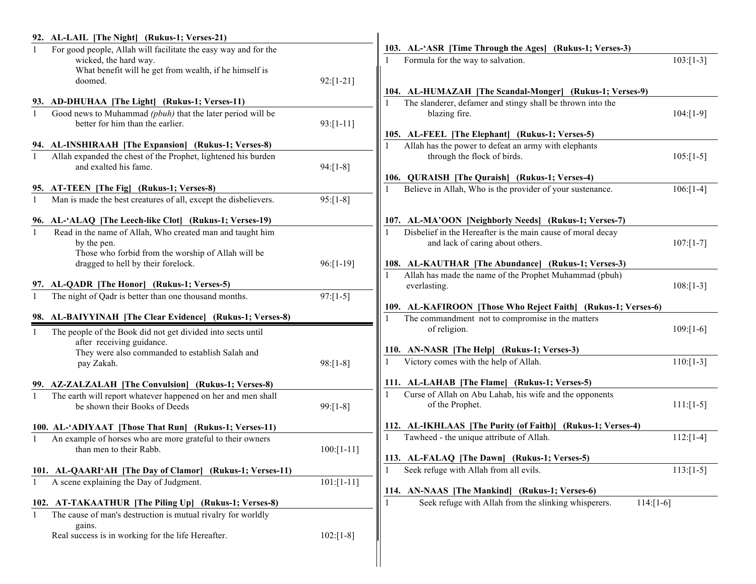### 92. AL-LAIL [The Night] (Rukus-1; Verses-21)

| | | |
|---|---|---|
| 1 | For good people, Allah will facilitate the easy way and for the wicked, the hard way. What benefit will he get from wealth, if he himself is doomed. | 92:[1-21] |

### 93. AD-DHUHAA [The Light] (Rukus-1; Verses-11)

| | | |
|---|---|---|
| 1 | Good news to Muhammad *(pbuh)* that the later period will be better for him than the earlier. | 93:[1-11] |

### 94. AL-INSHIRAAH [The Expansion] (Rukus-1; Verses-8)

| | | |
|---|---|---|
| 1 | Allah expanded the chest of the Prophet, lightened his burden and exalted his fame. | 94:[1-8] |

### 95. AT-TEEN [The Fig] (Rukus-1; Verses-8)

| | | |
|---|---|---|
| 1 | Man is made the best creatures of all, except the disbelievers. | 95:[1-8] |

### 96. AL-'ALAQ [The Leech-like Clot] (Rukus-1; Verses-19)

| | | |
|---|---|---|
| 1 | Read in the name of Allah, Who created man and taught him by the pen. Those who forbid from the worship of Allah will be dragged to hell by their forelock. | 96:[1-19] |

### 97. AL-QADR [The Honor] (Rukus-1; Verses-5)

| | | |
|---|---|---|
| 1 | The night of Qadr is better than one thousand months. | 97:[1-5] |

### 98. AL-BAIYYINAH [The Clear Evidence] (Rukus-1; Verses-8)

| | | |
|---|---|---|
| 1 | The people of the Book did not get divided into sects until after receiving guidance. They were also commanded to establish Salah and pay Zakah. | 98:[1-8] |

### 99. AZ-ZALZALAH [The Convulsion] (Rukus-1; Verses-8)

| | | |
|---|---|---|
| 1 | The earth will report whatever happened on her and men shall be shown their Books of Deeds | 99:[1-8] |

### 100. AL-'ADIYAAT [Those That Run] (Rukus-1; Verses-11)

| | | |
|---|---|---|
| 1 | An example of horses who are more grateful to their owners than men to their Rabb. | 100:[1-11] |

### 101. AL-QAARI'AH [The Day of Clamor] (Rukus-1; Verses-11)

| | | |
|---|---|---|
| 1 | A scene explaining the Day of Judgment. | 101:[1-11] |

### 102. AT-TAKAATHUR [The Piling Up] (Rukus-1; Verses-8)

| | | |
|---|---|---|
| 1 | The cause of man's destruction is mutual rivalry for worldly gains. Real success is in working for the life Hereafter. | 102:[1-8] |

### 103. AL-'ASR [Time Through the Ages] (Rukus-1; Verses-3)

| | | |
|---|---|---|
| 1 | Formula for the way to salvation. | 103:[1-3] |

### 104. AL-HUMAZAH [The Scandal-Monger] (Rukus-1; Verses-9)

| | | |
|---|---|---|
| 1 | The slanderer, defamer and stingy shall be thrown into the blazing fire. | 104:[1-9] |

### 105. AL-FEEL [The Elephant] (Rukus-1; Verses-5)

| | | |
|---|---|---|
| 1 | Allah has the power to defeat an army with elephants through the flock of birds. | 105:[1-5] |

### 106. QURAISH [The Quraish] (Rukus-1; Verses-4)

| | | |
|---|---|---|
| 1 | Believe in Allah, Who is the provider of your sustenance. | 106:[1-4] |

### 107. AL-MA'OON [Neighborly Needs] (Rukus-1; Verses-7)

| | | |
|---|---|---|
| 1 | Disbelief in the Hereafter is the main cause of moral decay and lack of caring about others. | 107:[1-7] |

### 108. AL-KAUTHAR [The Abundance] (Rukus-1; Verses-3)

| | | |
|---|---|---|
| 1 | Allah has made the name of the Prophet Muhammad (pbuh) everlasting. | 108:[1-3] |

### 109. AL-KAFIROON [Those Who Reject Faith] (Rukus-1; Verses-6)

| | | |
|---|---|---|
| 1 | The commandment not to compromise in the matters of religion. | 109:[1-6] |

### 110. AN-NASR [The Help] (Rukus-1; Verses-3)

| | | |
|---|---|---|
| 1 | Victory comes with the help of Allah. | 110:[1-3] |

### 111. AL-LAHAB [The Flame] (Rukus-1; Verses-5)

| | | |
|---|---|---|
| 1 | Curse of Allah on Abu Lahab, his wife and the opponents of the Prophet. | 111:[1-5] |

### 112. AL-IKHLAAS [The Purity (of Faith)] (Rukus-1; Verses-4)

| | | |
|---|---|---|
| 1 | Tawheed - the unique attribute of Allah. | 112:[1-4] |

### 113. AL-FALAQ [The Dawn] (Rukus-1; Verses-5)

| | | |
|---|---|---|
| 1 | Seek refuge with Allah from all evils. | 113:[1-5] |

### 114. AN-NAAS [The Mankind] (Rukus-1; Verses-6)

| | | |
|---|---|---|
| 1 | Seek refuge with Allah from the slinking whisperers. | 114:[1-6] |